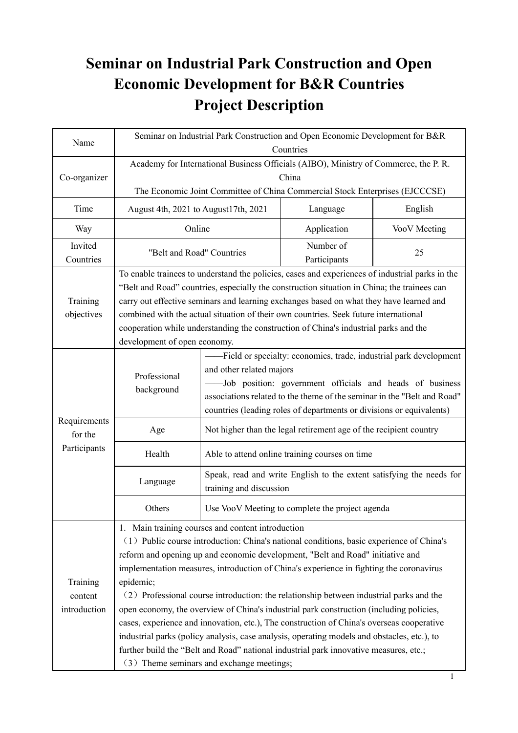# Seminar on Industrial Park Construction and Open Economic Development for B&R Countries
# Project Description

| Name | Seminar on Industrial Park Construction and Open Economic Development for B&R Countries | | |
|---|---|---|---|
| Co-organizer | Academy for International Business Officials (AIBO), Ministry of Commerce, the P. R. China<br>The Economic Joint Committee of China Commercial Stock Enterprises (EJCCCSE) | | |
| Time | August 4th, 2021 to August17th, 2021 | Language | English |
| Way | Online | Application | VooV Meeting |
| Invited Countries | "Belt and Road" Countries | Number of Participants | 25 |
| Training objectives | To enable trainees to understand the policies, cases and experiences of industrial parks in the "Belt and Road" countries, especially the construction situation in China; the trainees can carry out effective seminars and learning exchanges based on what they have learned and combined with the actual situation of their own countries. Seek future international cooperation while understanding the construction of China's industrial parks and the development of open economy. | | |
| Requirements for the Participants | Professional background | ——Field or specialty: economics, trade, industrial park development and other related majors<br>——Job position: government officials and heads of business associations related to the theme of the seminar in the "Belt and Road" countries (leading roles of departments or divisions or equivalents) | |
| | Age | Not higher than the legal retirement age of the recipient country | |
| | Health | Able to attend online training courses on time | |
| | Language | Speak, read and write English to the extent satisfying the needs for training and discussion | |
| | Others | Use VooV Meeting to complete the project agenda | |
| Training content introduction | 1. Main training courses and content introduction<br>（1）Public course introduction: China's national conditions, basic experience of China's reform and opening up and economic development, "Belt and Road" initiative and implementation measures, introduction of China's experience in fighting the coronavirus epidemic;<br>（2）Professional course introduction: the relationship between industrial parks and the open economy, the overview of China's industrial park construction (including policies, cases, experience and innovation, etc.), The construction of China's overseas cooperative industrial parks (policy analysis, case analysis, operating models and obstacles, etc.), to further build the "Belt and Road" national industrial park innovative measures, etc.;<br>（3）Theme seminars and exchange meetings; | | |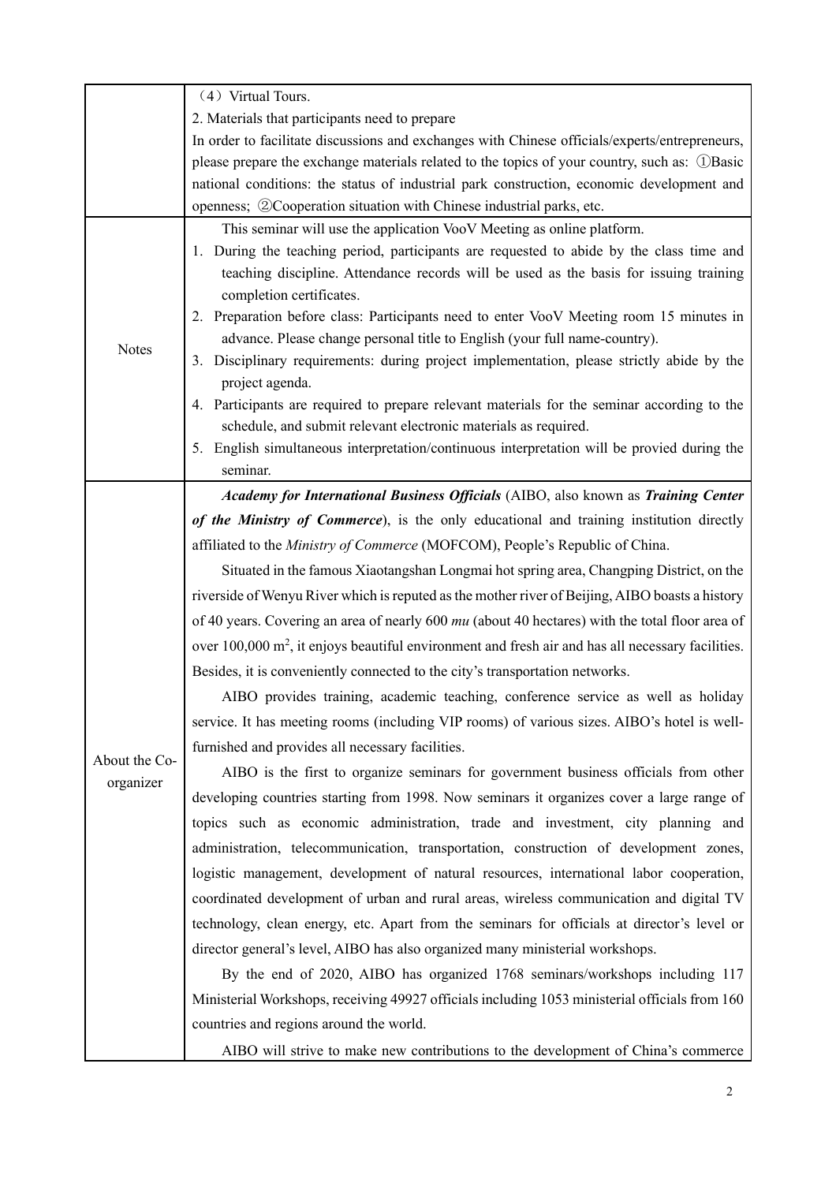| | |
|---|---|
| | （4）Virtual Tours.<br>2. Materials that participants need to prepare<br>In order to facilitate discussions and exchanges with Chinese officials/experts/entrepreneurs, please prepare the exchange materials related to the topics of your country, such as: ①Basic national conditions: the status of industrial park construction, economic development and openness; ②Cooperation situation with Chinese industrial parks, etc. |
| Notes | This seminar will use the application VooV Meeting as online platform.<br>1. During the teaching period, participants are requested to abide by the class time and teaching discipline. Attendance records will be used as the basis for issuing training completion certificates.<br>2. Preparation before class: Participants need to enter VooV Meeting room 15 minutes in advance. Please change personal title to English (your full name-country).<br>3. Disciplinary requirements: during project implementation, please strictly abide by the project agenda.<br>4. Participants are required to prepare relevant materials for the seminar according to the schedule, and submit relevant electronic materials as required.<br>5. English simultaneous interpretation/continuous interpretation will be provied during the seminar. |
| About the Co-organizer | ***Academy for International Business Officials*** (AIBO, also known as ***Training Center of the Ministry of Commerce***), is the only educational and training institution directly affiliated to the *Ministry of Commerce* (MOFCOM), People's Republic of China.<br>Situated in the famous Xiaotangshan Longmai hot spring area, Changping District, on the riverside of Wenyu River which is reputed as the mother river of Beijing, AIBO boasts a history of 40 years. Covering an area of nearly 600 *mu* (about 40 hectares) with the total floor area of over 100,000 $m^2$, it enjoys beautiful environment and fresh air and has all necessary facilities. Besides, it is conveniently connected to the city's transportation networks.<br>AIBO provides training, academic teaching, conference service as well as holiday service. It has meeting rooms (including VIP rooms) of various sizes. AIBO's hotel is well-furnished and provides all necessary facilities.<br>AIBO is the first to organize seminars for government business officials from other developing countries starting from 1998. Now seminars it organizes cover a large range of topics such as economic administration, trade and investment, city planning and administration, telecommunication, transportation, construction of development zones, logistic management, development of natural resources, international labor cooperation, coordinated development of urban and rural areas, wireless communication and digital TV technology, clean energy, etc. Apart from the seminars for officials at director's level or director general's level, AIBO has also organized many ministerial workshops.<br>By the end of 2020, AIBO has organized 1768 seminars/workshops including 117 Ministerial Workshops, receiving 49927 officials including 1053 ministerial officials from 160 countries and regions around the world.<br>AIBO will strive to make new contributions to the development of China's commerce |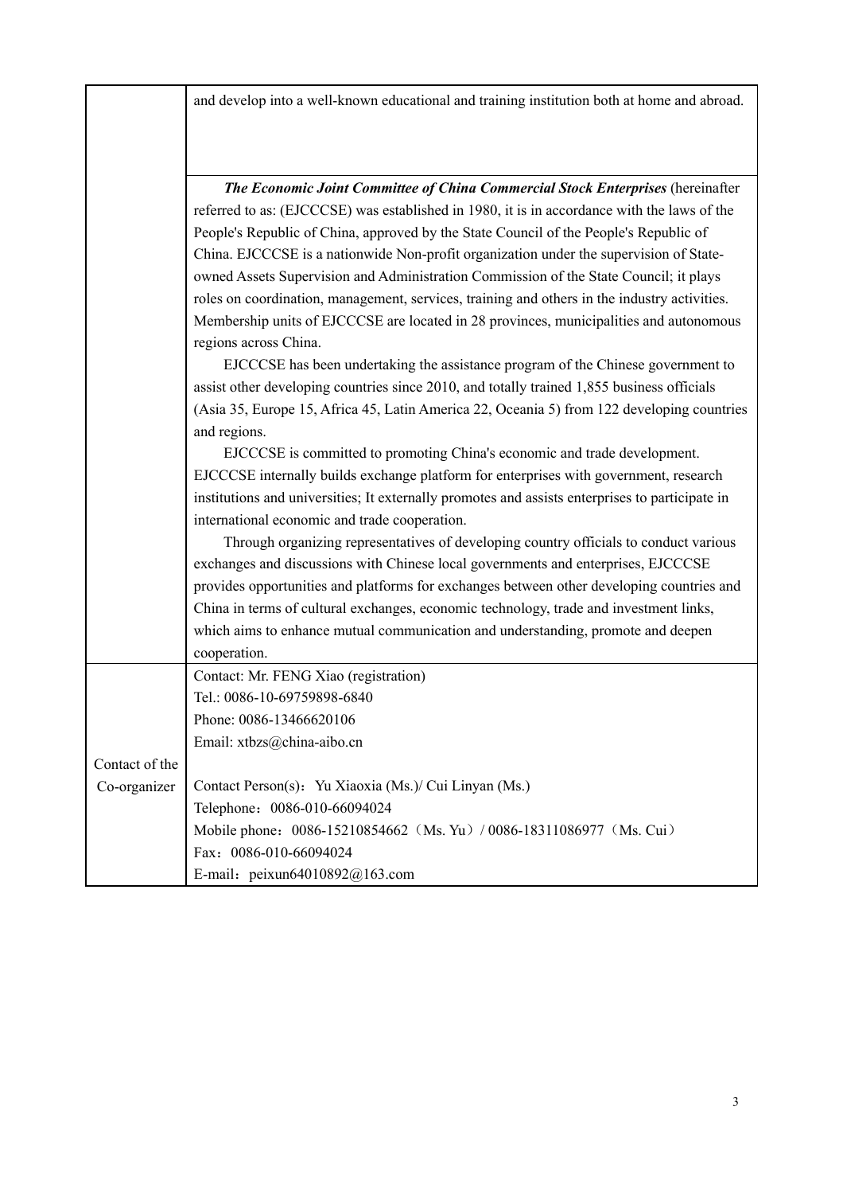| | |
|---|---|
| | and develop into a well-known educational and training institution both at home and abroad. |
| | ***The Economic Joint Committee of China Commercial Stock Enterprises*** (hereinafter referred to as: (EJCCCSE) was established in 1980, it is in accordance with the laws of the People's Republic of China, approved by the State Council of the People's Republic of China. EJCCCSE is a nationwide Non-profit organization under the supervision of State-owned Assets Supervision and Administration Commission of the State Council; it plays roles on coordination, management, services, training and others in the industry activities. Membership units of EJCCCSE are located in 28 provinces, municipalities and autonomous regions across China.<br>EJCCCSE has been undertaking the assistance program of the Chinese government to assist other developing countries since 2010, and totally trained 1,855 business officials (Asia 35, Europe 15, Africa 45, Latin America 22, Oceania 5) from 122 developing countries and regions.<br>EJCCCSE is committed to promoting China's economic and trade development. EJCCCSE internally builds exchange platform for enterprises with government, research institutions and universities; It externally promotes and assists enterprises to participate in international economic and trade cooperation.<br>Through organizing representatives of developing country officials to conduct various exchanges and discussions with Chinese local governments and enterprises, EJCCCSE provides opportunities and platforms for exchanges between other developing countries and China in terms of cultural exchanges, economic technology, trade and investment links, which aims to enhance mutual communication and understanding, promote and deepen cooperation. |
| Contact of the Co-organizer | Contact: Mr. FENG Xiao (registration)<br>Tel.: 0086-10-69759898-6840<br>Phone: 0086-13466620106<br>Email: xtbzs@china-aibo.cn<br><br>Contact Person(s)：Yu Xiaoxia (Ms.)/ Cui Linyan (Ms.)<br>Telephone：0086-010-66094024<br>Mobile phone：0086-15210854662（Ms. Yu）/ 0086-18311086977（Ms. Cui）<br>Fax：0086-010-66094024<br>E-mail：peixun64010892@163.com |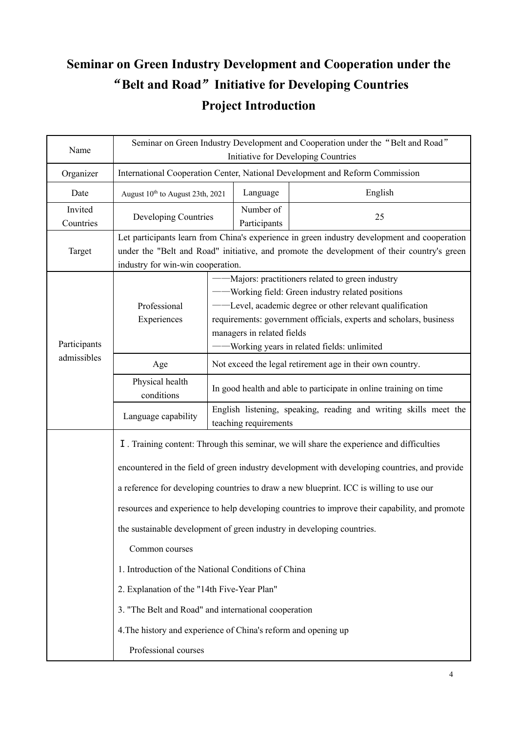# Seminar on Green Industry Development and Cooperation under the "Belt and Road" Initiative for Developing Countries

# Project Introduction

| Name | Seminar on Green Industry Development and Cooperation under the "Belt and Road" Initiative for Developing Countries | | |
|---|---|---|---|
| Organizer | International Cooperation Center, National Development and Reform Commission | | |
| Date | August 10th to August 23th, 2021 | Language | English |
| Invited Countries | Developing Countries | Number of Participants | 25 |
| Target | Let participants learn from China's experience in green industry development and cooperation under the "Belt and Road" initiative, and promote the development of their country's green industry for win-win cooperation. | | |
| Participants admissibles | Professional Experiences | ——Majors: practitioners related to green industry<br>——Working field: Green industry related positions<br>——Level, academic degree or other relevant qualification requirements: government officials, experts and scholars, business managers in related fields<br>——Working years in related fields: unlimited | |
| | Age | Not exceed the legal retirement age in their own country. | |
| | Physical health conditions | In good health and able to participate in online training on time | |
| | Language capability | English listening, speaking, reading and writing skills meet the teaching requirements | |
| | Ⅰ. Training content: Through this seminar, we will share the experience and difficulties encountered in the field of green industry development with developing countries, and provide a reference for developing countries to draw a new blueprint. ICC is willing to use our resources and experience to help developing countries to improve their capability, and promote the sustainable development of green industry in developing countries.<br>Common courses<br>1. Introduction of the National Conditions of China<br>2. Explanation of the "14th Five-Year Plan"<br>3. "The Belt and Road" and international cooperation<br>4.The history and experience of China's reform and opening up<br>Professional courses | | |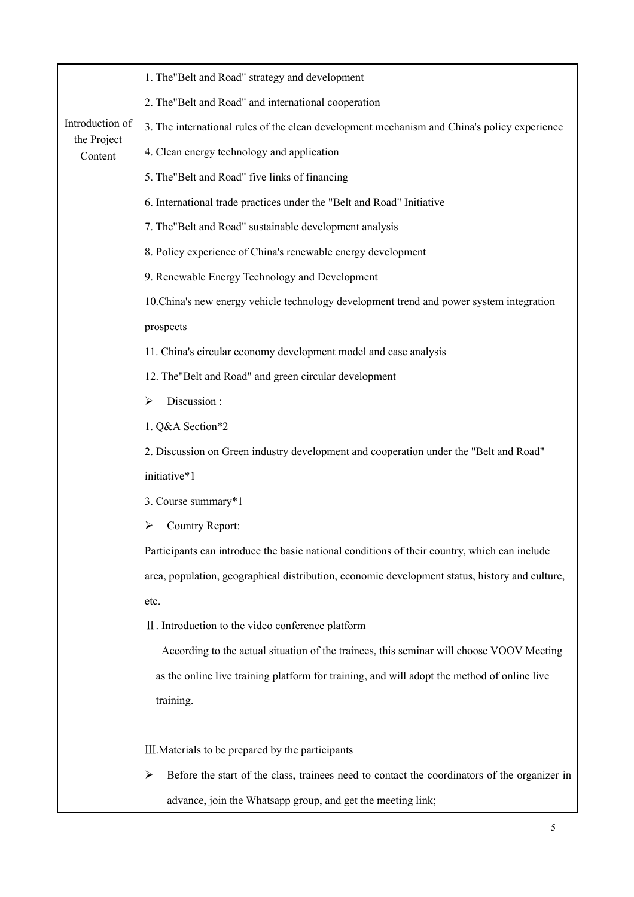| Introduction of the Project Content | 1. The"Belt and Road" strategy and development<br>2. The"Belt and Road" and international cooperation<br>3. The international rules of the clean development mechanism and China's policy experience<br>4. Clean energy technology and application<br>5. The"Belt and Road" five links of financing<br>6. International trade practices under the "Belt and Road" Initiative<br>7. The"Belt and Road" sustainable development analysis<br>8. Policy experience of China's renewable energy development<br>9. Renewable Energy Technology and Development<br>10.China's new energy vehicle technology development trend and power system integration prospects<br>11. China's circular economy development model and case analysis<br>12. The"Belt and Road" and green circular development<br>➢ Discussion :<br>1. Q&A Section*2<br>2. Discussion on Green industry development and cooperation under the "Belt and Road" initiative*1<br>3. Course summary*1<br>➢ Country Report:<br>Participants can introduce the basic national conditions of their country, which can include area, population, geographical distribution, economic development status, history and culture, etc.<br>Ⅱ. Introduction to the video conference platform<br>According to the actual situation of the trainees, this seminar will choose VOOV Meeting as the online live training platform for training, and will adopt the method of online live training.<br><br>Ⅲ.Materials to be prepared by the participants<br>➢ Before the start of the class, trainees need to contact the coordinators of the organizer in advance, join the Whatsapp group, and get the meeting link; |
|---|---|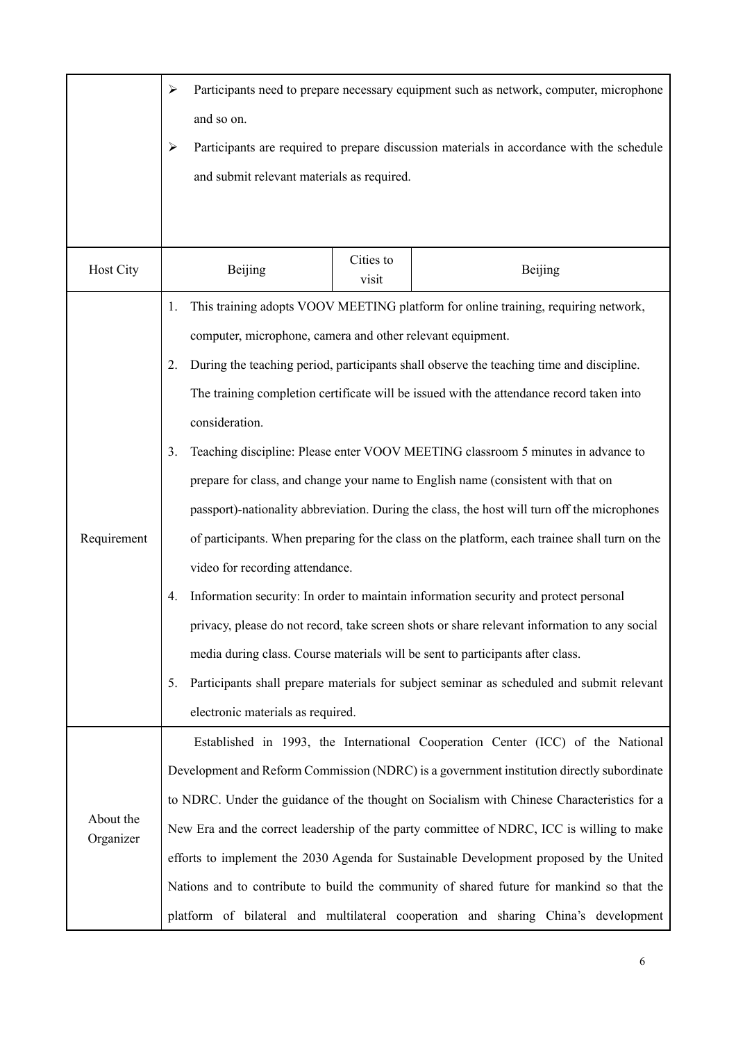| | | | |
|---|---|---|---|
| | ➢ Participants need to prepare necessary equipment such as network, computer, microphone and so on.<br>➢ Participants are required to prepare discussion materials in accordance with the schedule and submit relevant materials as required. | | |
| Host City | Beijing | Cities to visit | Beijing |
| Requirement | 1. This training adopts VOOV MEETING platform for online training, requiring network, computer, microphone, camera and other relevant equipment.<br>2. During the teaching period, participants shall observe the teaching time and discipline. The training completion certificate will be issued with the attendance record taken into consideration.<br>3. Teaching discipline: Please enter VOOV MEETING classroom 5 minutes in advance to prepare for class, and change your name to English name (consistent with that on passport)-nationality abbreviation. During the class, the host will turn off the microphones of participants. When preparing for the class on the platform, each trainee shall turn on the video for recording attendance.<br>4. Information security: In order to maintain information security and protect personal privacy, please do not record, take screen shots or share relevant information to any social media during class. Course materials will be sent to participants after class.<br>5. Participants shall prepare materials for subject seminar as scheduled and submit relevant electronic materials as required. | | |
| About the Organizer | Established in 1993, the International Cooperation Center (ICC) of the National Development and Reform Commission (NDRC) is a government institution directly subordinate to NDRC. Under the guidance of the thought on Socialism with Chinese Characteristics for a New Era and the correct leadership of the party committee of NDRC, ICC is willing to make efforts to implement the 2030 Agenda for Sustainable Development proposed by the United Nations and to contribute to build the community of shared future for mankind so that the platform of bilateral and multilateral cooperation and sharing China's development | | |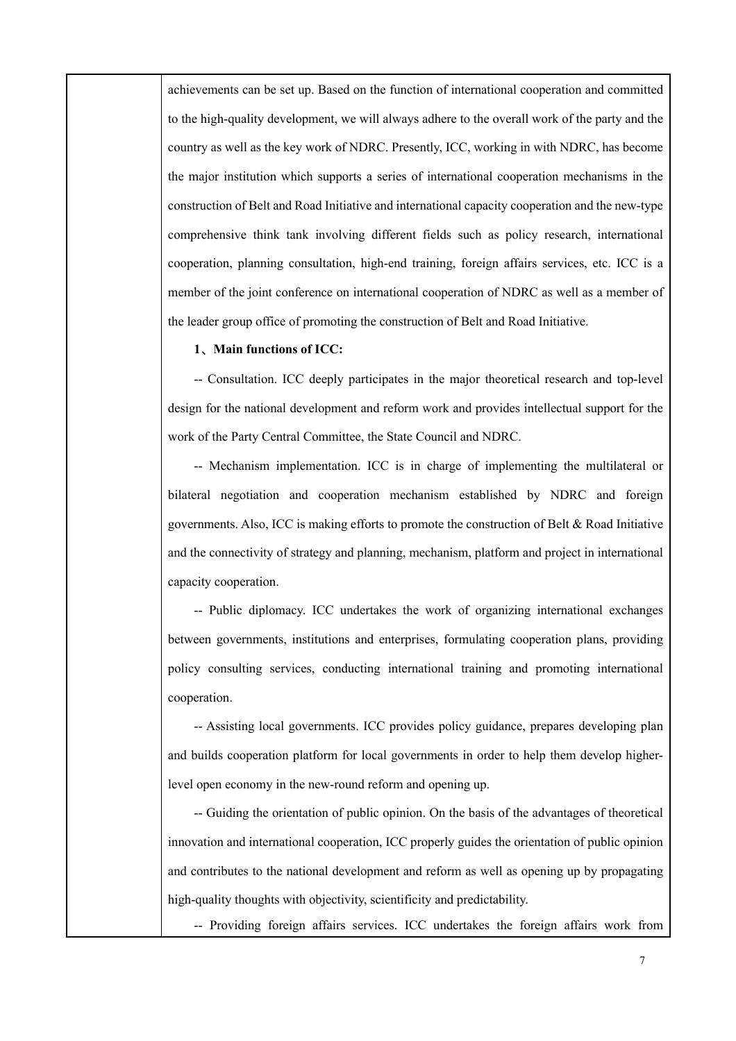achievements can be set up. Based on the function of international cooperation and committed to the high-quality development, we will always adhere to the overall work of the party and the country as well as the key work of NDRC. Presently, ICC, working in with NDRC, has become the major institution which supports a series of international cooperation mechanisms in the construction of Belt and Road Initiative and international capacity cooperation and the new-type comprehensive think tank involving different fields such as policy research, international cooperation, planning consultation, high-end training, foreign affairs services, etc. ICC is a member of the joint conference on international cooperation of NDRC as well as a member of the leader group office of promoting the construction of Belt and Road Initiative.

**1、Main functions of ICC:**

-- Consultation. ICC deeply participates in the major theoretical research and top-level design for the national development and reform work and provides intellectual support for the work of the Party Central Committee, the State Council and NDRC.

-- Mechanism implementation. ICC is in charge of implementing the multilateral or bilateral negotiation and cooperation mechanism established by NDRC and foreign governments. Also, ICC is making efforts to promote the construction of Belt & Road Initiative and the connectivity of strategy and planning, mechanism, platform and project in international capacity cooperation.

-- Public diplomacy. ICC undertakes the work of organizing international exchanges between governments, institutions and enterprises, formulating cooperation plans, providing policy consulting services, conducting international training and promoting international cooperation.

-- Assisting local governments. ICC provides policy guidance, prepares developing plan and builds cooperation platform for local governments in order to help them develop higher-level open economy in the new-round reform and opening up.

-- Guiding the orientation of public opinion. On the basis of the advantages of theoretical innovation and international cooperation, ICC properly guides the orientation of public opinion and contributes to the national development and reform as well as opening up by propagating high-quality thoughts with objectivity, scientificity and predictability.

-- Providing foreign affairs services. ICC undertakes the foreign affairs work from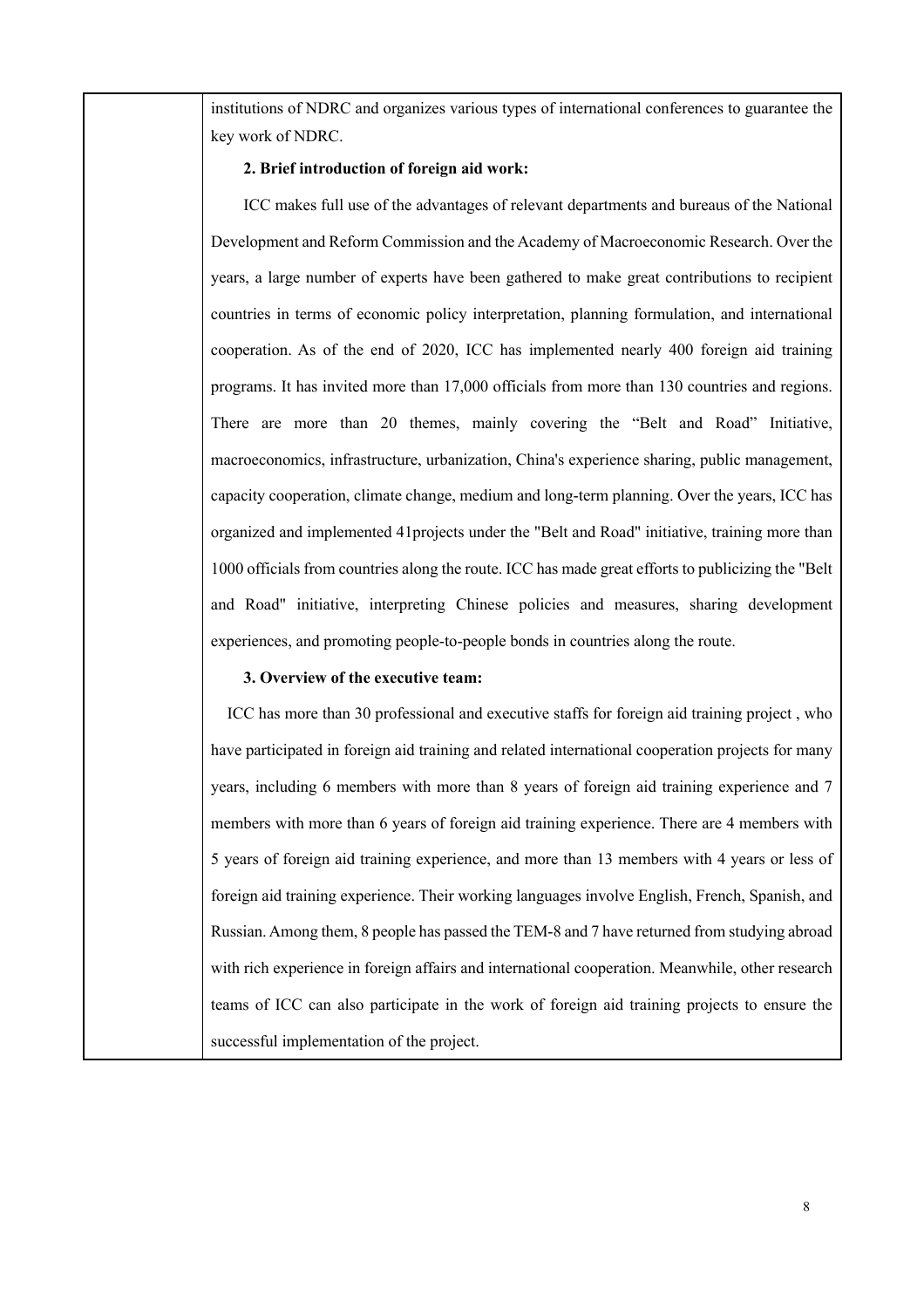| | institutions of NDRC and organizes various types of international conferences to guarantee the key work of NDRC.<br><br>**2. Brief introduction of foreign aid work:**<br><br>ICC makes full use of the advantages of relevant departments and bureaus of the National Development and Reform Commission and the Academy of Macroeconomic Research. Over the years, a large number of experts have been gathered to make great contributions to recipient countries in terms of economic policy interpretation, planning formulation, and international cooperation. As of the end of 2020, ICC has implemented nearly 400 foreign aid training programs. It has invited more than 17,000 officials from more than 130 countries and regions. There are more than 20 themes, mainly covering the "Belt and Road" Initiative, macroeconomics, infrastructure, urbanization, China's experience sharing, public management, capacity cooperation, climate change, medium and long-term planning. Over the years, ICC has organized and implemented 41projects under the "Belt and Road" initiative, training more than 1000 officials from countries along the route. ICC has made great efforts to publicizing the "Belt and Road" initiative, interpreting Chinese policies and measures, sharing development experiences, and promoting people-to-people bonds in countries along the route.<br><br>**3. Overview of the executive team:**<br><br>ICC has more than 30 professional and executive staffs for foreign aid training project , who have participated in foreign aid training and related international cooperation projects for many years, including 6 members with more than 8 years of foreign aid training experience and 7 members with more than 6 years of foreign aid training experience. There are 4 members with 5 years of foreign aid training experience, and more than 13 members with 4 years or less of foreign aid training experience. Their working languages involve English, French, Spanish, and Russian. Among them, 8 people has passed the TEM-8 and 7 have returned from studying abroad with rich experience in foreign affairs and international cooperation. Meanwhile, other research teams of ICC can also participate in the work of foreign aid training projects to ensure the successful implementation of the project. |
|---|---|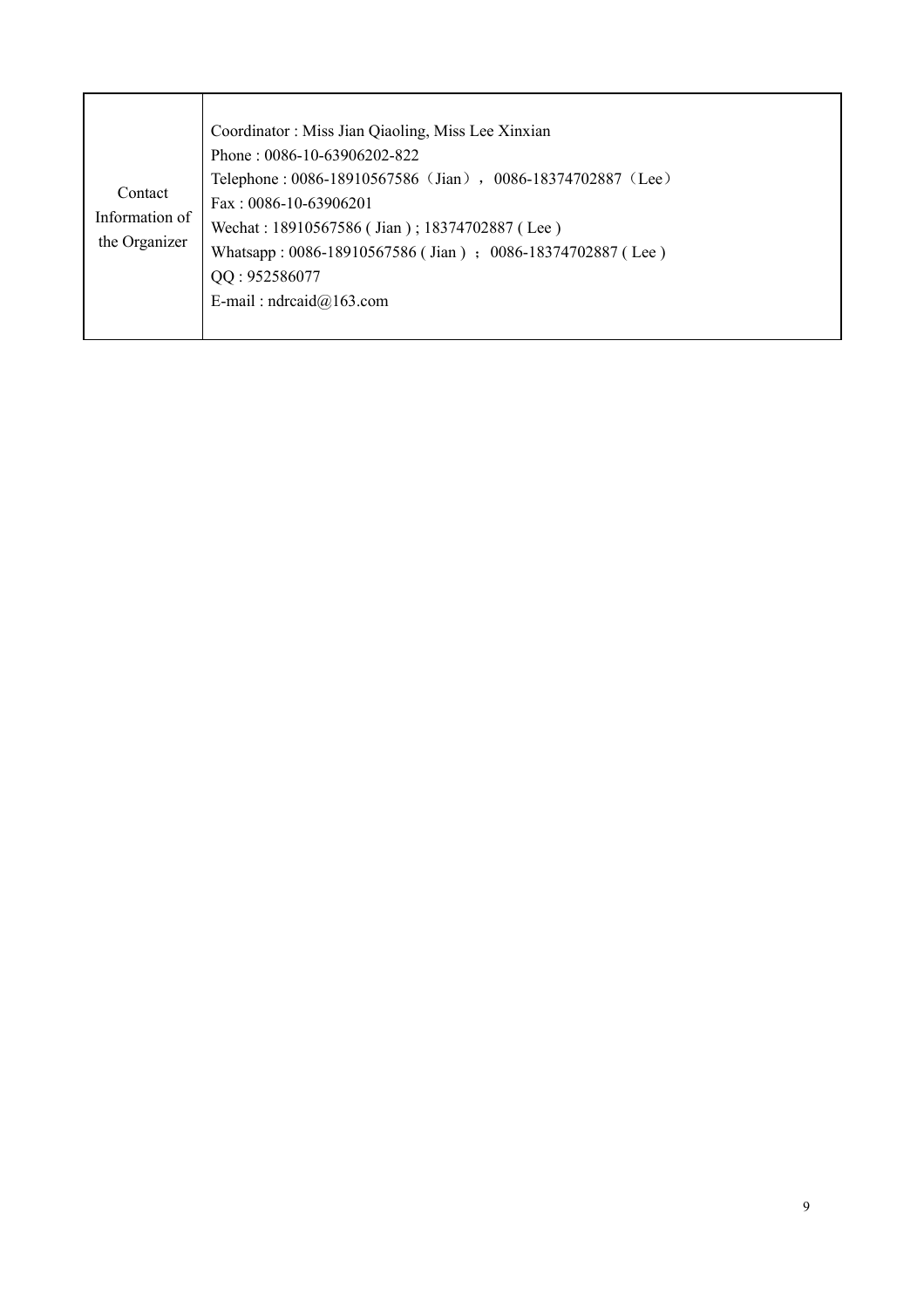| Contact Information of the Organizer | Coordinator : Miss Jian Qiaoling, Miss Lee Xinxian<br>Phone : 0086-10-63906202-822<br>Telephone : 0086-18910567586（Jian），0086-18374702887（Lee）<br>Fax : 0086-10-63906201<br>Wechat : 18910567586 ( Jian ) ; 18374702887 ( Lee )<br>Whatsapp : 0086-18910567586 ( Jian ) ； 0086-18374702887 ( Lee )<br>QQ : 952586077<br>E-mail : ndrcaid@163.com |
|---|---|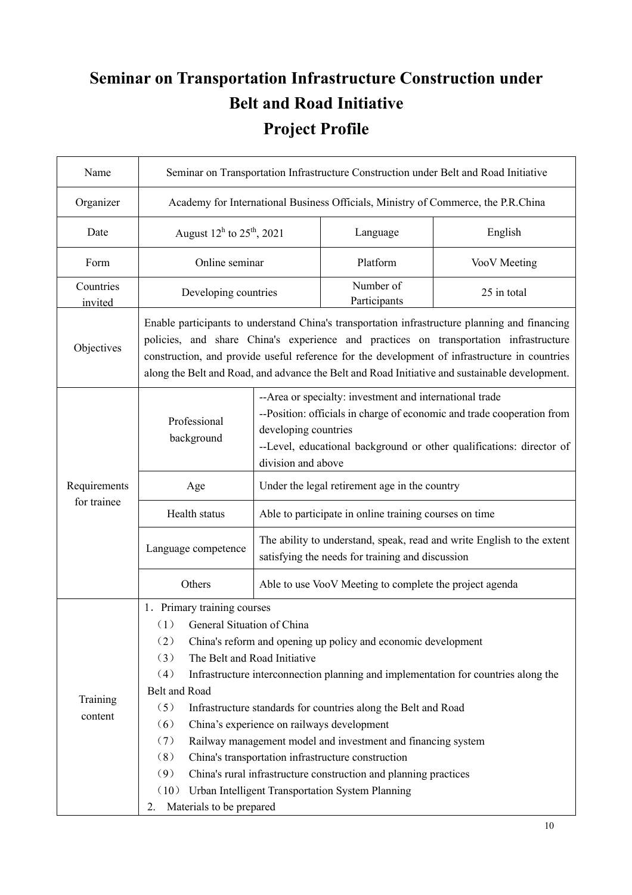# Seminar on Transportation Infrastructure Construction under Belt and Road Initiative

# Project Profile

| Name | Seminar on Transportation Infrastructure Construction under Belt and Road Initiative | | |
|---|---|---|---|
| Organizer | Academy for International Business Officials, Ministry of Commerce, the P.R.China | | |
| Date | August 12[h] to 25[th], 2021 | Language | English |
| Form | Online seminar | Platform | VooV Meeting |
| Countries invited | Developing countries | Number of Participants | 25 in total |
| Objectives | Enable participants to understand China's transportation infrastructure planning and financing policies, and share China's experience and practices on transportation infrastructure construction, and provide useful reference for the development of infrastructure in countries along the Belt and Road, and advance the Belt and Road Initiative and sustainable development. | | |
| Requirements for trainee | Professional background | --Area or specialty: investment and international trade<br>--Position: officials in charge of economic and trade cooperation from developing countries<br>--Level, educational background or other qualifications: director of division and above | |
| | Age | Under the legal retirement age in the country | |
| | Health status | Able to participate in online training courses on time | |
| | Language competence | The ability to understand, speak, read and write English to the extent satisfying the needs for training and discussion | |
| | Others | Able to use VooV Meeting to complete the project agenda | |
| Training content | 1．Primary training courses<br>（1） General Situation of China<br>（2） China's reform and opening up policy and economic development<br>（3） The Belt and Road Initiative<br>（4） Infrastructure interconnection planning and implementation for countries along the Belt and Road<br>（5） Infrastructure standards for countries along the Belt and Road<br>（6） China's experience on railways development<br>（7） Railway management model and investment and financing system<br>（8） China's transportation infrastructure construction<br>（9） China's rural infrastructure construction and planning practices<br>（10） Urban Intelligent Transportation System Planning<br>2. Materials to be prepared | | |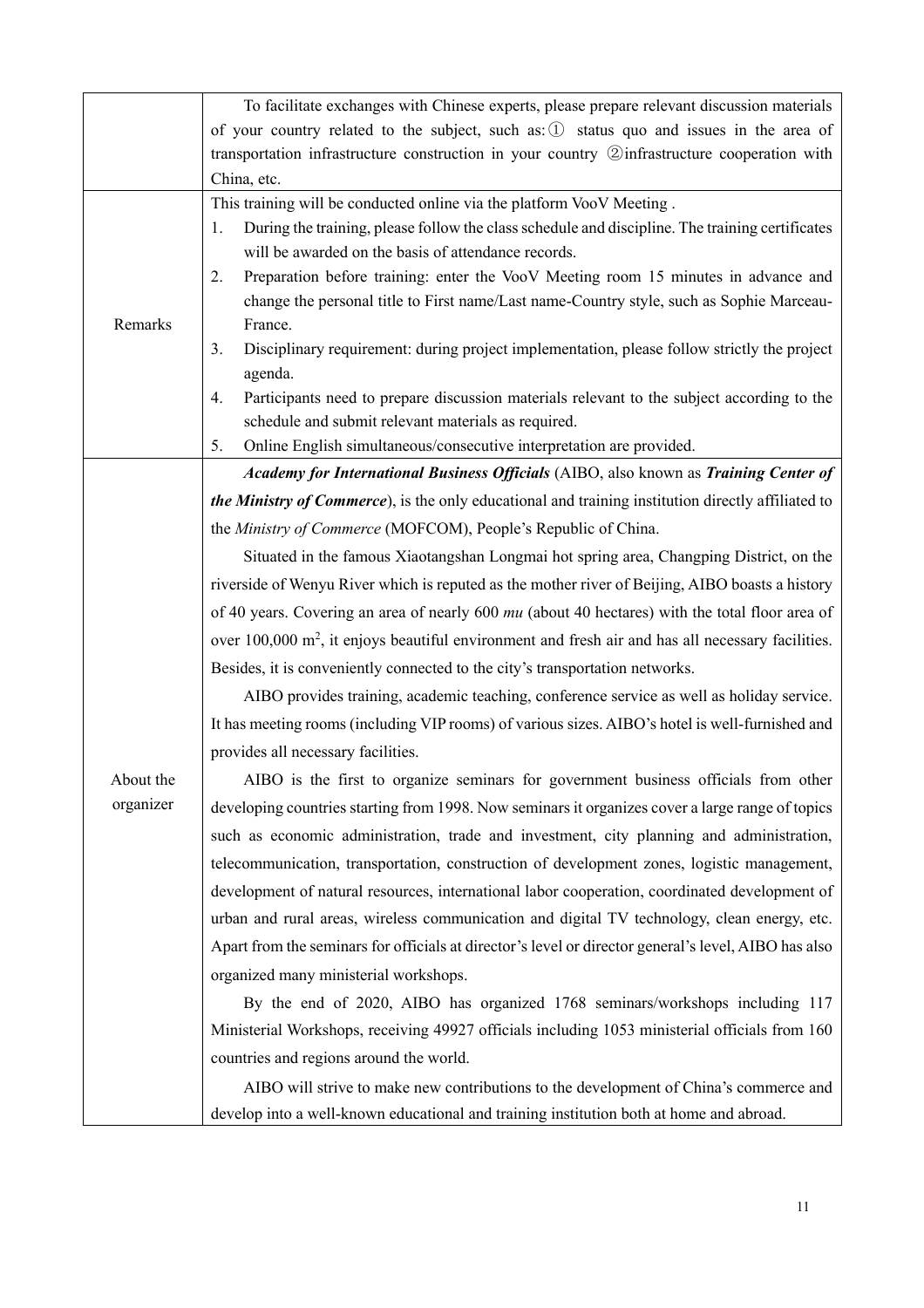| | |
|---|---|
| | To facilitate exchanges with Chinese experts, please prepare relevant discussion materials of your country related to the subject, such as: ① status quo and issues in the area of transportation infrastructure construction in your country ②infrastructure cooperation with China, etc. |
| Remarks | This training will be conducted online via the platform VooV Meeting .<br>1. During the training, please follow the class schedule and discipline. The training certificates will be awarded on the basis of attendance records.<br>2. Preparation before training: enter the VooV Meeting room 15 minutes in advance and change the personal title to First name/Last name-Country style, such as Sophie Marceau-France.<br>3. Disciplinary requirement: during project implementation, please follow strictly the project agenda.<br>4. Participants need to prepare discussion materials relevant to the subject according to the schedule and submit relevant materials as required.<br>5. Online English simultaneous/consecutive interpretation are provided. |
| About the organizer | ***Academy for International Business Officials*** (AIBO, also known as ***Training Center of the Ministry of Commerce***), is the only educational and training institution directly affiliated to the *Ministry of Commerce* (MOFCOM), People's Republic of China.<br>Situated in the famous Xiaotangshan Longmai hot spring area, Changping District, on the riverside of Wenyu River which is reputed as the mother river of Beijing, AIBO boasts a history of 40 years. Covering an area of nearly 600 *mu* (about 40 hectares) with the total floor area of over 100,000 $m^2$, it enjoys beautiful environment and fresh air and has all necessary facilities. Besides, it is conveniently connected to the city's transportation networks.<br>AIBO provides training, academic teaching, conference service as well as holiday service. It has meeting rooms (including VIP rooms) of various sizes. AIBO's hotel is well-furnished and provides all necessary facilities.<br>AIBO is the first to organize seminars for government business officials from other developing countries starting from 1998. Now seminars it organizes cover a large range of topics such as economic administration, trade and investment, city planning and administration, telecommunication, transportation, construction of development zones, logistic management, development of natural resources, international labor cooperation, coordinated development of urban and rural areas, wireless communication and digital TV technology, clean energy, etc. Apart from the seminars for officials at director's level or director general's level, AIBO has also organized many ministerial workshops.<br>By the end of 2020, AIBO has organized 1768 seminars/workshops including 117 Ministerial Workshops, receiving 49927 officials including 1053 ministerial officials from 160 countries and regions around the world.<br>AIBO will strive to make new contributions to the development of China's commerce and develop into a well-known educational and training institution both at home and abroad. |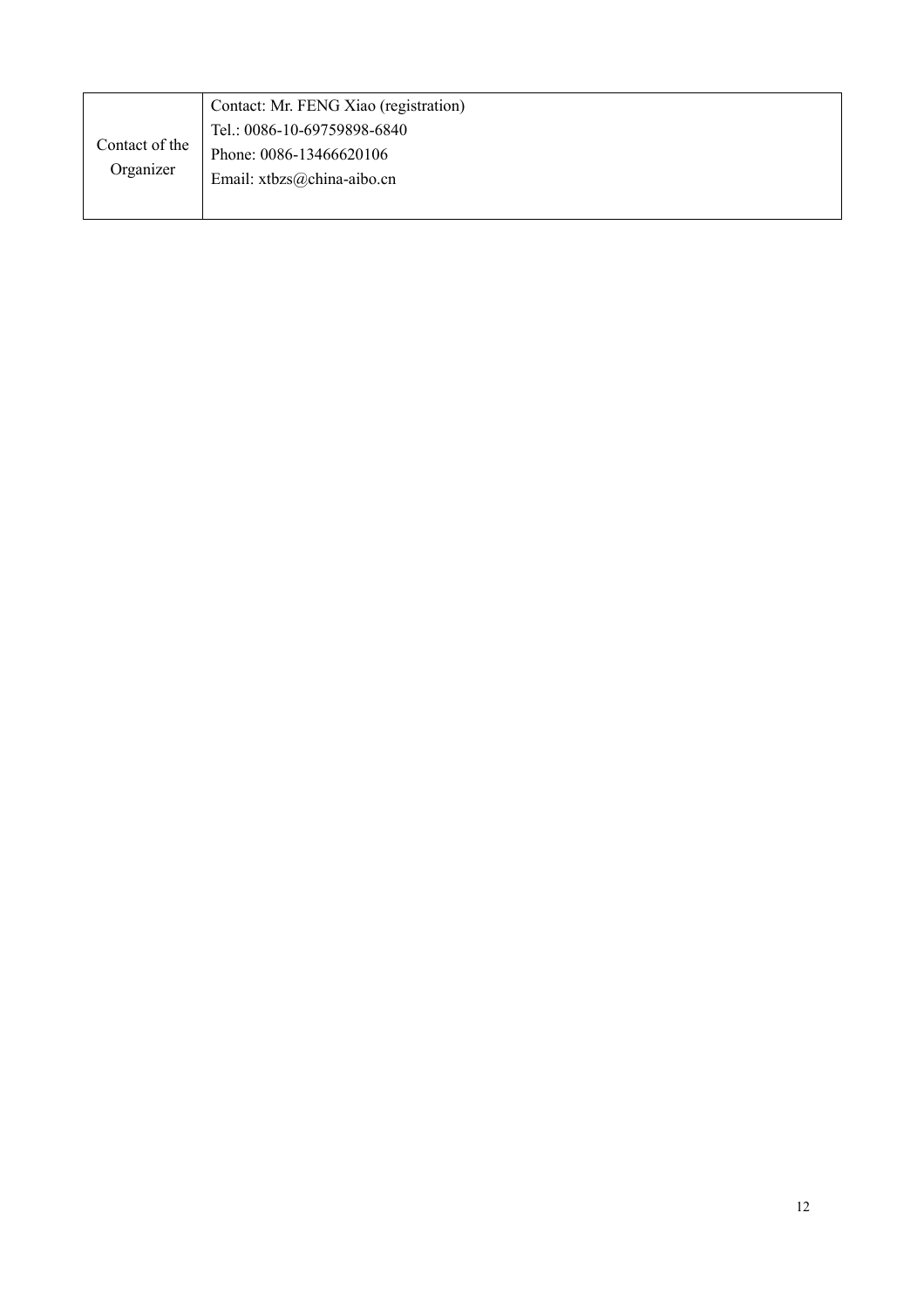| Contact of the Organizer | Contact: Mr. FENG Xiao (registration)<br>Tel.: 0086-10-69759898-6840<br>Phone: 0086-13466620106<br>Email: xtbzs@china-aibo.cn |
|---|---|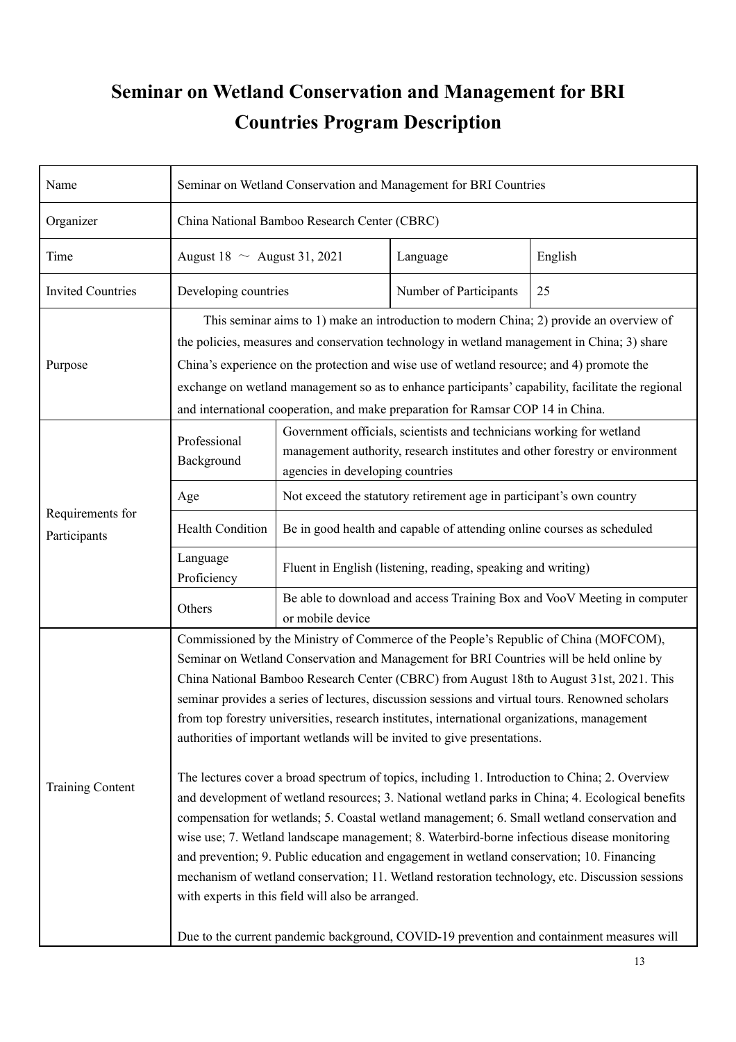# Seminar on Wetland Conservation and Management for BRI Countries Program Description

| Name | Seminar on Wetland Conservation and Management for BRI Countries | | |
|---|---|---|---|
| Organizer | China National Bamboo Research Center (CBRC) | | |
| Time | August 18 ～ August 31, 2021 | Language | English |
| Invited Countries | Developing countries | Number of Participants | 25 |
| Purpose | This seminar aims to 1) make an introduction to modern China; 2) provide an overview of the policies, measures and conservation technology in wetland management in China; 3) share China's experience on the protection and wise use of wetland resource; and 4) promote the exchange on wetland management so as to enhance participants' capability, facilitate the regional and international cooperation, and make preparation for Ramsar COP 14 in China. | | |
| Requirements for Participants | Professional Background | Government officials, scientists and technicians working for wetland management authority, research institutes and other forestry or environment agencies in developing countries | |
| | Age | Not exceed the statutory retirement age in participant's own country | |
| | Health Condition | Be in good health and capable of attending online courses as scheduled | |
| | Language Proficiency | Fluent in English (listening, reading, speaking and writing) | |
| | Others | Be able to download and access Training Box and VooV Meeting in computer or mobile device | |
| Training Content | Commissioned by the Ministry of Commerce of the People's Republic of China (MOFCOM), Seminar on Wetland Conservation and Management for BRI Countries will be held online by China National Bamboo Research Center (CBRC) from August 18th to August 31st, 2021. This seminar provides a series of lectures, discussion sessions and virtual tours. Renowned scholars from top forestry universities, research institutes, international organizations, management authorities of important wetlands will be invited to give presentations.<br><br>The lectures cover a broad spectrum of topics, including 1. Introduction to China; 2. Overview and development of wetland resources; 3. National wetland parks in China; 4. Ecological benefits compensation for wetlands; 5. Coastal wetland management; 6. Small wetland conservation and wise use; 7. Wetland landscape management; 8. Waterbird-borne infectious disease monitoring and prevention; 9. Public education and engagement in wetland conservation; 10. Financing mechanism of wetland conservation; 11. Wetland restoration technology, etc. Discussion sessions with experts in this field will also be arranged.<br><br>Due to the current pandemic background, COVID-19 prevention and containment measures will | | |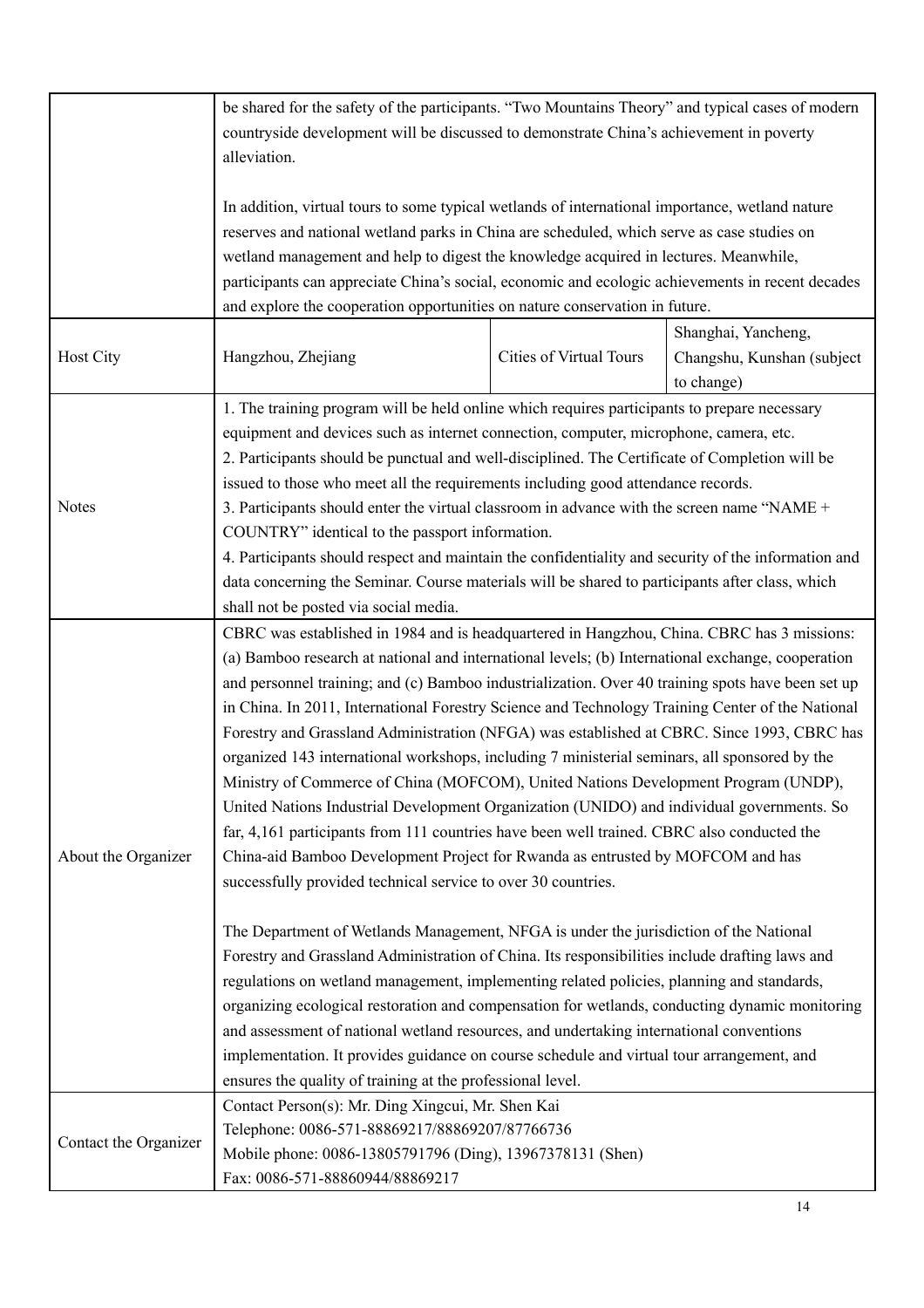| | | | |
|---|---|---|---|
| | be shared for the safety of the participants. "Two Mountains Theory" and typical cases of modern countryside development will be discussed to demonstrate China's achievement in poverty alleviation.<br><br>In addition, virtual tours to some typical wetlands of international importance, wetland nature reserves and national wetland parks in China are scheduled, which serve as case studies on wetland management and help to digest the knowledge acquired in lectures. Meanwhile, participants can appreciate China's social, economic and ecologic achievements in recent decades and explore the cooperation opportunities on nature conservation in future. | | |
| Host City | Hangzhou, Zhejiang | Cities of Virtual Tours | Shanghai, Yancheng, Changshu, Kunshan (subject to change) |
| Notes | 1. The training program will be held online which requires participants to prepare necessary equipment and devices such as internet connection, computer, microphone, camera, etc.<br>2. Participants should be punctual and well-disciplined. The Certificate of Completion will be issued to those who meet all the requirements including good attendance records.<br>3. Participants should enter the virtual classroom in advance with the screen name "NAME + COUNTRY" identical to the passport information.<br>4. Participants should respect and maintain the confidentiality and security of the information and data concerning the Seminar. Course materials will be shared to participants after class, which shall not be posted via social media. | | |
| About the Organizer | CBRC was established in 1984 and is headquartered in Hangzhou, China. CBRC has 3 missions: (a) Bamboo research at national and international levels; (b) International exchange, cooperation and personnel training; and (c) Bamboo industrialization. Over 40 training spots have been set up in China. In 2011, International Forestry Science and Technology Training Center of the National Forestry and Grassland Administration (NFGA) was established at CBRC. Since 1993, CBRC has organized 143 international workshops, including 7 ministerial seminars, all sponsored by the Ministry of Commerce of China (MOFCOM), United Nations Development Program (UNDP), United Nations Industrial Development Organization (UNIDO) and individual governments. So far, 4,161 participants from 111 countries have been well trained. CBRC also conducted the China-aid Bamboo Development Project for Rwanda as entrusted by MOFCOM and has successfully provided technical service to over 30 countries.<br><br>The Department of Wetlands Management, NFGA is under the jurisdiction of the National Forestry and Grassland Administration of China. Its responsibilities include drafting laws and regulations on wetland management, implementing related policies, planning and standards, organizing ecological restoration and compensation for wetlands, conducting dynamic monitoring and assessment of national wetland resources, and undertaking international conventions implementation. It provides guidance on course schedule and virtual tour arrangement, and ensures the quality of training at the professional level. | | |
| Contact the Organizer | Contact Person(s): Mr. Ding Xingcui, Mr. Shen Kai<br>Telephone: 0086-571-88869217/88869207/87766736<br>Mobile phone: 0086-13805791796 (Ding), 13967378131 (Shen)<br>Fax: 0086-571-88860944/88869217 | | |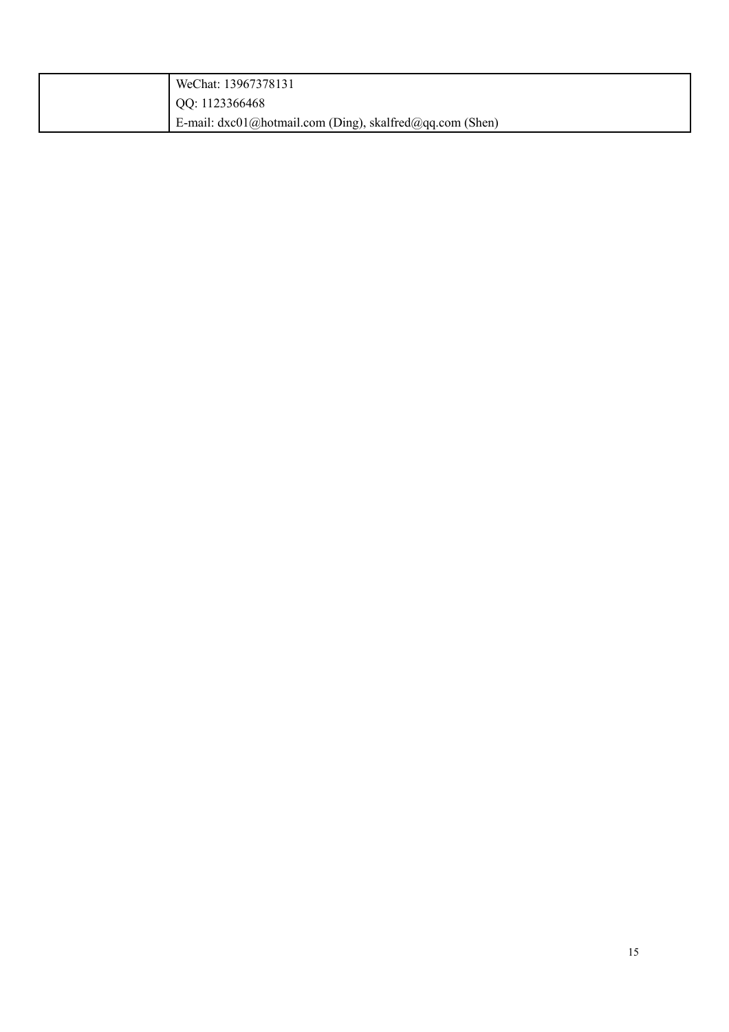| | |
|---|---|
| | WeChat: 13967378131<br>QQ: 1123366468<br>E-mail: dxc01@hotmail.com (Ding), skalfred@qq.com (Shen) |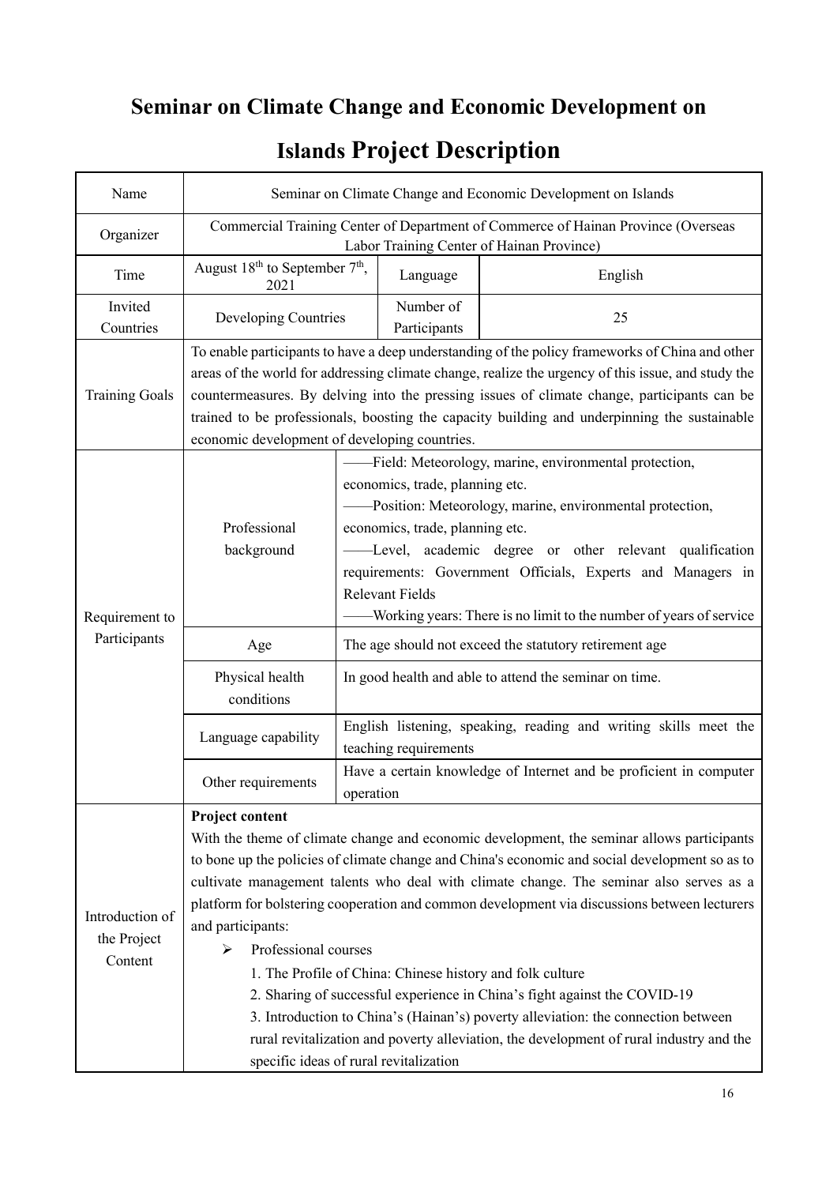# Seminar on Climate Change and Economic Development on Islands Project Description

| Name | Seminar on Climate Change and Economic Development on Islands | | |
|---|---|---|---|
| Organizer | Commercial Training Center of Department of Commerce of Hainan Province (Overseas Labor Training Center of Hainan Province) | | |
| Time | August 18th to September 7th, 2021 | Language | English |
| Invited Countries | Developing Countries | Number of Participants | 25 |
| Training Goals | To enable participants to have a deep understanding of the policy frameworks of China and other areas of the world for addressing climate change, realize the urgency of this issue, and study the countermeasures. By delving into the pressing issues of climate change, participants can be trained to be professionals, boosting the capacity building and underpinning the sustainable economic development of developing countries. | | |
| Requirement to Participants | Professional background | ——Field: Meteorology, marine, environmental protection, economics, trade, planning etc.<br>——Position: Meteorology, marine, environmental protection, economics, trade, planning etc.<br>——Level, academic degree or other relevant qualification requirements: Government Officials, Experts and Managers in Relevant Fields<br>——Working years: There is no limit to the number of years of service | |
| | Age | The age should not exceed the statutory retirement age | |
| | Physical health conditions | In good health and able to attend the seminar on time. | |
| | Language capability | English listening, speaking, reading and writing skills meet the teaching requirements | |
| | Other requirements | Have a certain knowledge of Internet and be proficient in computer operation | |
| Introduction of the Project Content | **Project content**<br>With the theme of climate change and economic development, the seminar allows participants to bone up the policies of climate change and China's economic and social development so as to cultivate management talents who deal with climate change. The seminar also serves as a platform for bolstering cooperation and common development via discussions between lecturers and participants:<br>➢ Professional courses<br>1. The Profile of China: Chinese history and folk culture<br>2. Sharing of successful experience in China's fight against the COVID-19<br>3. Introduction to China's (Hainan's) poverty alleviation: the connection between rural revitalization and poverty alleviation, the development of rural industry and the specific ideas of rural revitalization | | |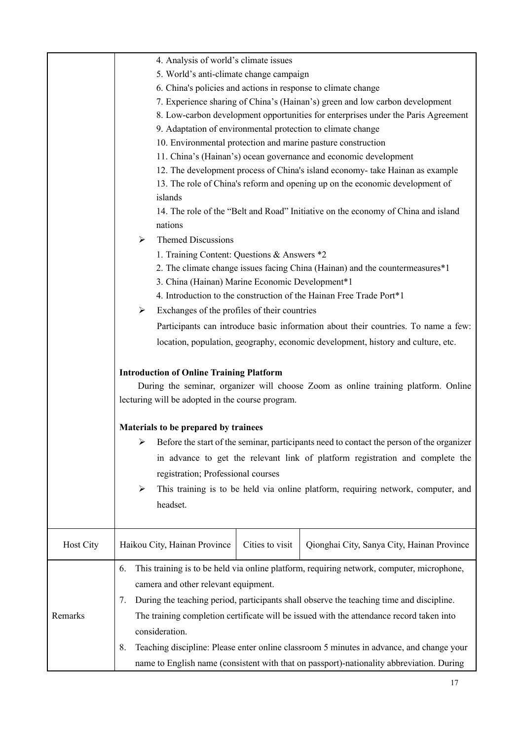| | | | |
|---|---|---|---|
| | 4. Analysis of world's climate issues<br>5. World's anti-climate change campaign<br>6. China's policies and actions in response to climate change<br>7. Experience sharing of China's (Hainan's) green and low carbon development<br>8. Low-carbon development opportunities for enterprises under the Paris Agreement<br>9. Adaptation of environmental protection to climate change<br>10. Environmental protection and marine pasture construction<br>11. China's (Hainan's) ocean governance and economic development<br>12. The development process of China's island economy- take Hainan as example<br>13. The role of China's reform and opening up on the economic development of islands<br>14. The role of the "Belt and Road" Initiative on the economy of China and island nations<br>➢ Themed Discussions<br>1. Training Content: Questions & Answers *2<br>2. The climate change issues facing China (Hainan) and the countermeasures*1<br>3. China (Hainan) Marine Economic Development*1<br>4. Introduction to the construction of the Hainan Free Trade Port*1<br>➢ Exchanges of the profiles of their countries<br>Participants can introduce basic information about their countries. To name a few: location, population, geography, economic development, history and culture, etc.<br><br>**Introduction of Online Training Platform**<br>During the seminar, organizer will choose Zoom as online training platform. Online lecturing will be adopted in the course program.<br><br>**Materials to be prepared by trainees**<br>➢ Before the start of the seminar, participants need to contact the person of the organizer in advance to get the relevant link of platform registration and complete the registration; Professional courses<br>➢ This training is to be held via online platform, requiring network, computer, and headset. | | |
| Host City | Haikou City, Hainan Province | Cities to visit | Qionghai City, Sanya City, Hainan Province |
| Remarks | 6. This training is to be held via online platform, requiring network, computer, microphone, camera and other relevant equipment.<br>7. During the teaching period, participants shall observe the teaching time and discipline. The training completion certificate will be issued with the attendance record taken into consideration.<br>8. Teaching discipline: Please enter online classroom 5 minutes in advance, and change your name to English name (consistent with that on passport)-nationality abbreviation. During | | |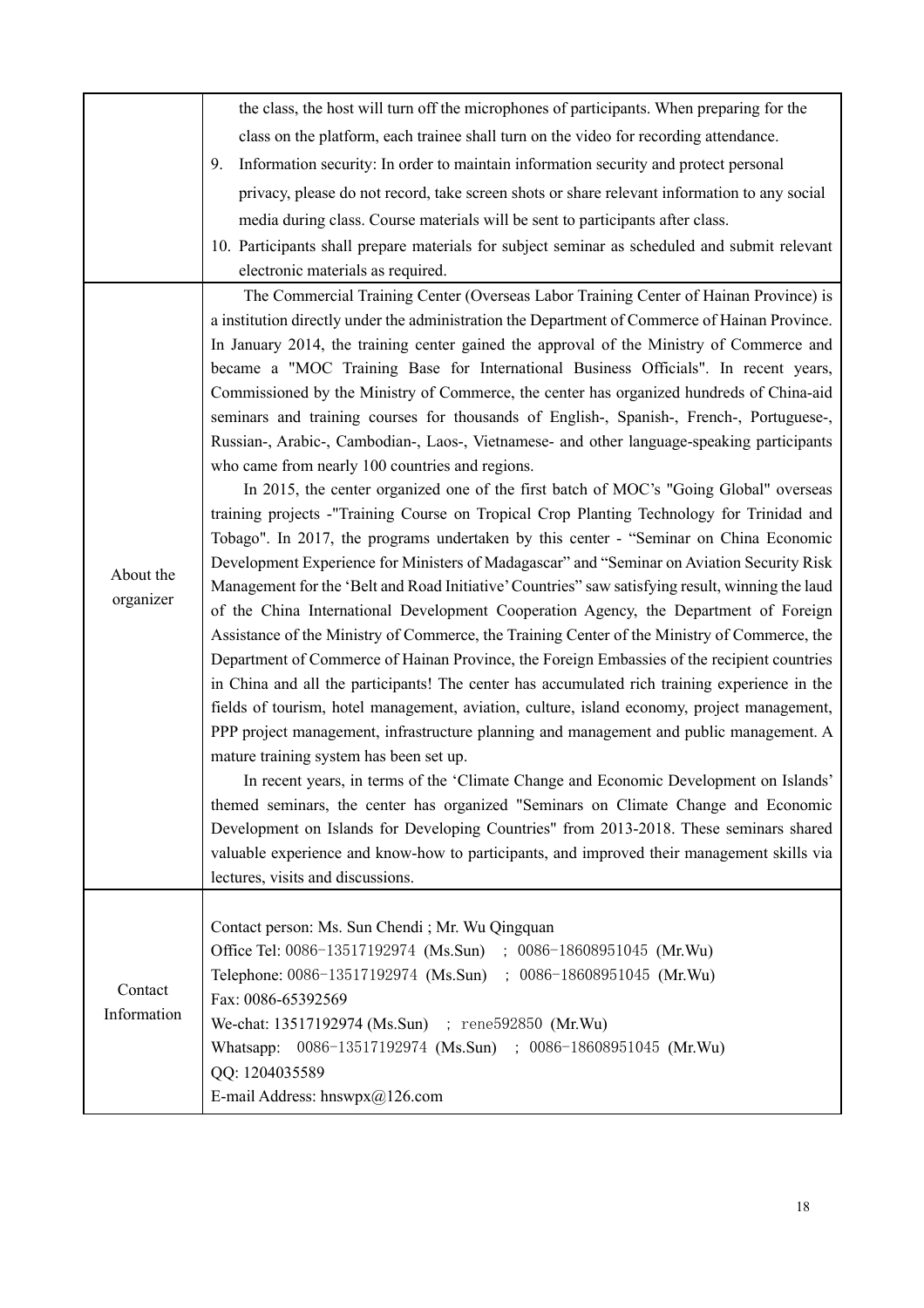| | |
|---|---|
| | the class, the host will turn off the microphones of participants. When preparing for the class on the platform, each trainee shall turn on the video for recording attendance.<br>9. Information security: In order to maintain information security and protect personal privacy, please do not record, take screen shots or share relevant information to any social media during class. Course materials will be sent to participants after class.<br>10. Participants shall prepare materials for subject seminar as scheduled and submit relevant electronic materials as required. |
| About the organizer | The Commercial Training Center (Overseas Labor Training Center of Hainan Province) is a institution directly under the administration the Department of Commerce of Hainan Province. In January 2014, the training center gained the approval of the Ministry of Commerce and became a "MOC Training Base for International Business Officials". In recent years, Commissioned by the Ministry of Commerce, the center has organized hundreds of China-aid seminars and training courses for thousands of English-, Spanish-, French-, Portuguese-, Russian-, Arabic-, Cambodian-, Laos-, Vietnamese- and other language-speaking participants who came from nearly 100 countries and regions.<br>In 2015, the center organized one of the first batch of MOC's "Going Global" overseas training projects -"Training Course on Tropical Crop Planting Technology for Trinidad and Tobago". In 2017, the programs undertaken by this center - "Seminar on China Economic Development Experience for Ministers of Madagascar" and "Seminar on Aviation Security Risk Management for the 'Belt and Road Initiative' Countries" saw satisfying result, winning the laud of the China International Development Cooperation Agency, the Department of Foreign Assistance of the Ministry of Commerce, the Training Center of the Ministry of Commerce, the Department of Commerce of Hainan Province, the Foreign Embassies of the recipient countries in China and all the participants! The center has accumulated rich training experience in the fields of tourism, hotel management, aviation, culture, island economy, project management, PPP project management, infrastructure planning and management and public management. A mature training system has been set up.<br>In recent years, in terms of the 'Climate Change and Economic Development on Islands' themed seminars, the center has organized "Seminars on Climate Change and Economic Development on Islands for Developing Countries" from 2013-2018. These seminars shared valuable experience and know-how to participants, and improved their management skills via lectures, visits and discussions. |
| Contact Information | Contact person: Ms. Sun Chendi ; Mr. Wu Qingquan<br>Office Tel: 0086-13517192974 (Ms.Sun) ; 0086-18608951045 (Mr.Wu)<br>Telephone: 0086-13517192974 (Ms.Sun) ; 0086-18608951045 (Mr.Wu)<br>Fax: 0086-65392569<br>We-chat: 13517192974 (Ms.Sun) ; rene592850 (Mr.Wu)<br>Whatsapp: 0086-13517192974 (Ms.Sun) ; 0086-18608951045 (Mr.Wu)<br>QQ: 1204035589<br>E-mail Address: hnswpx@126.com |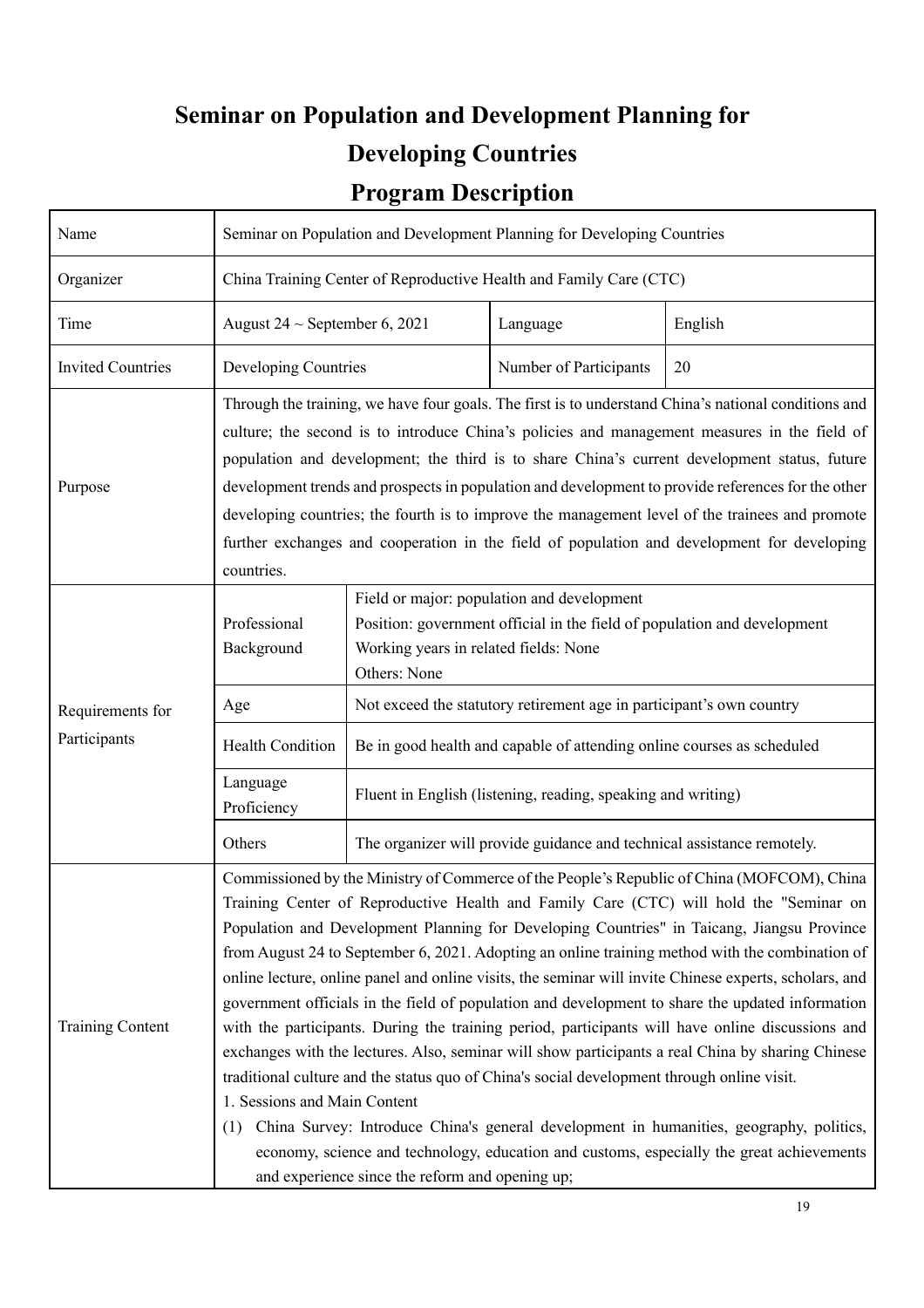# Seminar on Population and Development Planning for Developing Countries

## Program Description

| Name | Seminar on Population and Development Planning for Developing Countries | | |
|---|---|---|---|
| Organizer | China Training Center of Reproductive Health and Family Care (CTC) | | |
| Time | August 24 ~ September 6, 2021 | Language | English |
| Invited Countries | Developing Countries | Number of Participants | 20 |
| Purpose | Through the training, we have four goals. The first is to understand China's national conditions and culture; the second is to introduce China's policies and management measures in the field of population and development; the third is to share China's current development status, future development trends and prospects in population and development to provide references for the other developing countries; the fourth is to improve the management level of the trainees and promote further exchanges and cooperation in the field of population and development for developing countries. | | |

| Requirements for Participants | | |
|---|---|---|
| | Professional Background | Field or major: population and development<br>Position: government official in the field of population and development<br>Working years in related fields: None<br>Others: None |
| | Age | Not exceed the statutory retirement age in participant's own country |
| | Health Condition | Be in good health and capable of attending online courses as scheduled |
| | Language Proficiency | Fluent in English (listening, reading, speaking and writing) |
| | Others | The organizer will provide guidance and technical assistance remotely. |

| Training Content | |
|---|---|
| | Commissioned by the Ministry of Commerce of the People's Republic of China (MOFCOM), China Training Center of Reproductive Health and Family Care (CTC) will hold the "Seminar on Population and Development Planning for Developing Countries" in Taicang, Jiangsu Province from August 24 to September 6, 2021. Adopting an online training method with the combination of online lecture, online panel and online visits, the seminar will invite Chinese experts, scholars, and government officials in the field of population and development to share the updated information with the participants. During the training period, participants will have online discussions and exchanges with the lectures. Also, seminar will show participants a real China by sharing Chinese traditional culture and the status quo of China's social development through online visit.<br>1. Sessions and Main Content<br>(1) China Survey: Introduce China's general development in humanities, geography, politics, economy, science and technology, education and customs, especially the great achievements and experience since the reform and opening up; |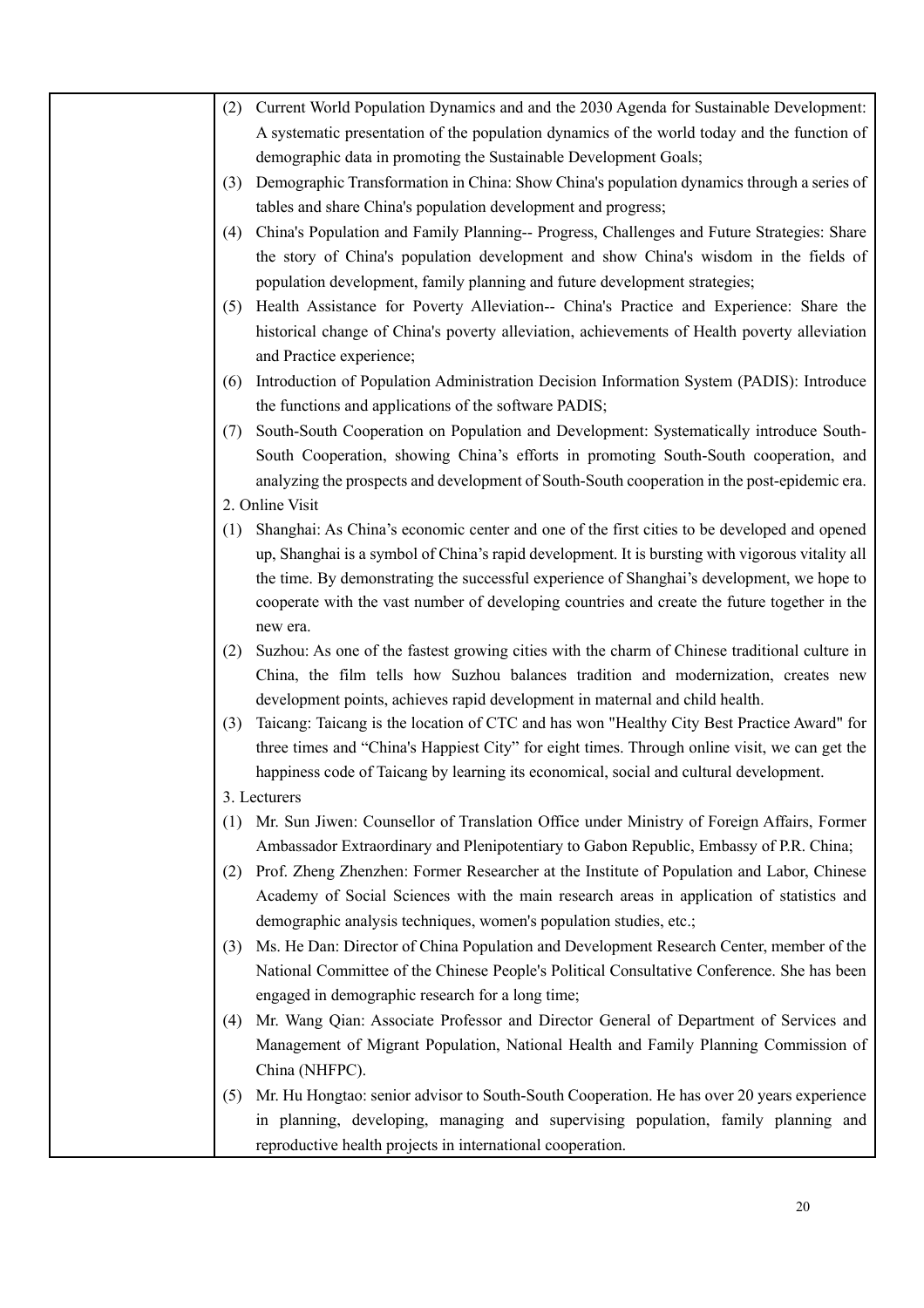| | |
|---|---|
| | (2) Current World Population Dynamics and and the 2030 Agenda for Sustainable Development: A systematic presentation of the population dynamics of the world today and the function of demographic data in promoting the Sustainable Development Goals;<br>(3) Demographic Transformation in China: Show China's population dynamics through a series of tables and share China's population development and progress;<br>(4) China's Population and Family Planning-- Progress, Challenges and Future Strategies: Share the story of China's population development and show China's wisdom in the fields of population development, family planning and future development strategies;<br>(5) Health Assistance for Poverty Alleviation-- China's Practice and Experience: Share the historical change of China's poverty alleviation, achievements of Health poverty alleviation and Practice experience;<br>(6) Introduction of Population Administration Decision Information System (PADIS): Introduce the functions and applications of the software PADIS;<br>(7) South-South Cooperation on Population and Development: Systematically introduce South-South Cooperation, showing China's efforts in promoting South-South cooperation, and analyzing the prospects and development of South-South cooperation in the post-epidemic era.<br>2. Online Visit<br>(1) Shanghai: As China's economic center and one of the first cities to be developed and opened up, Shanghai is a symbol of China's rapid development. It is bursting with vigorous vitality all the time. By demonstrating the successful experience of Shanghai's development, we hope to cooperate with the vast number of developing countries and create the future together in the new era.<br>(2) Suzhou: As one of the fastest growing cities with the charm of Chinese traditional culture in China, the film tells how Suzhou balances tradition and modernization, creates new development points, achieves rapid development in maternal and child health.<br>(3) Taicang: Taicang is the location of CTC and has won "Healthy City Best Practice Award" for three times and "China's Happiest City" for eight times. Through online visit, we can get the happiness code of Taicang by learning its economical, social and cultural development.<br>3. Lecturers<br>(1) Mr. Sun Jiwen: Counsellor of Translation Office under Ministry of Foreign Affairs, Former Ambassador Extraordinary and Plenipotentiary to Gabon Republic, Embassy of P.R. China;<br>(2) Prof. Zheng Zhenzhen: Former Researcher at the Institute of Population and Labor, Chinese Academy of Social Sciences with the main research areas in application of statistics and demographic analysis techniques, women's population studies, etc.;<br>(3) Ms. He Dan: Director of China Population and Development Research Center, member of the National Committee of the Chinese People's Political Consultative Conference. She has been engaged in demographic research for a long time;<br>(4) Mr. Wang Qian: Associate Professor and Director General of Department of Services and Management of Migrant Population, National Health and Family Planning Commission of China (NHFPC).<br>(5) Mr. Hu Hongtao: senior advisor to South-South Cooperation. He has over 20 years experience in planning, developing, managing and supervising population, family planning and reproductive health projects in international cooperation. |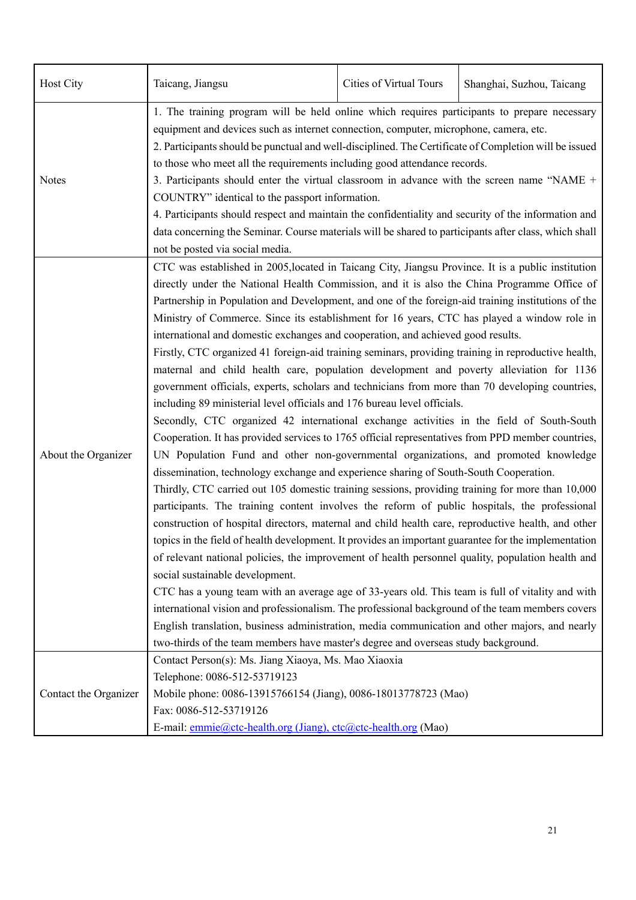| Host City | Taicang, Jiangsu | Cities of Virtual Tours | Shanghai, Suzhou, Taicang |
|---|---|---|---|
| Notes | 1. The training program will be held online which requires participants to prepare necessary equipment and devices such as internet connection, computer, microphone, camera, etc.<br>2. Participants should be punctual and well-disciplined. The Certificate of Completion will be issued to those who meet all the requirements including good attendance records.<br>3. Participants should enter the virtual classroom in advance with the screen name "NAME + COUNTRY" identical to the passport information.<br>4. Participants should respect and maintain the confidentiality and security of the information and data concerning the Seminar. Course materials will be shared to participants after class, which shall not be posted via social media. | | |
| About the Organizer | CTC was established in 2005,located in Taicang City, Jiangsu Province. It is a public institution directly under the National Health Commission, and it is also the China Programme Office of Partnership in Population and Development, and one of the foreign-aid training institutions of the Ministry of Commerce. Since its establishment for 16 years, CTC has played a window role in international and domestic exchanges and cooperation, and achieved good results.<br>Firstly, CTC organized 41 foreign-aid training seminars, providing training in reproductive health, maternal and child health care, population development and poverty alleviation for 1136 government officials, experts, scholars and technicians from more than 70 developing countries, including 89 ministerial level officials and 176 bureau level officials.<br>Secondly, CTC organized 42 international exchange activities in the field of South-South Cooperation. It has provided services to 1765 official representatives from PPD member countries, UN Population Fund and other non-governmental organizations, and promoted knowledge dissemination, technology exchange and experience sharing of South-South Cooperation.<br>Thirdly, CTC carried out 105 domestic training sessions, providing training for more than 10,000 participants. The training content involves the reform of public hospitals, the professional construction of hospital directors, maternal and child health care, reproductive health, and other topics in the field of health development. It provides an important guarantee for the implementation of relevant national policies, the improvement of health personnel quality, population health and social sustainable development.<br>CTC has a young team with an average age of 33-years old. This team is full of vitality and with international vision and professionalism. The professional background of the team members covers English translation, business administration, media communication and other majors, and nearly two-thirds of the team members have master's degree and overseas study background. | | |
| Contact the Organizer | Contact Person(s): Ms. Jiang Xiaoya, Ms. Mao Xiaoxia<br>Telephone: 0086-512-53719123<br>Mobile phone: 0086-13915766154 (Jiang), 0086-18013778723 (Mao)<br>Fax: 0086-512-53719126<br>E-mail: emmie@ctc-health.org (Jiang), ctc@ctc-health.org (Mao) | | |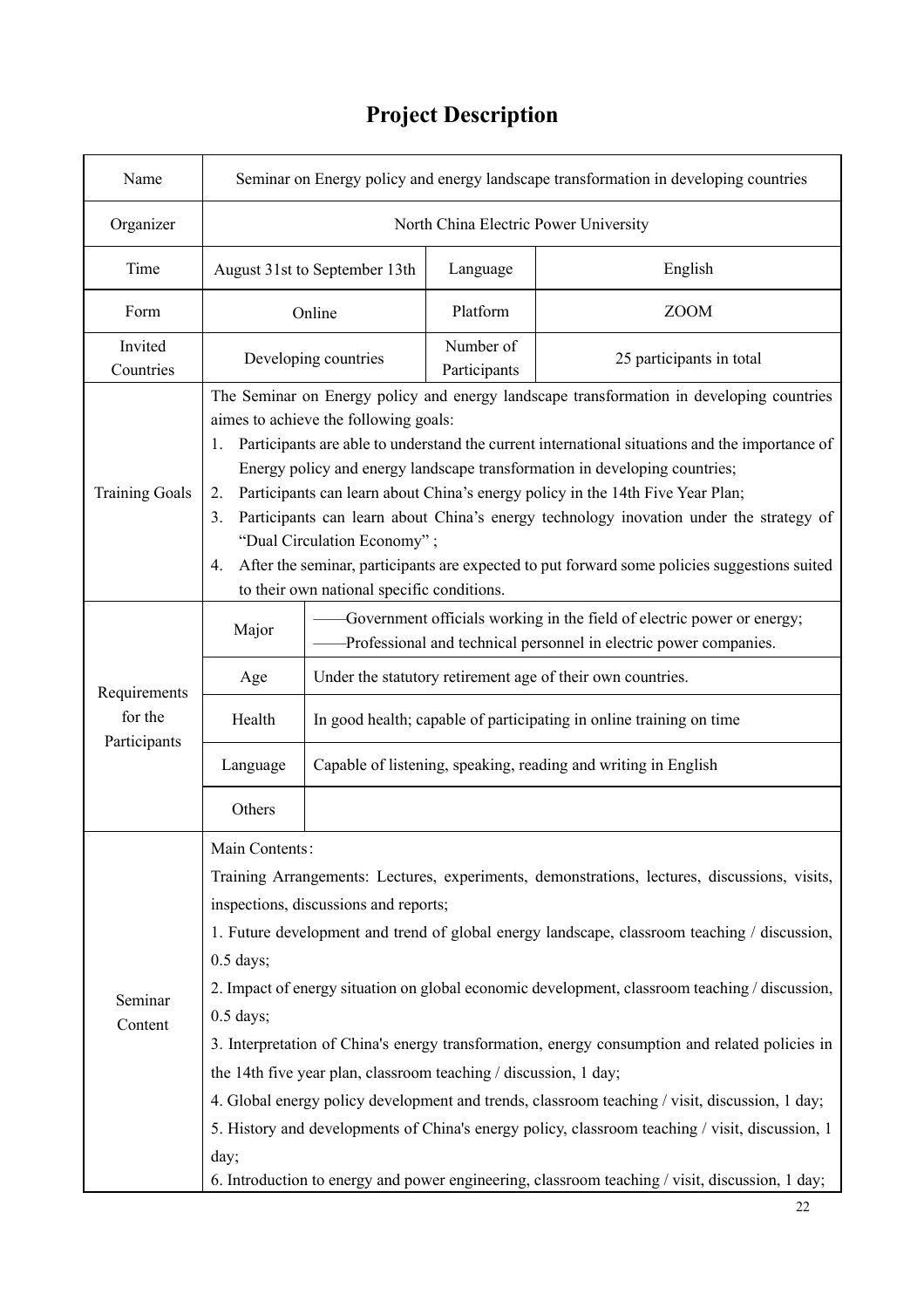# Project Description

| Name | Seminar on Energy policy and energy landscape transformation in developing countries | | |
|---|---|---|---|
| Organizer | North China Electric Power University | | |
| Time | August 31st to September 13th | Language | English |
| Form | Online | Platform | ZOOM |
| Invited Countries | Developing countries | Number of Participants | 25 participants in total |
| Training Goals | The Seminar on Energy policy and energy landscape transformation in developing countries aimes to achieve the following goals:<br>1. Participants are able to understand the current international situations and the importance of Energy policy and energy landscape transformation in developing countries;<br>2. Participants can learn about China's energy policy in the 14th Five Year Plan;<br>3. Participants can learn about China's energy technology inovation under the strategy of "Dual Circulation Economy" ;<br>4. After the seminar, participants are expected to put forward some policies suggestions suited to their own national specific conditions. | | |
| Requirements for the Participants | Major | ——Government officials working in the field of electric power or energy;<br>——Professional and technical personnel in electric power companies. | |
| | Age | Under the statutory retirement age of their own countries. | |
| | Health | In good health; capable of participating in online training on time | |
| | Language | Capable of listening, speaking, reading and writing in English | |
| | Others | | |
| Seminar Content | Main Contents:<br>Training Arrangements: Lectures, experiments, demonstrations, lectures, discussions, visits, inspections, discussions and reports;<br>1. Future development and trend of global energy landscape, classroom teaching / discussion, 0.5 days;<br>2. Impact of energy situation on global economic development, classroom teaching / discussion, 0.5 days;<br>3. Interpretation of China's energy transformation, energy consumption and related policies in the 14th five year plan, classroom teaching / discussion, 1 day;<br>4. Global energy policy development and trends, classroom teaching / visit, discussion, 1 day;<br>5. History and developments of China's energy policy, classroom teaching / visit, discussion, 1 day;<br>6. Introduction to energy and power engineering, classroom teaching / visit, discussion, 1 day; | | |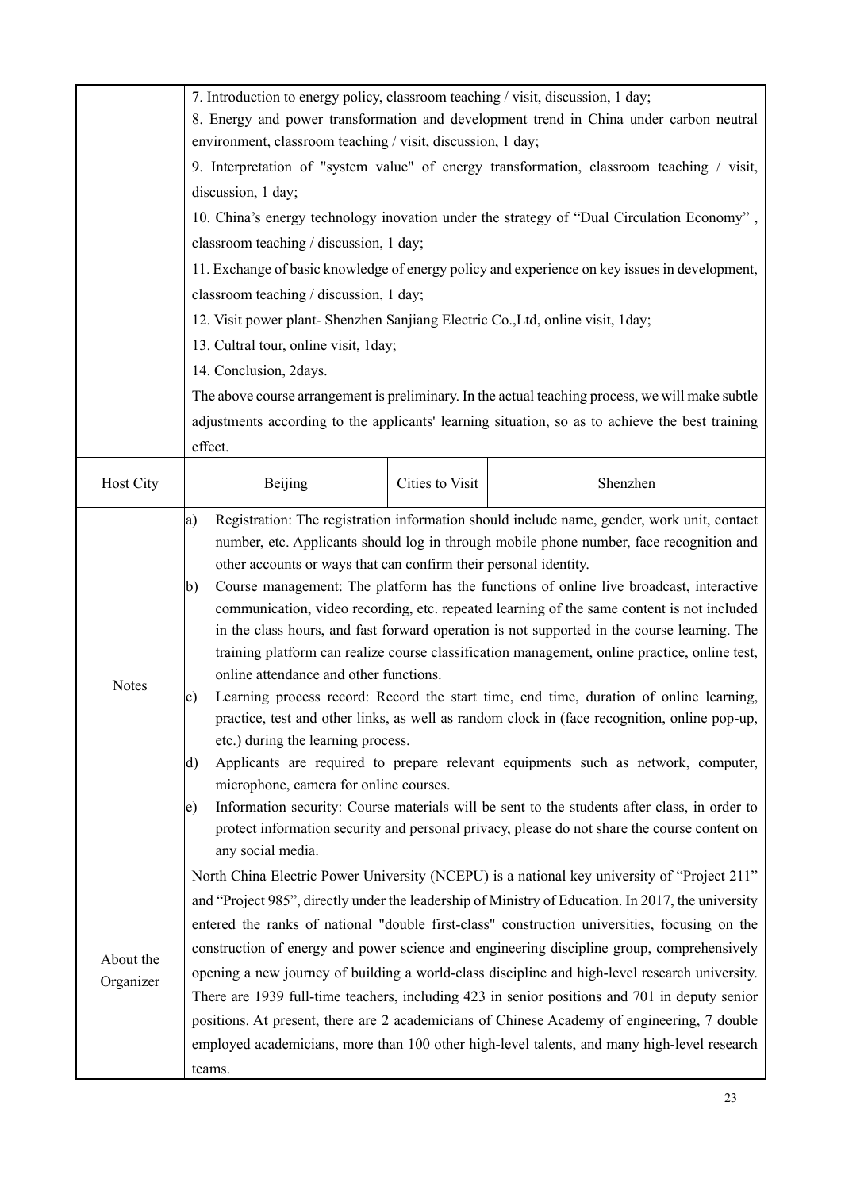| | | | |
|---|---|---|---|
| | 7. Introduction to energy policy, classroom teaching / visit, discussion, 1 day;<br>8. Energy and power transformation and development trend in China under carbon neutral environment, classroom teaching / visit, discussion, 1 day;<br>9. Interpretation of "system value" of energy transformation, classroom teaching / visit, discussion, 1 day;<br>10. China's energy technology inovation under the strategy of "Dual Circulation Economy" , classroom teaching / discussion, 1 day;<br>11. Exchange of basic knowledge of energy policy and experience on key issues in development, classroom teaching / discussion, 1 day;<br>12. Visit power plant- Shenzhen Sanjiang Electric Co.,Ltd, online visit, 1day;<br>13. Cultral tour, online visit, 1day;<br>14. Conclusion, 2days.<br>The above course arrangement is preliminary. In the actual teaching process, we will make subtle adjustments according to the applicants' learning situation, so as to achieve the best training effect. | | |
| Host City | Beijing | Cities to Visit | Shenzhen |
| Notes | a) Registration: The registration information should include name, gender, work unit, contact number, etc. Applicants should log in through mobile phone number, face recognition and other accounts or ways that can confirm their personal identity.<br>b) Course management: The platform has the functions of online live broadcast, interactive communication, video recording, etc. repeated learning of the same content is not included in the class hours, and fast forward operation is not supported in the course learning. The training platform can realize course classification management, online practice, online test, online attendance and other functions.<br>c) Learning process record: Record the start time, end time, duration of online learning, practice, test and other links, as well as random clock in (face recognition, online pop-up, etc.) during the learning process.<br>d) Applicants are required to prepare relevant equipments such as network, computer, microphone, camera for online courses.<br>e) Information security: Course materials will be sent to the students after class, in order to protect information security and personal privacy, please do not share the course content on any social media. | | |
| About the Organizer | North China Electric Power University (NCEPU) is a national key university of "Project 211" and "Project 985", directly under the leadership of Ministry of Education. In 2017, the university entered the ranks of national "double first-class" construction universities, focusing on the construction of energy and power science and engineering discipline group, comprehensively opening a new journey of building a world-class discipline and high-level research university. There are 1939 full-time teachers, including 423 in senior positions and 701 in deputy senior positions. At present, there are 2 academicians of Chinese Academy of engineering, 7 double employed academicians, more than 100 other high-level talents, and many high-level research teams. | | |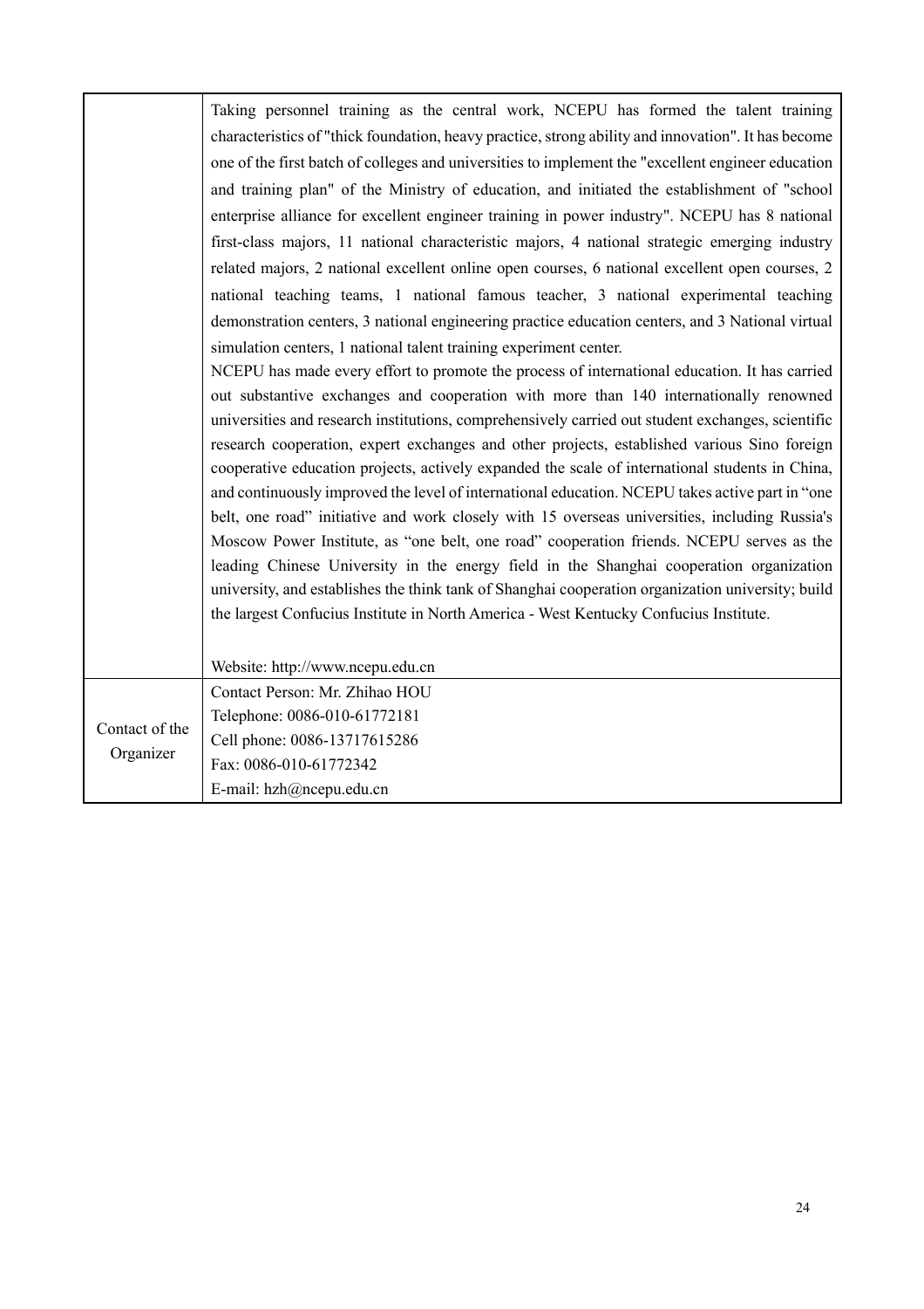| | |
|---|---|
| | Taking personnel training as the central work, NCEPU has formed the talent training characteristics of "thick foundation, heavy practice, strong ability and innovation". It has become one of the first batch of colleges and universities to implement the "excellent engineer education and training plan" of the Ministry of education, and initiated the establishment of "school enterprise alliance for excellent engineer training in power industry". NCEPU has 8 national first-class majors, 11 national characteristic majors, 4 national strategic emerging industry related majors, 2 national excellent online open courses, 6 national excellent open courses, 2 national teaching teams, 1 national famous teacher, 3 national experimental teaching demonstration centers, 3 national engineering practice education centers, and 3 National virtual simulation centers, 1 national talent training experiment center.<br>NCEPU has made every effort to promote the process of international education. It has carried out substantive exchanges and cooperation with more than 140 internationally renowned universities and research institutions, comprehensively carried out student exchanges, scientific research cooperation, expert exchanges and other projects, established various Sino foreign cooperative education projects, actively expanded the scale of international students in China, and continuously improved the level of international education. NCEPU takes active part in "one belt, one road" initiative and work closely with 15 overseas universities, including Russia's Moscow Power Institute, as "one belt, one road" cooperation friends. NCEPU serves as the leading Chinese University in the energy field in the Shanghai cooperation organization university, and establishes the think tank of Shanghai cooperation organization university; build the largest Confucius Institute in North America - West Kentucky Confucius Institute.<br><br>Website: http://www.ncepu.edu.cn |
| Contact of the Organizer | Contact Person: Mr. Zhihao HOU<br>Telephone: 0086-010-61772181<br>Cell phone: 0086-13717615286<br>Fax: 0086-010-61772342<br>E-mail: hzh@ncepu.edu.cn |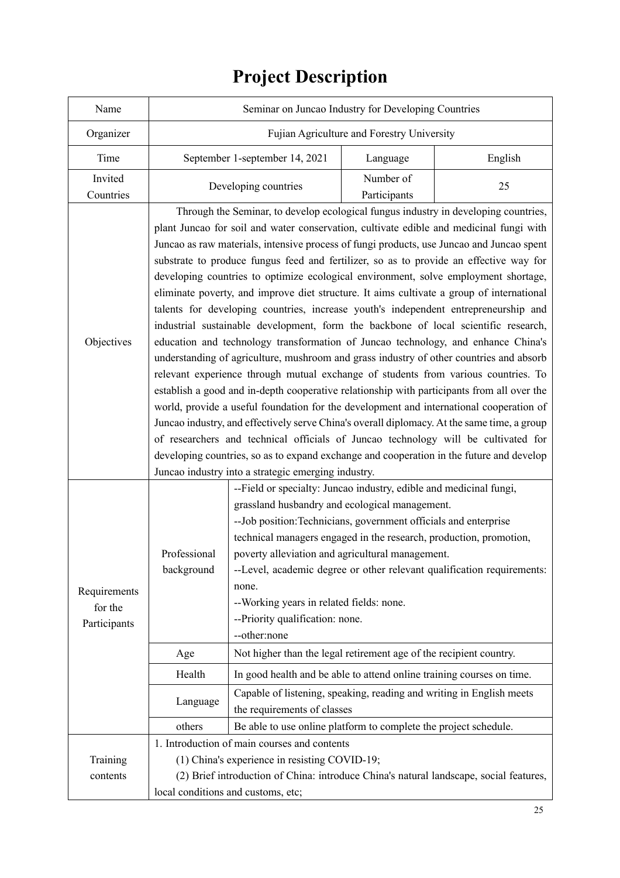# Project Description

| Name | Seminar on Juncao Industry for Developing Countries | | |
|---|---|---|---|
| Organizer | Fujian Agriculture and Forestry University | | |
| Time | September 1-september 14, 2021 | Language | English |
| Invited Countries | Developing countries | Number of Participants | 25 |
| Objectives | Through the Seminar, to develop ecological fungus industry in developing countries, plant Juncao for soil and water conservation, cultivate edible and medicinal fungi with Juncao as raw materials, intensive process of fungi products, use Juncao and Juncao spent substrate to produce fungus feed and fertilizer, so as to provide an effective way for developing countries to optimize ecological environment, solve employment shortage, eliminate poverty, and improve diet structure. It aims cultivate a group of international talents for developing countries, increase youth's independent entrepreneurship and industrial sustainable development, form the backbone of local scientific research, education and technology transformation of Juncao technology, and enhance China's understanding of agriculture, mushroom and grass industry of other countries and absorb relevant experience through mutual exchange of students from various countries. To establish a good and in-depth cooperative relationship with participants from all over the world, provide a useful foundation for the development and international cooperation of Juncao industry, and effectively serve China's overall diplomacy. At the same time, a group of researchers and technical officials of Juncao technology will be cultivated for developing countries, so as to expand exchange and cooperation in the future and develop Juncao industry into a strategic emerging industry. | | |
| Requirements for the Participants | Professional background | --Field or specialty: Juncao industry, edible and medicinal fungi, grassland husbandry and ecological management.<br>--Job position:Technicians, government officials and enterprise technical managers engaged in the research, production, promotion, poverty alleviation and agricultural management.<br>--Level, academic degree or other relevant qualification requirements: none.<br>--Working years in related fields: none.<br>--Priority qualification: none.<br>--other:none | |
| | Age | Not higher than the legal retirement age of the recipient country. | |
| | Health | In good health and be able to attend online training courses on time. | |
| | Language | Capable of listening, speaking, reading and writing in English meets the requirements of classes | |
| | others | Be able to use online platform to complete the project schedule. | |
| Training contents | 1. Introduction of main courses and contents<br>(1) China's experience in resisting COVID-19;<br>(2) Brief introduction of China: introduce China's natural landscape, social features, local conditions and customs, etc; | | |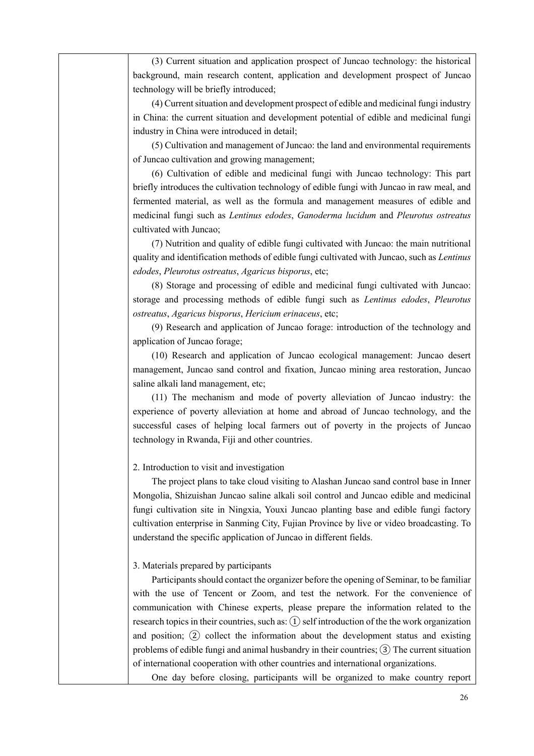| | (3) Current situation and application prospect of Juncao technology: the historical background, main research content, application and development prospect of Juncao technology will be briefly introduced;<br>(4) Current situation and development prospect of edible and medicinal fungi industry in China: the current situation and development potential of edible and medicinal fungi industry in China were introduced in detail;<br>(5) Cultivation and management of Juncao: the land and environmental requirements of Juncao cultivation and growing management;<br>(6) Cultivation of edible and medicinal fungi with Juncao technology: This part briefly introduces the cultivation technology of edible fungi with Juncao in raw meal, and fermented material, as well as the formula and management measures of edible and medicinal fungi such as *Lentinus edodes*, *Ganoderma lucidum* and *Pleurotus ostreatus* cultivated with Juncao;<br>(7) Nutrition and quality of edible fungi cultivated with Juncao: the main nutritional quality and identification methods of edible fungi cultivated with Juncao, such as *Lentinus edodes*, *Pleurotus ostreatus*, *Agaricus bisporus*, etc;<br>(8) Storage and processing of edible and medicinal fungi cultivated with Juncao: storage and processing methods of edible fungi such as *Lentinus edodes*, *Pleurotus ostreatus*, *Agaricus bisporus*, *Hericium erinaceus*, etc;<br>(9) Research and application of Juncao forage: introduction of the technology and application of Juncao forage;<br>(10) Research and application of Juncao ecological management: Juncao desert management, Juncao sand control and fixation, Juncao mining area restoration, Juncao saline alkali land management, etc;<br>(11) The mechanism and mode of poverty alleviation of Juncao industry: the experience of poverty alleviation at home and abroad of Juncao technology, and the successful cases of helping local farmers out of poverty in the projects of Juncao technology in Rwanda, Fiji and other countries.<br><br>2. Introduction to visit and investigation<br>The project plans to take cloud visiting to Alashan Juncao sand control base in Inner Mongolia, Shizuishan Juncao saline alkali soil control and Juncao edible and medicinal fungi cultivation site in Ningxia, Youxi Juncao planting base and edible fungi factory cultivation enterprise in Sanming City, Fujian Province by live or video broadcasting. To understand the specific application of Juncao in different fields.<br><br>3. Materials prepared by participants<br>Participants should contact the organizer before the opening of Seminar, to be familiar with the use of Tencent or Zoom, and test the network. For the convenience of communication with Chinese experts, please prepare the information related to the research topics in their countries, such as: ① self introduction of the the work organization and position; ② collect the information about the development status and existing problems of edible fungi and animal husbandry in their countries; ③ The current situation of international cooperation with other countries and international organizations.<br>One day before closing, participants will be organized to make country report |
|---|---|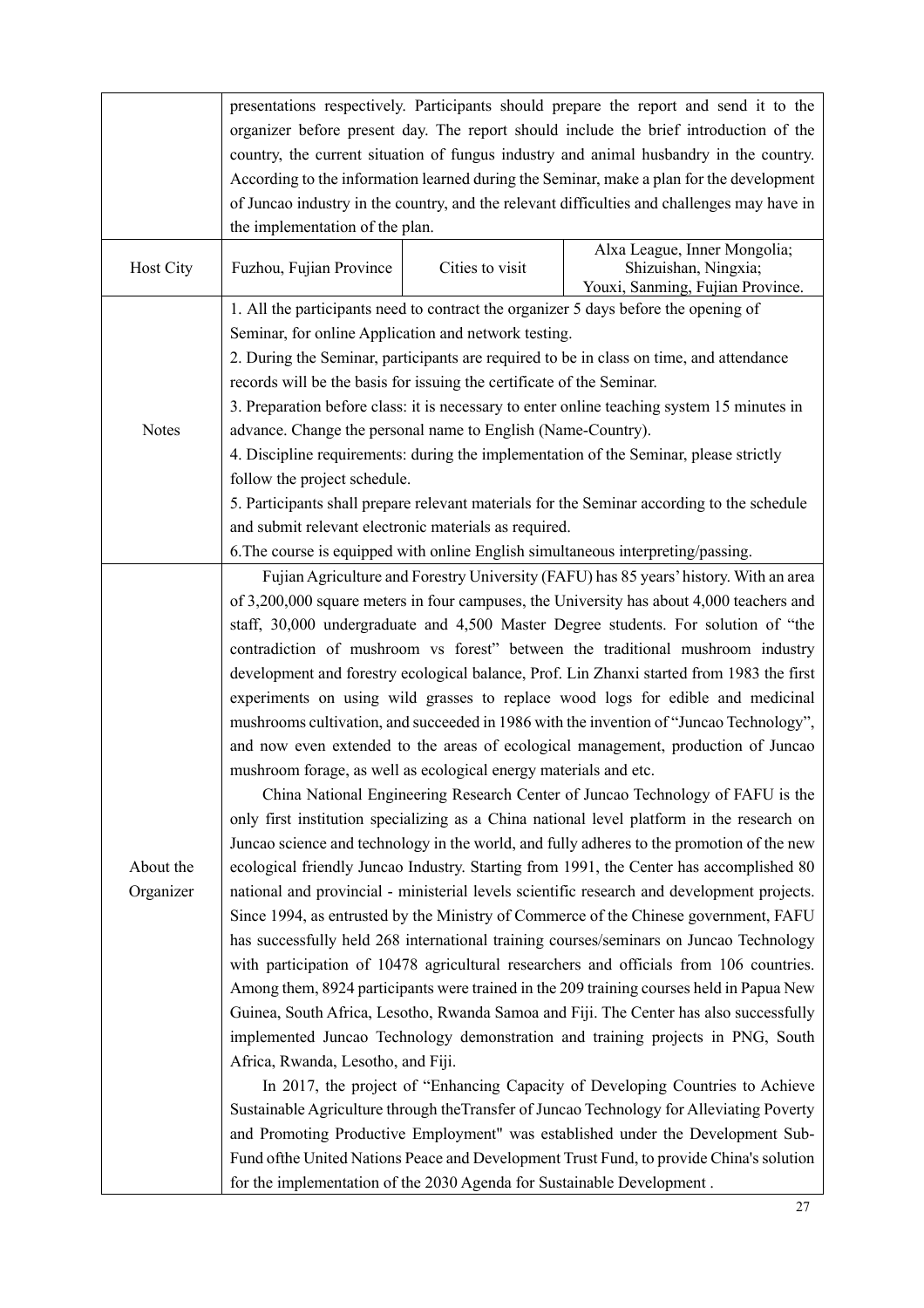| | | | |
|---|---|---|---|
| | presentations respectively. Participants should prepare the report and send it to the organizer before present day. The report should include the brief introduction of the country, the current situation of fungus industry and animal husbandry in the country. According to the information learned during the Seminar, make a plan for the development of Juncao industry in the country, and the relevant difficulties and challenges may have in the implementation of the plan. | | |
| Host City | Fuzhou, Fujian Province | Cities to visit | Alxa League, Inner Mongolia; Shizuishan, Ningxia; Youxi, Sanming, Fujian Province. |
| Notes | 1. All the participants need to contract the organizer 5 days before the opening of Seminar, for online Application and network testing.<br>2. During the Seminar, participants are required to be in class on time, and attendance records will be the basis for issuing the certificate of the Seminar.<br>3. Preparation before class: it is necessary to enter online teaching system 15 minutes in advance. Change the personal name to English (Name-Country).<br>4. Discipline requirements: during the implementation of the Seminar, please strictly follow the project schedule.<br>5. Participants shall prepare relevant materials for the Seminar according to the schedule and submit relevant electronic materials as required.<br>6.The course is equipped with online English simultaneous interpreting/passing. | | |
| About the Organizer | Fujian Agriculture and Forestry University (FAFU) has 85 years' history. With an area of 3,200,000 square meters in four campuses, the University has about 4,000 teachers and staff, 30,000 undergraduate and 4,500 Master Degree students. For solution of "the contradiction of mushroom vs forest" between the traditional mushroom industry development and forestry ecological balance, Prof. Lin Zhanxi started from 1983 the first experiments on using wild grasses to replace wood logs for edible and medicinal mushrooms cultivation, and succeeded in 1986 with the invention of "Juncao Technology", and now even extended to the areas of ecological management, production of Juncao mushroom forage, as well as ecological energy materials and etc.<br>China National Engineering Research Center of Juncao Technology of FAFU is the only first institution specializing as a China national level platform in the research on Juncao science and technology in the world, and fully adheres to the promotion of the new ecological friendly Juncao Industry. Starting from 1991, the Center has accomplished 80 national and provincial - ministerial levels scientific research and development projects. Since 1994, as entrusted by the Ministry of Commerce of the Chinese government, FAFU has successfully held 268 international training courses/seminars on Juncao Technology with participation of 10478 agricultural researchers and officials from 106 countries. Among them, 8924 participants were trained in the 209 training courses held in Papua New Guinea, South Africa, Lesotho, Rwanda Samoa and Fiji. The Center has also successfully implemented Juncao Technology demonstration and training projects in PNG, South Africa, Rwanda, Lesotho, and Fiji.<br>In 2017, the project of "Enhancing Capacity of Developing Countries to Achieve Sustainable Agriculture through theTransfer of Juncao Technology for Alleviating Poverty and Promoting Productive Employment" was established under the Development Sub-Fund ofthe United Nations Peace and Development Trust Fund, to provide China's solution for the implementation of the 2030 Agenda for Sustainable Development . | | |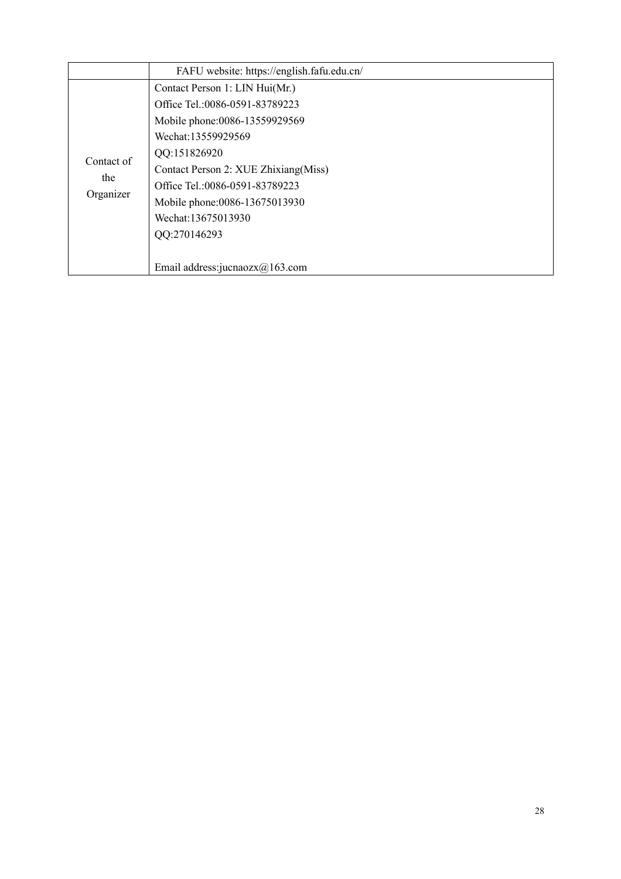| | |
|---|---|
| | FAFU website: https://english.fafu.edu.cn/ |
| Contact of the Organizer | Contact Person 1: LIN Hui(Mr.)<br>Office Tel.:0086-0591-83789223<br>Mobile phone:0086-13559929569<br>Wechat:13559929569<br>QQ:151826920<br>Contact Person 2: XUE Zhixiang(Miss)<br>Office Tel.:0086-0591-83789223<br>Mobile phone:0086-13675013930<br>Wechat:13675013930<br>QQ:270146293<br><br>Email address:jucnaozx@163.com |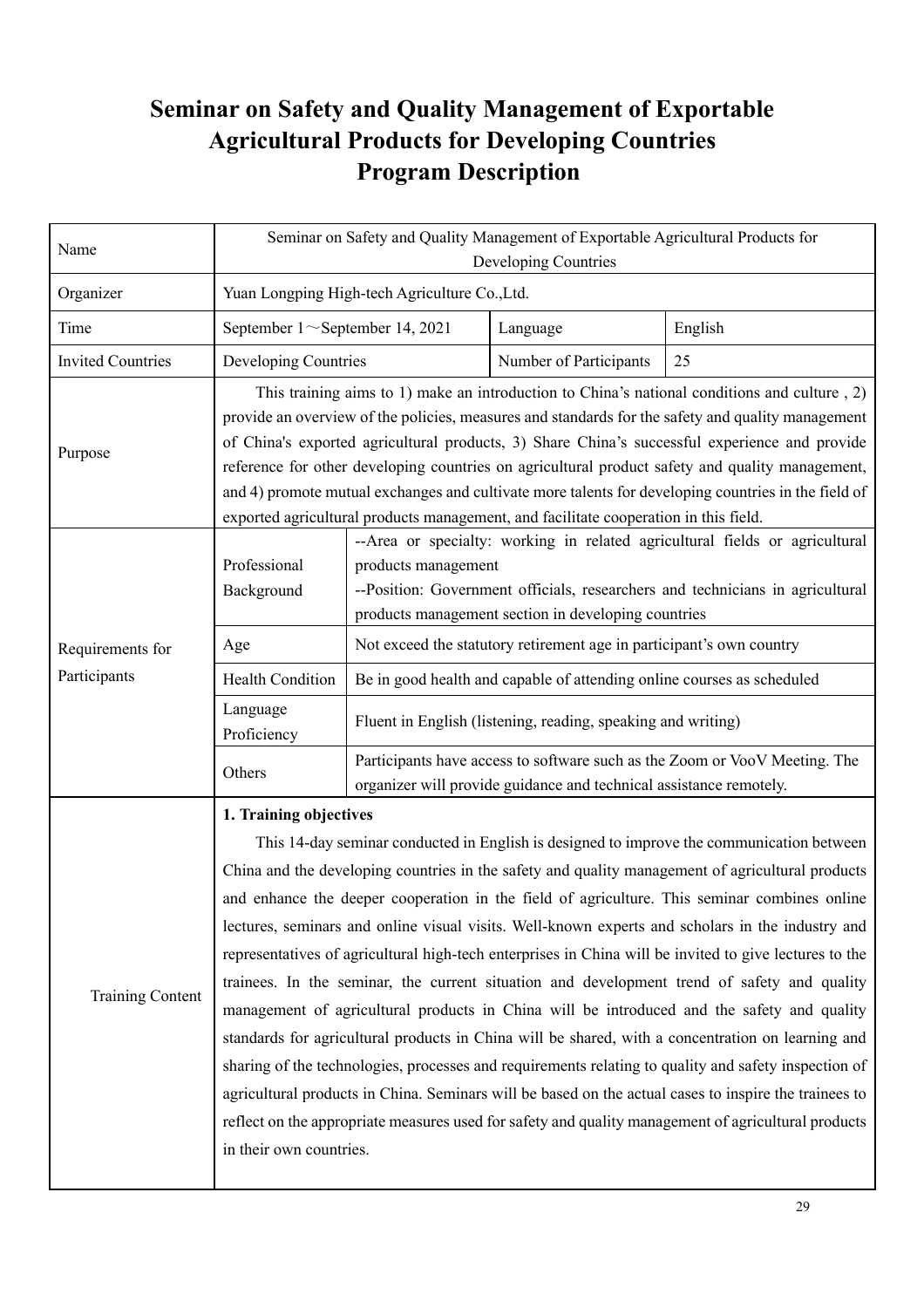# Seminar on Safety and Quality Management of Exportable Agricultural Products for Developing Countries Program Description

| | | | | |
|---|---|---|---|---|
| Name | Seminar on Safety and Quality Management of Exportable Agricultural Products for Developing Countries | | | |
| Organizer | Yuan Longping High-tech Agriculture Co.,Ltd. | | | |
| Time | September 1～September 14, 2021 | | Language | English |
| Invited Countries | Developing Countries | | Number of Participants | 25 |
| Purpose | This training aims to 1) make an introduction to China's national conditions and culture , 2) provide an overview of the policies, measures and standards for the safety and quality management of China's exported agricultural products, 3) Share China's successful experience and provide reference for other developing countries on agricultural product safety and quality management, and 4) promote mutual exchanges and cultivate more talents for developing countries in the field of exported agricultural products management, and facilitate cooperation in this field. | | | |
| Requirements for Participants | Professional Background | --Area or specialty: working in related agricultural fields or agricultural products management<br>--Position: Government officials, researchers and technicians in agricultural products management section in developing countries | | |
| | Age | Not exceed the statutory retirement age in participant's own country | | |
| | Health Condition | Be in good health and capable of attending online courses as scheduled | | |
| | Language Proficiency | Fluent in English (listening, reading, speaking and writing) | | |
| | Others | Participants have access to software such as the Zoom or VooV Meeting. The organizer will provide guidance and technical assistance remotely. | | |
| Training Content | **1. Training objectives**<br>This 14-day seminar conducted in English is designed to improve the communication between China and the developing countries in the safety and quality management of agricultural products and enhance the deeper cooperation in the field of agriculture. This seminar combines online lectures, seminars and online visual visits. Well-known experts and scholars in the industry and representatives of agricultural high-tech enterprises in China will be invited to give lectures to the trainees. In the seminar, the current situation and development trend of safety and quality management of agricultural products in China will be introduced and the safety and quality standards for agricultural products in China will be shared, with a concentration on learning and sharing of the technologies, processes and requirements relating to quality and safety inspection of agricultural products in China. Seminars will be based on the actual cases to inspire the trainees to reflect on the appropriate measures used for safety and quality management of agricultural products in their own countries. | | | |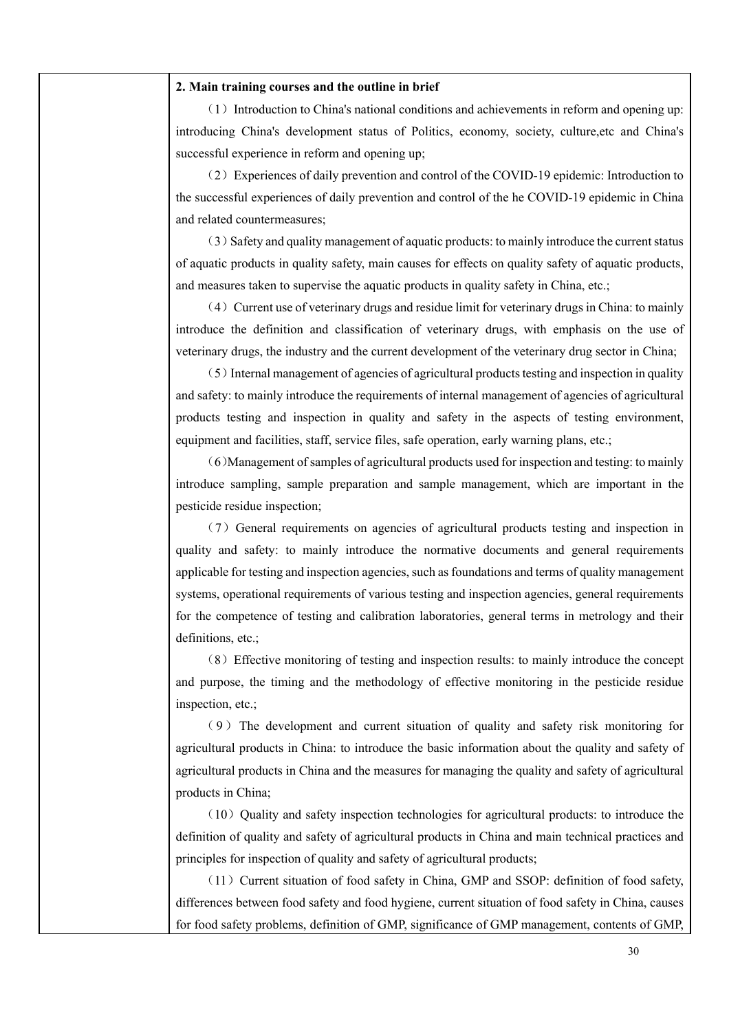**2. Main training courses and the outline in brief**

（1）Introduction to China's national conditions and achievements in reform and opening up: introducing China's development status of Politics, economy, society, culture,etc and China's successful experience in reform and opening up;

（2）Experiences of daily prevention and control of the COVID-19 epidemic: Introduction to the successful experiences of daily prevention and control of the he COVID-19 epidemic in China and related countermeasures;

（3）Safety and quality management of aquatic products: to mainly introduce the current status of aquatic products in quality safety, main causes for effects on quality safety of aquatic products, and measures taken to supervise the aquatic products in quality safety in China, etc.;

（4）Current use of veterinary drugs and residue limit for veterinary drugs in China: to mainly introduce the definition and classification of veterinary drugs, with emphasis on the use of veterinary drugs, the industry and the current development of the veterinary drug sector in China;

（5）Internal management of agencies of agricultural products testing and inspection in quality and safety: to mainly introduce the requirements of internal management of agencies of agricultural products testing and inspection in quality and safety in the aspects of testing environment, equipment and facilities, staff, service files, safe operation, early warning plans, etc.;

（6)Management of samples of agricultural products used for inspection and testing: to mainly introduce sampling, sample preparation and sample management, which are important in the pesticide residue inspection;

（7）General requirements on agencies of agricultural products testing and inspection in quality and safety: to mainly introduce the normative documents and general requirements applicable for testing and inspection agencies, such as foundations and terms of quality management systems, operational requirements of various testing and inspection agencies, general requirements for the competence of testing and calibration laboratories, general terms in metrology and their definitions, etc.;

（8）Effective monitoring of testing and inspection results: to mainly introduce the concept and purpose, the timing and the methodology of effective monitoring in the pesticide residue inspection, etc.;

（9）The development and current situation of quality and safety risk monitoring for agricultural products in China: to introduce the basic information about the quality and safety of agricultural products in China and the measures for managing the quality and safety of agricultural products in China;

（10）Quality and safety inspection technologies for agricultural products: to introduce the definition of quality and safety of agricultural products in China and main technical practices and principles for inspection of quality and safety of agricultural products;

（11）Current situation of food safety in China, GMP and SSOP: definition of food safety, differences between food safety and food hygiene, current situation of food safety in China, causes for food safety problems, definition of GMP, significance of GMP management, contents of GMP,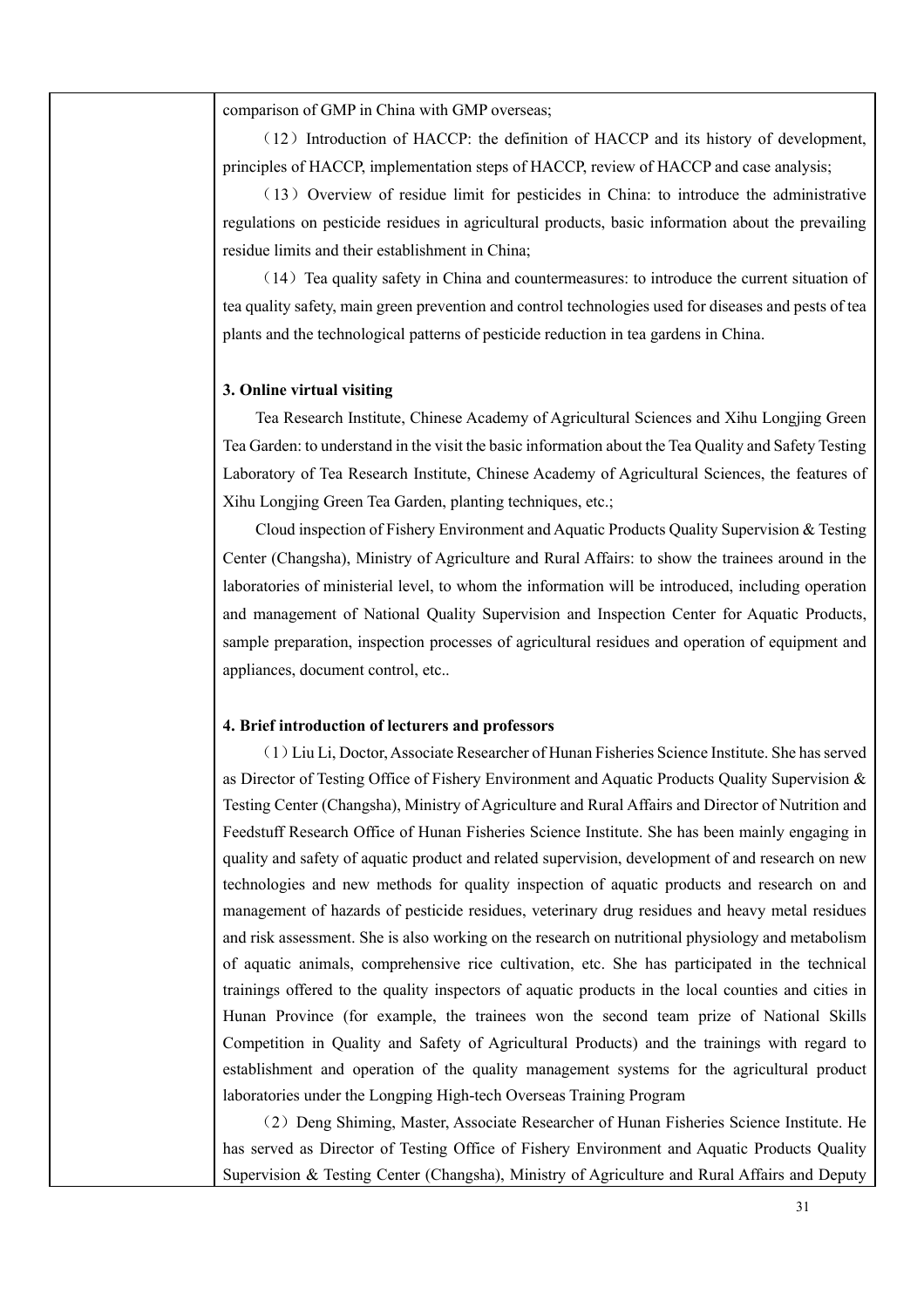comparison of GMP in China with GMP overseas;

（12）Introduction of HACCP: the definition of HACCP and its history of development, principles of HACCP, implementation steps of HACCP, review of HACCP and case analysis;

（13）Overview of residue limit for pesticides in China: to introduce the administrative regulations on pesticide residues in agricultural products, basic information about the prevailing residue limits and their establishment in China;

（14）Tea quality safety in China and countermeasures: to introduce the current situation of tea quality safety, main green prevention and control technologies used for diseases and pests of tea plants and the technological patterns of pesticide reduction in tea gardens in China.

**3. Online virtual visiting**

Tea Research Institute, Chinese Academy of Agricultural Sciences and Xihu Longjing Green Tea Garden: to understand in the visit the basic information about the Tea Quality and Safety Testing Laboratory of Tea Research Institute, Chinese Academy of Agricultural Sciences, the features of Xihu Longjing Green Tea Garden, planting techniques, etc.;

Cloud inspection of Fishery Environment and Aquatic Products Quality Supervision & Testing Center (Changsha), Ministry of Agriculture and Rural Affairs: to show the trainees around in the laboratories of ministerial level, to whom the information will be introduced, including operation and management of National Quality Supervision and Inspection Center for Aquatic Products, sample preparation, inspection processes of agricultural residues and operation of equipment and appliances, document control, etc..

**4. Brief introduction of lecturers and professors**

（1）Liu Li, Doctor, Associate Researcher of Hunan Fisheries Science Institute. She has served as Director of Testing Office of Fishery Environment and Aquatic Products Quality Supervision & Testing Center (Changsha), Ministry of Agriculture and Rural Affairs and Director of Nutrition and Feedstuff Research Office of Hunan Fisheries Science Institute. She has been mainly engaging in quality and safety of aquatic product and related supervision, development of and research on new technologies and new methods for quality inspection of aquatic products and research on and management of hazards of pesticide residues, veterinary drug residues and heavy metal residues and risk assessment. She is also working on the research on nutritional physiology and metabolism of aquatic animals, comprehensive rice cultivation, etc. She has participated in the technical trainings offered to the quality inspectors of aquatic products in the local counties and cities in Hunan Province (for example, the trainees won the second team prize of National Skills Competition in Quality and Safety of Agricultural Products) and the trainings with regard to establishment and operation of the quality management systems for the agricultural product laboratories under the Longping High-tech Overseas Training Program

（2）Deng Shiming, Master, Associate Researcher of Hunan Fisheries Science Institute. He has served as Director of Testing Office of Fishery Environment and Aquatic Products Quality Supervision & Testing Center (Changsha), Ministry of Agriculture and Rural Affairs and Deputy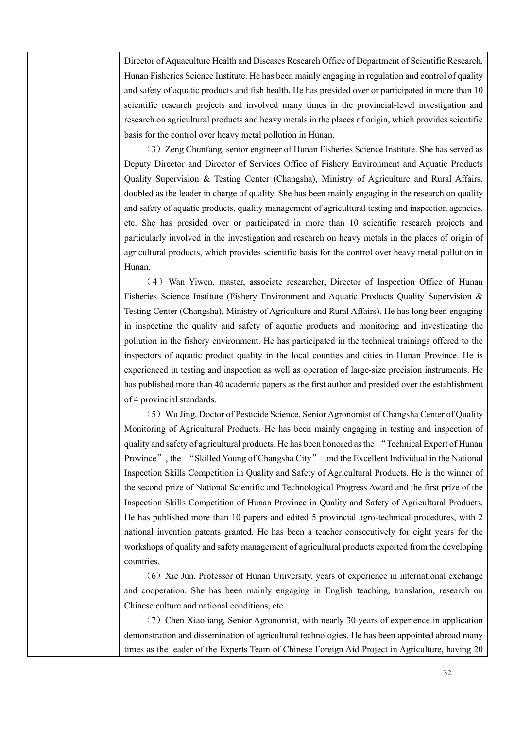| | Director of Aquaculture Health and Diseases Research Office of Department of Scientific Research, Hunan Fisheries Science Institute. He has been mainly engaging in regulation and control of quality and safety of aquatic products and fish health. He has presided over or participated in more than 10 scientific research projects and involved many times in the provincial-level investigation and research on agricultural products and heavy metals in the places of origin, which provides scientific basis for the control over heavy metal pollution in Hunan.<br>（3）Zeng Chunfang, senior engineer of Hunan Fisheries Science Institute. She has served as Deputy Director and Director of Services Office of Fishery Environment and Aquatic Products Quality Supervision & Testing Center (Changsha), Ministry of Agriculture and Rural Affairs, doubled as the leader in charge of quality. She has been mainly engaging in the research on quality and safety of aquatic products, quality management of agricultural testing and inspection agencies, etc. She has presided over or participated in more than 10 scientific research projects and particularly involved in the investigation and research on heavy metals in the places of origin of agricultural products, which provides scientific basis for the control over heavy metal pollution in Hunan.<br>（4）Wan Yiwen, master, associate researcher, Director of Inspection Office of Hunan Fisheries Science Institute (Fishery Environment and Aquatic Products Quality Supervision & Testing Center (Changsha), Ministry of Agriculture and Rural Affairs). He has long been engaging in inspecting the quality and safety of aquatic products and monitoring and investigating the pollution in the fishery environment. He has participated in the technical trainings offered to the inspectors of aquatic product quality in the local counties and cities in Hunan Province. He is experienced in testing and inspection as well as operation of large-size precision instruments. He has published more than 40 academic papers as the first author and presided over the establishment of 4 provincial standards.<br>（5）Wu Jing, Doctor of Pesticide Science, Senior Agronomist of Changsha Center of Quality Monitoring of Agricultural Products. He has been mainly engaging in testing and inspection of quality and safety of agricultural products. He has been honored as the "Technical Expert of Hunan Province", the "Skilled Young of Changsha City" and the Excellent Individual in the National Inspection Skills Competition in Quality and Safety of Agricultural Products. He is the winner of the second prize of National Scientific and Technological Progress Award and the first prize of the Inspection Skills Competition of Hunan Province in Quality and Safety of Agricultural Products. He has published more than 10 papers and edited 5 provincial agro-technical procedures, with 2 national invention patents granted. He has been a teacher consecutively for eight years for the workshops of quality and safety management of agricultural products exported from the developing countries.<br>（6）Xie Jun, Professor of Hunan University, years of experience in international exchange and cooperation. She has been mainly engaging in English teaching, translation, research on Chinese culture and national conditions, etc.<br>（7）Chen Xiaoliang, Senior Agronomist, with nearly 30 years of experience in application demonstration and dissemination of agricultural technologies. He has been appointed abroad many times as the leader of the Experts Team of Chinese Foreign Aid Project in Agriculture, having 20 |
|---|---|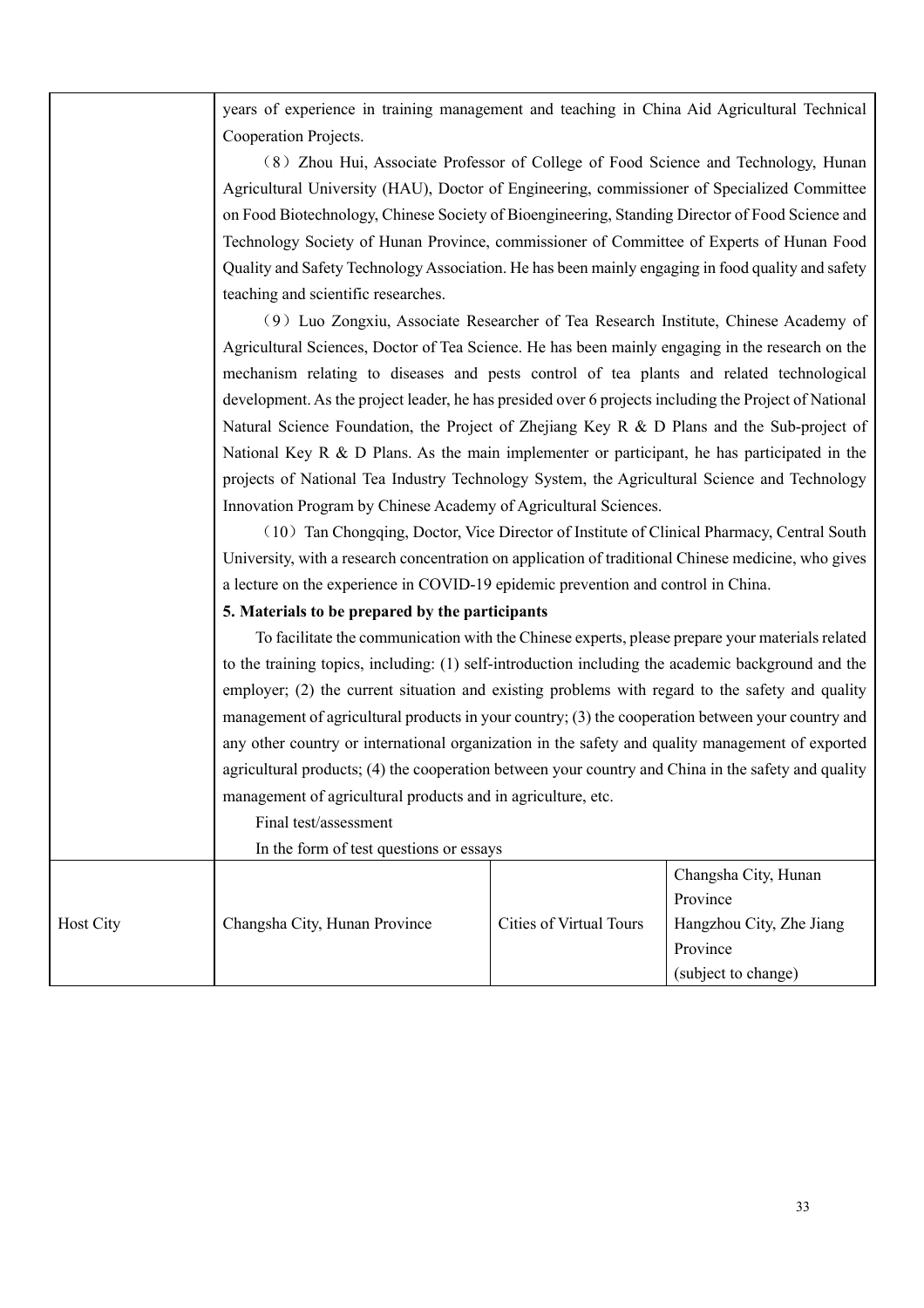| | | | |
|---|---|---|---|
| | years of experience in training management and teaching in China Aid Agricultural Technical Cooperation Projects.<br>（8）Zhou Hui, Associate Professor of College of Food Science and Technology, Hunan Agricultural University (HAU), Doctor of Engineering, commissioner of Specialized Committee on Food Biotechnology, Chinese Society of Bioengineering, Standing Director of Food Science and Technology Society of Hunan Province, commissioner of Committee of Experts of Hunan Food Quality and Safety Technology Association. He has been mainly engaging in food quality and safety teaching and scientific researches.<br>（9）Luo Zongxiu, Associate Researcher of Tea Research Institute, Chinese Academy of Agricultural Sciences, Doctor of Tea Science. He has been mainly engaging in the research on the mechanism relating to diseases and pests control of tea plants and related technological development. As the project leader, he has presided over 6 projects including the Project of National Natural Science Foundation, the Project of Zhejiang Key R & D Plans and the Sub-project of National Key R & D Plans. As the main implementer or participant, he has participated in the projects of National Tea Industry Technology System, the Agricultural Science and Technology Innovation Program by Chinese Academy of Agricultural Sciences.<br>（10）Tan Chongqing, Doctor, Vice Director of Institute of Clinical Pharmacy, Central South University, with a research concentration on application of traditional Chinese medicine, who gives a lecture on the experience in COVID-19 epidemic prevention and control in China.<br>**5. Materials to be prepared by the participants**<br>To facilitate the communication with the Chinese experts, please prepare your materials related to the training topics, including: (1) self-introduction including the academic background and the employer; (2) the current situation and existing problems with regard to the safety and quality management of agricultural products in your country; (3) the cooperation between your country and any other country or international organization in the safety and quality management of exported agricultural products; (4) the cooperation between your country and China in the safety and quality management of agricultural products and in agriculture, etc.<br>Final test/assessment<br>In the form of test questions or essays | | |
| Host City | Changsha City, Hunan Province | Cities of Virtual Tours | Changsha City, Hunan Province<br>Hangzhou City, Zhe Jiang Province<br>(subject to change) |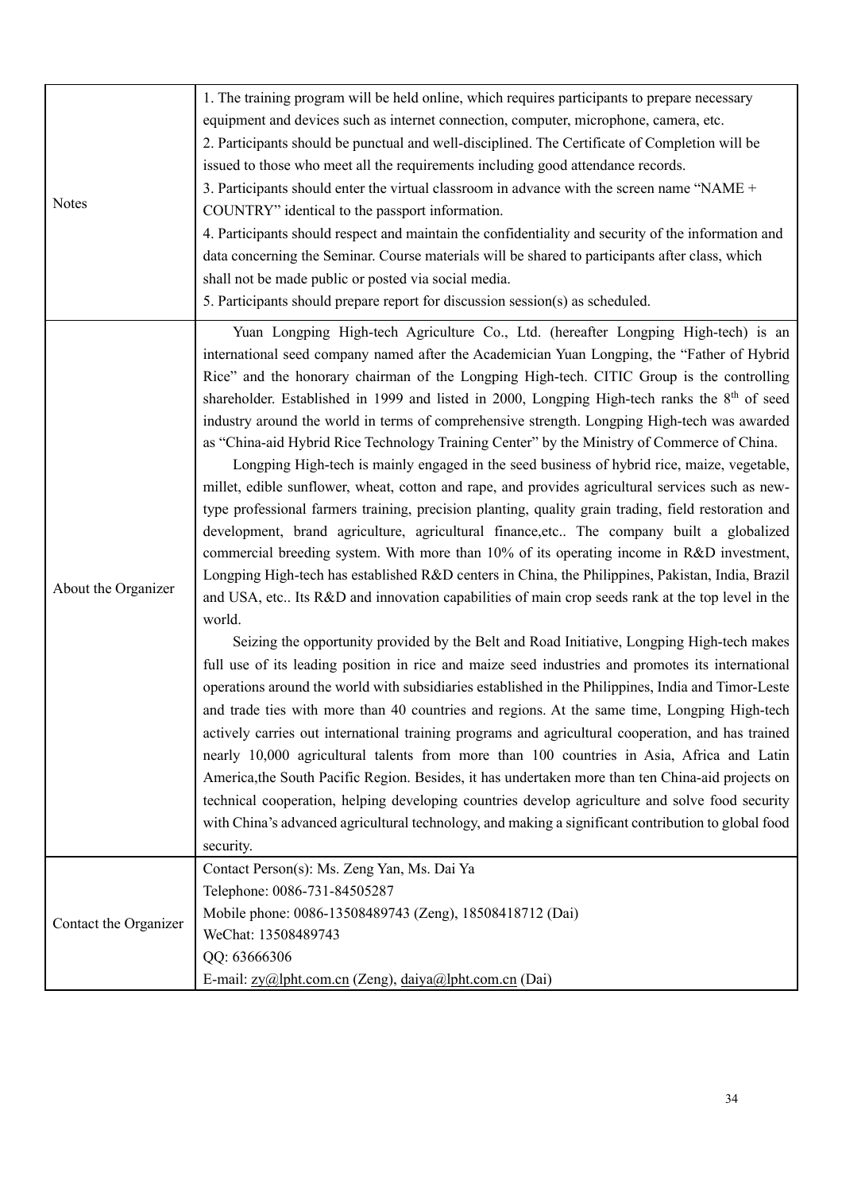| Notes | 1. The training program will be held online, which requires participants to prepare necessary equipment and devices such as internet connection, computer, microphone, camera, etc.<br>2. Participants should be punctual and well-disciplined. The Certificate of Completion will be issued to those who meet all the requirements including good attendance records.<br>3. Participants should enter the virtual classroom in advance with the screen name "NAME + COUNTRY" identical to the passport information.<br>4. Participants should respect and maintain the confidentiality and security of the information and data concerning the Seminar. Course materials will be shared to participants after class, which shall not be made public or posted via social media.<br>5. Participants should prepare report for discussion session(s) as scheduled. |
|---|---|
| About the Organizer | Yuan Longping High-tech Agriculture Co., Ltd. (hereafter Longping High-tech) is an international seed company named after the Academician Yuan Longping, the "Father of Hybrid Rice" and the honorary chairman of the Longping High-tech. CITIC Group is the controlling shareholder. Established in 1999 and listed in 2000, Longping High-tech ranks the 8th of seed industry around the world in terms of comprehensive strength. Longping High-tech was awarded as "China-aid Hybrid Rice Technology Training Center" by the Ministry of Commerce of China.<br>Longping High-tech is mainly engaged in the seed business of hybrid rice, maize, vegetable, millet, edible sunflower, wheat, cotton and rape, and provides agricultural services such as new-type professional farmers training, precision planting, quality grain trading, field restoration and development, brand agriculture, agricultural finance,etc.. The company built a globalized commercial breeding system. With more than 10% of its operating income in R&D investment, Longping High-tech has established R&D centers in China, the Philippines, Pakistan, India, Brazil and USA, etc.. Its R&D and innovation capabilities of main crop seeds rank at the top level in the world.<br>Seizing the opportunity provided by the Belt and Road Initiative, Longping High-tech makes full use of its leading position in rice and maize seed industries and promotes its international operations around the world with subsidiaries established in the Philippines, India and Timor-Leste and trade ties with more than 40 countries and regions. At the same time, Longping High-tech actively carries out international training programs and agricultural cooperation, and has trained nearly 10,000 agricultural talents from more than 100 countries in Asia, Africa and Latin America,the South Pacific Region. Besides, it has undertaken more than ten China-aid projects on technical cooperation, helping developing countries develop agriculture and solve food security with China's advanced agricultural technology, and making a significant contribution to global food security. |
| Contact the Organizer | Contact Person(s): Ms. Zeng Yan, Ms. Dai Ya<br>Telephone: 0086-731-84505287<br>Mobile phone: 0086-13508489743 (Zeng), 18508418712 (Dai)<br>WeChat: 13508489743<br>QQ: 63666306<br>E-mail: zy@lpht.com.cn (Zeng), daiya@lpht.com.cn (Dai) |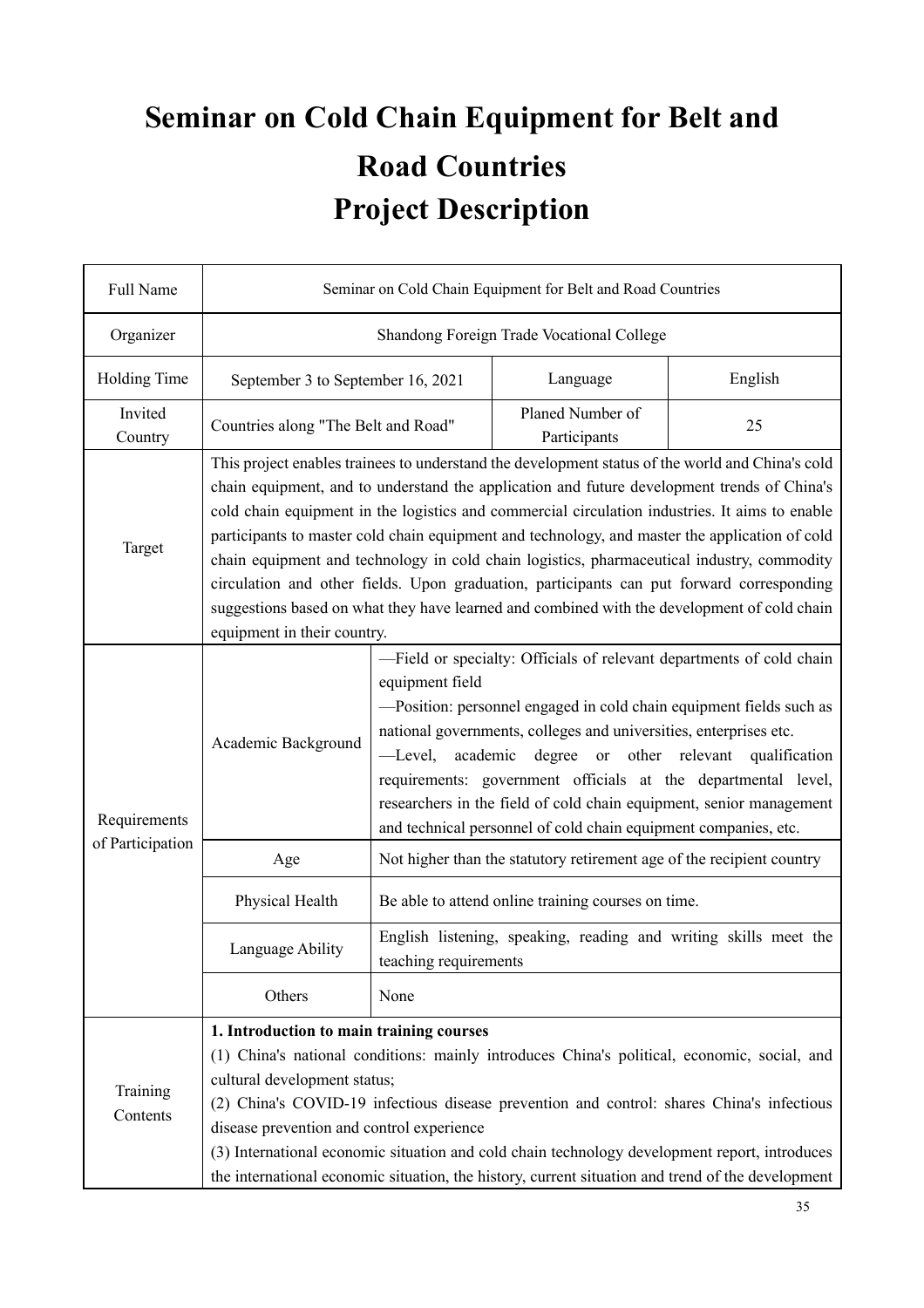# Seminar on Cold Chain Equipment for Belt and Road Countries
# Project Description

| Full Name | Seminar on Cold Chain Equipment for Belt and Road Countries | | |
|---|---|---|---|
| Organizer | Shandong Foreign Trade Vocational College | | |
| Holding Time | September 3 to September 16, 2021 | Language | English |
| Invited Country | Countries along "The Belt and Road" | Planed Number of Participants | 25 |
| Target | This project enables trainees to understand the development status of the world and China's cold chain equipment, and to understand the application and future development trends of China's cold chain equipment in the logistics and commercial circulation industries. It aims to enable participants to master cold chain equipment and technology, and master the application of cold chain equipment and technology in cold chain logistics, pharmaceutical industry, commodity circulation and other fields. Upon graduation, participants can put forward corresponding suggestions based on what they have learned and combined with the development of cold chain equipment in their country. | | |
| Requirements of Participation | Academic Background | —Field or specialty: Officials of relevant departments of cold chain equipment field<br>—Position: personnel engaged in cold chain equipment fields such as national governments, colleges and universities, enterprises etc.<br>—Level, academic degree or other relevant qualification requirements: government officials at the departmental level, researchers in the field of cold chain equipment, senior management and technical personnel of cold chain equipment companies, etc. | |
| | Age | Not higher than the statutory retirement age of the recipient country | |
| | Physical Health | Be able to attend online training courses on time. | |
| | Language Ability | English listening, speaking, reading and writing skills meet the teaching requirements | |
| | Others | None | |
| Training Contents | **1. Introduction to main training courses**<br>(1) China's national conditions: mainly introduces China's political, economic, social, and cultural development status;<br>(2) China's COVID-19 infectious disease prevention and control: shares China's infectious disease prevention and control experience<br>(3) International economic situation and cold chain technology development report, introduces the international economic situation, the history, current situation and trend of the development | | |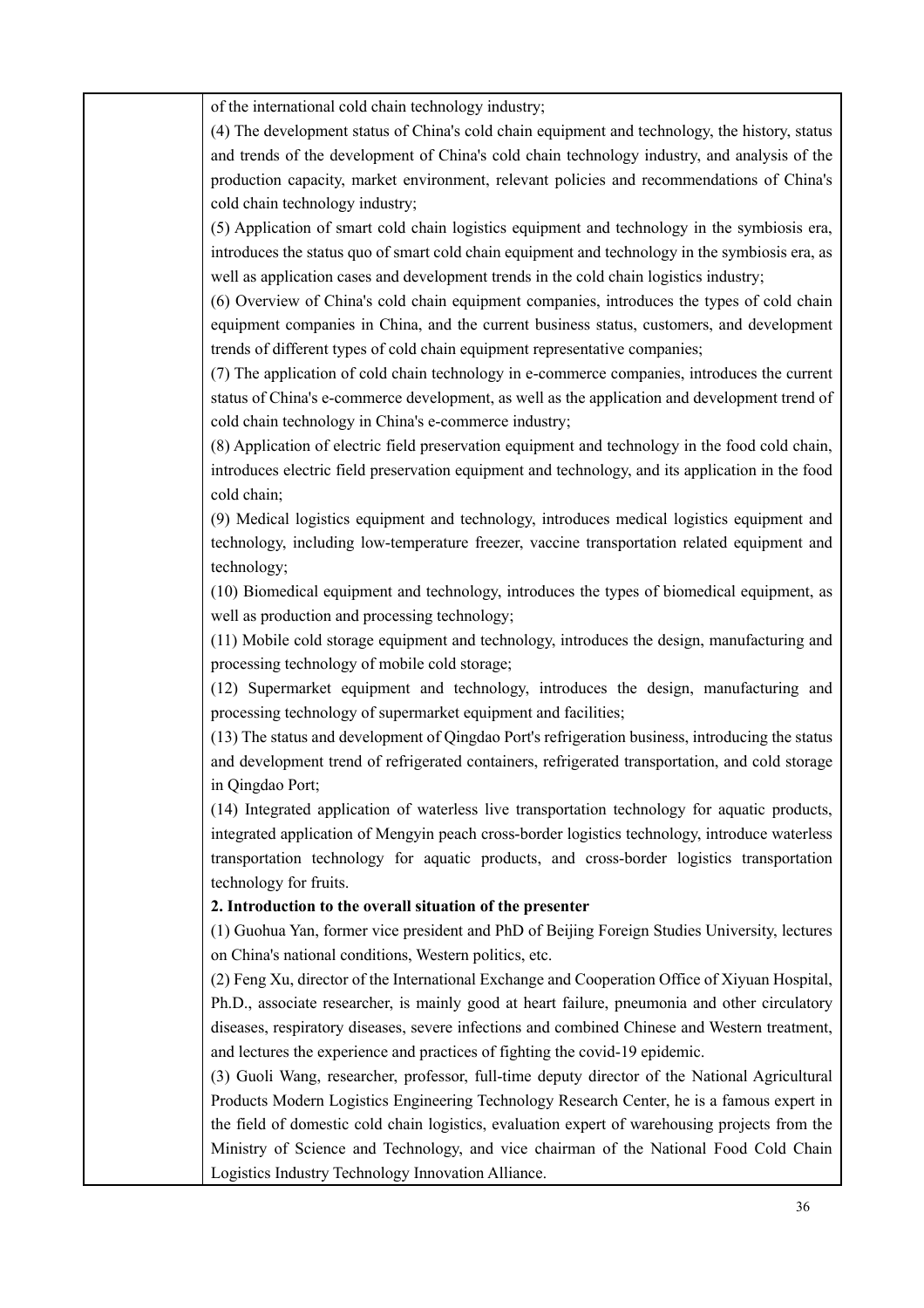| | of the international cold chain technology industry;<br>(4) The development status of China's cold chain equipment and technology, the history, status and trends of the development of China's cold chain technology industry, and analysis of the production capacity, market environment, relevant policies and recommendations of China's cold chain technology industry;<br>(5) Application of smart cold chain logistics equipment and technology in the symbiosis era, introduces the status quo of smart cold chain equipment and technology in the symbiosis era, as well as application cases and development trends in the cold chain logistics industry;<br>(6) Overview of China's cold chain equipment companies, introduces the types of cold chain equipment companies in China, and the current business status, customers, and development trends of different types of cold chain equipment representative companies;<br>(7) The application of cold chain technology in e-commerce companies, introduces the current status of China's e-commerce development, as well as the application and development trend of cold chain technology in China's e-commerce industry;<br>(8) Application of electric field preservation equipment and technology in the food cold chain, introduces electric field preservation equipment and technology, and its application in the food cold chain;<br>(9) Medical logistics equipment and technology, introduces medical logistics equipment and technology, including low-temperature freezer, vaccine transportation related equipment and technology;<br>(10) Biomedical equipment and technology, introduces the types of biomedical equipment, as well as production and processing technology;<br>(11) Mobile cold storage equipment and technology, introduces the design, manufacturing and processing technology of mobile cold storage;<br>(12) Supermarket equipment and technology, introduces the design, manufacturing and processing technology of supermarket equipment and facilities;<br>(13) The status and development of Qingdao Port's refrigeration business, introducing the status and development trend of refrigerated containers, refrigerated transportation, and cold storage in Qingdao Port;<br>(14) Integrated application of waterless live transportation technology for aquatic products, integrated application of Mengyin peach cross-border logistics technology, introduce waterless transportation technology for aquatic products, and cross-border logistics transportation technology for fruits.<br>**2. Introduction to the overall situation of the presenter**<br>(1) Guohua Yan, former vice president and PhD of Beijing Foreign Studies University, lectures on China's national conditions, Western politics, etc.<br>(2) Feng Xu, director of the International Exchange and Cooperation Office of Xiyuan Hospital, Ph.D., associate researcher, is mainly good at heart failure, pneumonia and other circulatory diseases, respiratory diseases, severe infections and combined Chinese and Western treatment, and lectures the experience and practices of fighting the covid-19 epidemic.<br>(3) Guoli Wang, researcher, professor, full-time deputy director of the National Agricultural Products Modern Logistics Engineering Technology Research Center, he is a famous expert in the field of domestic cold chain logistics, evaluation expert of warehousing projects from the Ministry of Science and Technology, and vice chairman of the National Food Cold Chain Logistics Industry Technology Innovation Alliance. |
|---|---|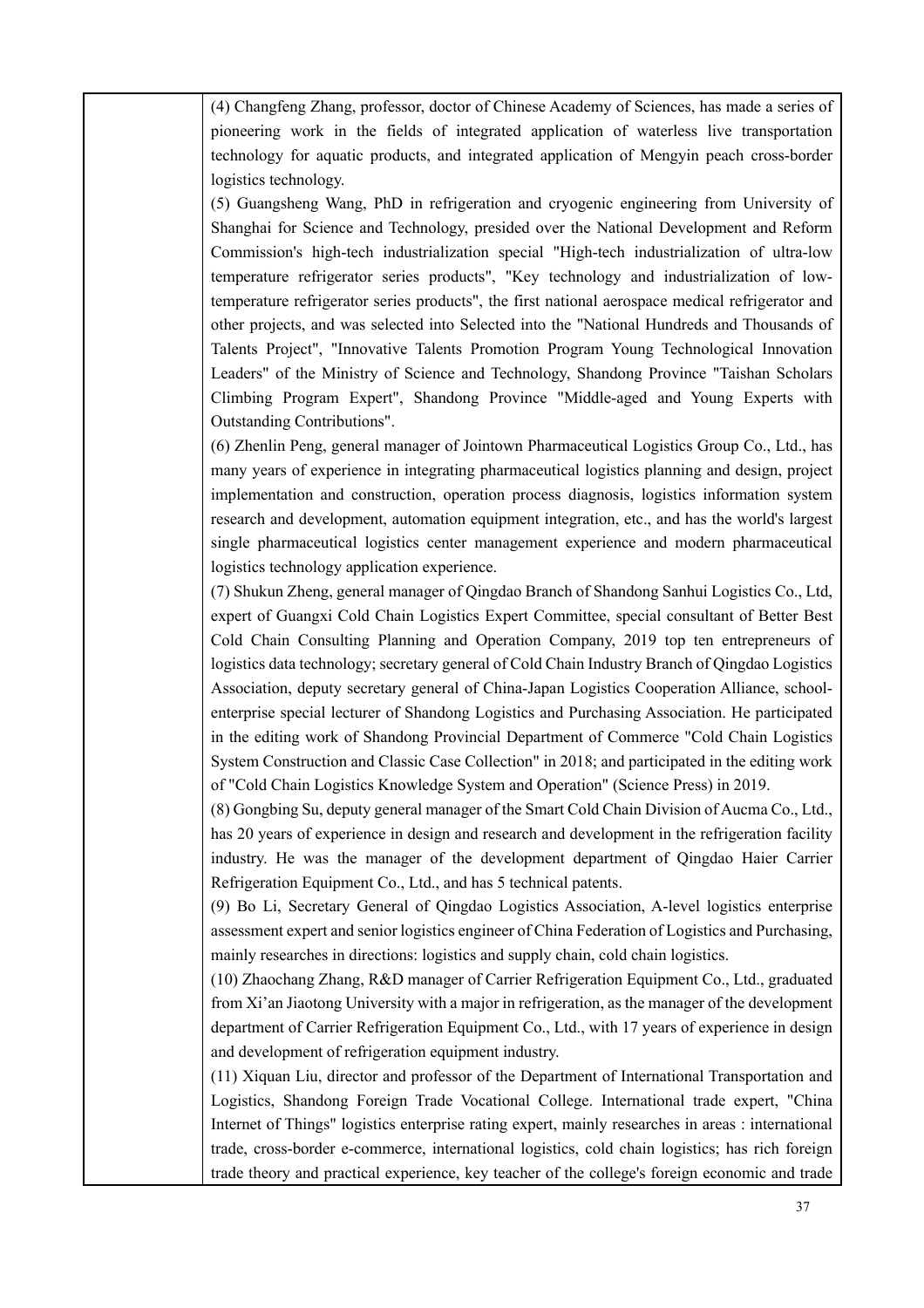(4) Changfeng Zhang, professor, doctor of Chinese Academy of Sciences, has made a series of pioneering work in the fields of integrated application of waterless live transportation technology for aquatic products, and integrated application of Mengyin peach cross-border logistics technology.

(5) Guangsheng Wang, PhD in refrigeration and cryogenic engineering from University of Shanghai for Science and Technology, presided over the National Development and Reform Commission's high-tech industrialization special "High-tech industrialization of ultra-low temperature refrigerator series products", "Key technology and industrialization of low-temperature refrigerator series products", the first national aerospace medical refrigerator and other projects, and was selected into Selected into the "National Hundreds and Thousands of Talents Project", "Innovative Talents Promotion Program Young Technological Innovation Leaders" of the Ministry of Science and Technology, Shandong Province "Taishan Scholars Climbing Program Expert", Shandong Province "Middle-aged and Young Experts with Outstanding Contributions".

(6) Zhenlin Peng, general manager of Jointown Pharmaceutical Logistics Group Co., Ltd., has many years of experience in integrating pharmaceutical logistics planning and design, project implementation and construction, operation process diagnosis, logistics information system research and development, automation equipment integration, etc., and has the world's largest single pharmaceutical logistics center management experience and modern pharmaceutical logistics technology application experience.

(7) Shukun Zheng, general manager of Qingdao Branch of Shandong Sanhui Logistics Co., Ltd, expert of Guangxi Cold Chain Logistics Expert Committee, special consultant of Better Best Cold Chain Consulting Planning and Operation Company, 2019 top ten entrepreneurs of logistics data technology; secretary general of Cold Chain Industry Branch of Qingdao Logistics Association, deputy secretary general of China-Japan Logistics Cooperation Alliance, school-enterprise special lecturer of Shandong Logistics and Purchasing Association. He participated in the editing work of Shandong Provincial Department of Commerce "Cold Chain Logistics System Construction and Classic Case Collection" in 2018; and participated in the editing work of "Cold Chain Logistics Knowledge System and Operation" (Science Press) in 2019.

(8) Gongbing Su, deputy general manager of the Smart Cold Chain Division of Aucma Co., Ltd., has 20 years of experience in design and research and development in the refrigeration facility industry. He was the manager of the development department of Qingdao Haier Carrier Refrigeration Equipment Co., Ltd., and has 5 technical patents.

(9) Bo Li, Secretary General of Qingdao Logistics Association, A-level logistics enterprise assessment expert and senior logistics engineer of China Federation of Logistics and Purchasing, mainly researches in directions: logistics and supply chain, cold chain logistics.

(10) Zhaochang Zhang, R&D manager of Carrier Refrigeration Equipment Co., Ltd., graduated from Xi'an Jiaotong University with a major in refrigeration, as the manager of the development department of Carrier Refrigeration Equipment Co., Ltd., with 17 years of experience in design and development of refrigeration equipment industry.

(11) Xiquan Liu, director and professor of the Department of International Transportation and Logistics, Shandong Foreign Trade Vocational College. International trade expert, "China Internet of Things" logistics enterprise rating expert, mainly researches in areas : international trade, cross-border e-commerce, international logistics, cold chain logistics; has rich foreign trade theory and practical experience, key teacher of the college's foreign economic and trade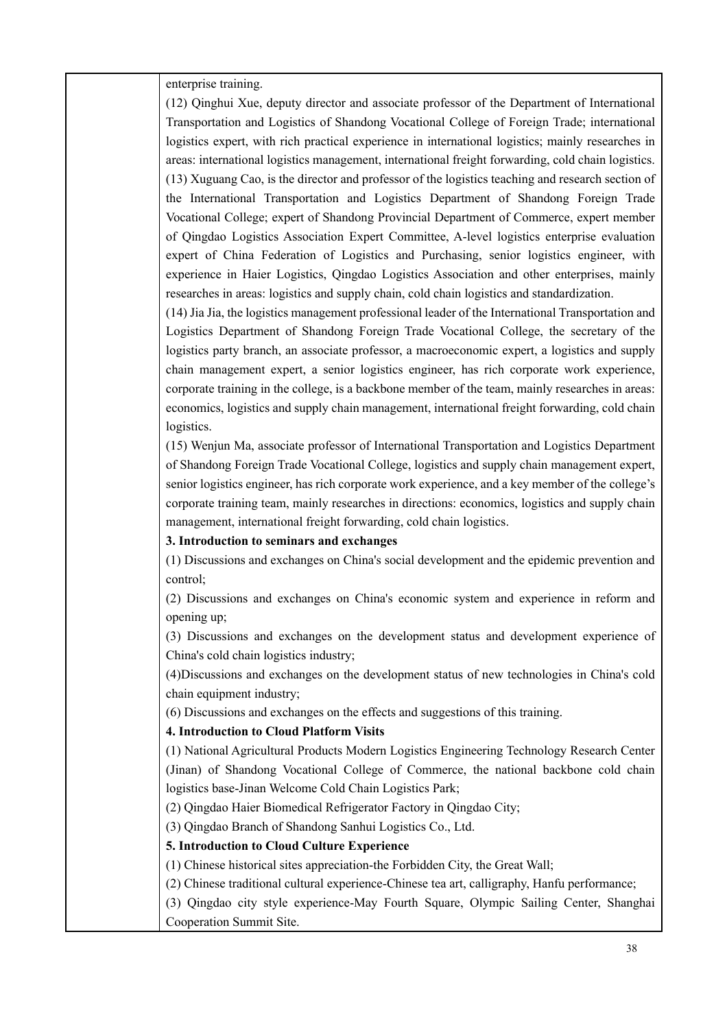| | enterprise training.<br>(12) Qinghui Xue, deputy director and associate professor of the Department of International Transportation and Logistics of Shandong Vocational College of Foreign Trade; international logistics expert, with rich practical experience in international logistics; mainly researches in areas: international logistics management, international freight forwarding, cold chain logistics.<br>(13) Xuguang Cao, is the director and professor of the logistics teaching and research section of the International Transportation and Logistics Department of Shandong Foreign Trade Vocational College; expert of Shandong Provincial Department of Commerce, expert member of Qingdao Logistics Association Expert Committee, A-level logistics enterprise evaluation expert of China Federation of Logistics and Purchasing, senior logistics engineer, with experience in Haier Logistics, Qingdao Logistics Association and other enterprises, mainly researches in areas: logistics and supply chain, cold chain logistics and standardization.<br>(14) Jia Jia, the logistics management professional leader of the International Transportation and Logistics Department of Shandong Foreign Trade Vocational College, the secretary of the logistics party branch, an associate professor, a macroeconomic expert, a logistics and supply chain management expert, a senior logistics engineer, has rich corporate work experience, corporate training in the college, is a backbone member of the team, mainly researches in areas: economics, logistics and supply chain management, international freight forwarding, cold chain logistics.<br>(15) Wenjun Ma, associate professor of International Transportation and Logistics Department of Shandong Foreign Trade Vocational College, logistics and supply chain management expert, senior logistics engineer, has rich corporate work experience, and a key member of the college's corporate training team, mainly researches in directions: economics, logistics and supply chain management, international freight forwarding, cold chain logistics.<br>**3. Introduction to seminars and exchanges**<br>(1) Discussions and exchanges on China's social development and the epidemic prevention and control;<br>(2) Discussions and exchanges on China's economic system and experience in reform and opening up;<br>(3) Discussions and exchanges on the development status and development experience of China's cold chain logistics industry;<br>(4)Discussions and exchanges on the development status of new technologies in China's cold chain equipment industry;<br>(6) Discussions and exchanges on the effects and suggestions of this training.<br>**4. Introduction to Cloud Platform Visits**<br>(1) National Agricultural Products Modern Logistics Engineering Technology Research Center (Jinan) of Shandong Vocational College of Commerce, the national backbone cold chain logistics base-Jinan Welcome Cold Chain Logistics Park;<br>(2) Qingdao Haier Biomedical Refrigerator Factory in Qingdao City;<br>(3) Qingdao Branch of Shandong Sanhui Logistics Co., Ltd.<br>**5. Introduction to Cloud Culture Experience**<br>(1) Chinese historical sites appreciation-the Forbidden City, the Great Wall;<br>(2) Chinese traditional cultural experience-Chinese tea art, calligraphy, Hanfu performance;<br>(3) Qingdao city style experience-May Fourth Square, Olympic Sailing Center, Shanghai Cooperation Summit Site. |
|---|---|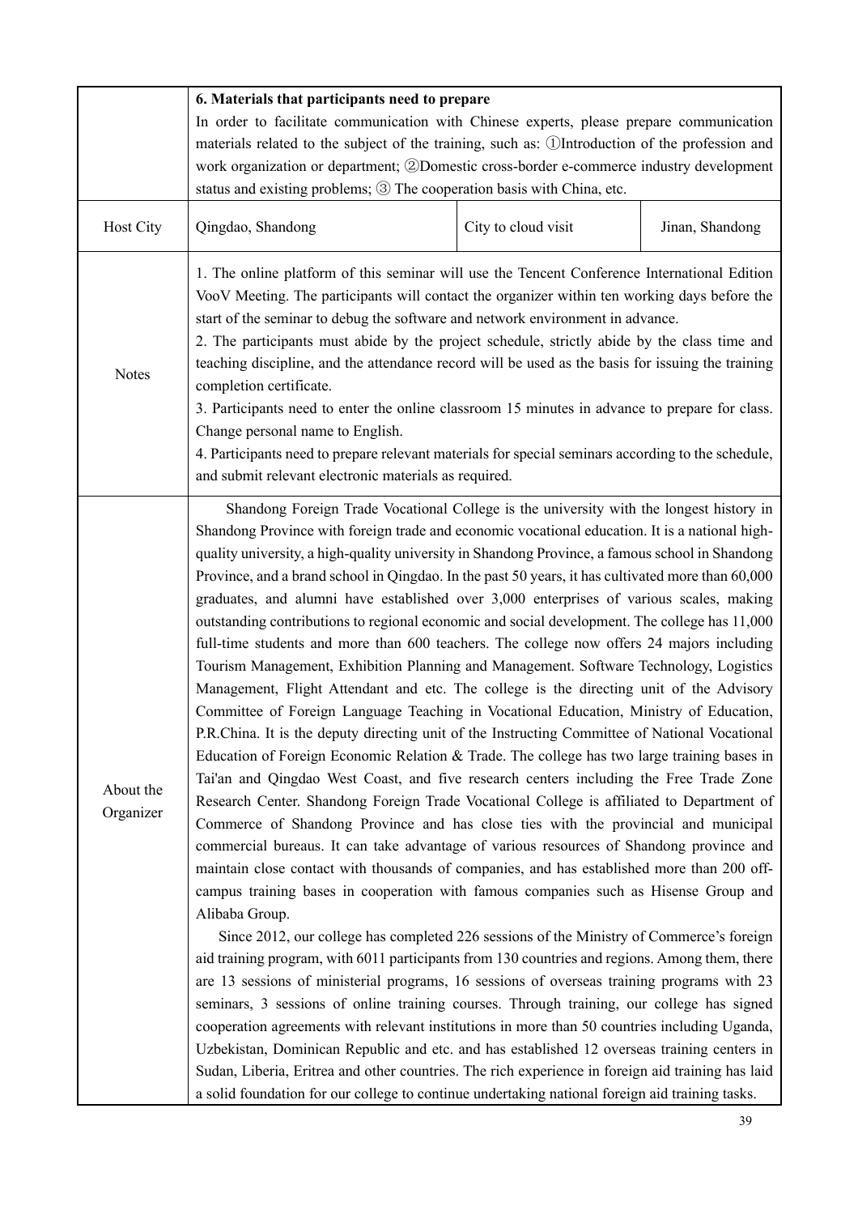| | | | |
|---|---|---|---|
| | **6. Materials that participants need to prepare**<br>In order to facilitate communication with Chinese experts, please prepare communication materials related to the subject of the training, such as: ①Introduction of the profession and work organization or department; ②Domestic cross-border e-commerce industry development status and existing problems; ③ The cooperation basis with China, etc. | | |
| Host City | Qingdao, Shandong | City to cloud visit | Jinan, Shandong |
| Notes | 1. The online platform of this seminar will use the Tencent Conference International Edition VooV Meeting. The participants will contact the organizer within ten working days before the start of the seminar to debug the software and network environment in advance.<br>2. The participants must abide by the project schedule, strictly abide by the class time and teaching discipline, and the attendance record will be used as the basis for issuing the training completion certificate.<br>3. Participants need to enter the online classroom 15 minutes in advance to prepare for class. Change personal name to English.<br>4. Participants need to prepare relevant materials for special seminars according to the schedule, and submit relevant electronic materials as required. | | |
| About the Organizer | Shandong Foreign Trade Vocational College is the university with the longest history in Shandong Province with foreign trade and economic vocational education. It is a national high-quality university, a high-quality university in Shandong Province, a famous school in Shandong Province, and a brand school in Qingdao. In the past 50 years, it has cultivated more than 60,000 graduates, and alumni have established over 3,000 enterprises of various scales, making outstanding contributions to regional economic and social development. The college has 11,000 full-time students and more than 600 teachers. The college now offers 24 majors including Tourism Management, Exhibition Planning and Management. Software Technology, Logistics Management, Flight Attendant and etc. The college is the directing unit of the Advisory Committee of Foreign Language Teaching in Vocational Education, Ministry of Education, P.R.China. It is the deputy directing unit of the Instructing Committee of National Vocational Education of Foreign Economic Relation & Trade. The college has two large training bases in Tai'an and Qingdao West Coast, and five research centers including the Free Trade Zone Research Center. Shandong Foreign Trade Vocational College is affiliated to Department of Commerce of Shandong Province and has close ties with the provincial and municipal commercial bureaus. It can take advantage of various resources of Shandong province and maintain close contact with thousands of companies, and has established more than 200 off-campus training bases in cooperation with famous companies such as Hisense Group and Alibaba Group.<br>Since 2012, our college has completed 226 sessions of the Ministry of Commerce's foreign aid training program, with 6011 participants from 130 countries and regions. Among them, there are 13 sessions of ministerial programs, 16 sessions of overseas training programs with 23 seminars, 3 sessions of online training courses. Through training, our college has signed cooperation agreements with relevant institutions in more than 50 countries including Uganda, Uzbekistan, Dominican Republic and etc. and has established 12 overseas training centers in Sudan, Liberia, Eritrea and other countries. The rich experience in foreign aid training has laid a solid foundation for our college to continue undertaking national foreign aid training tasks. | | |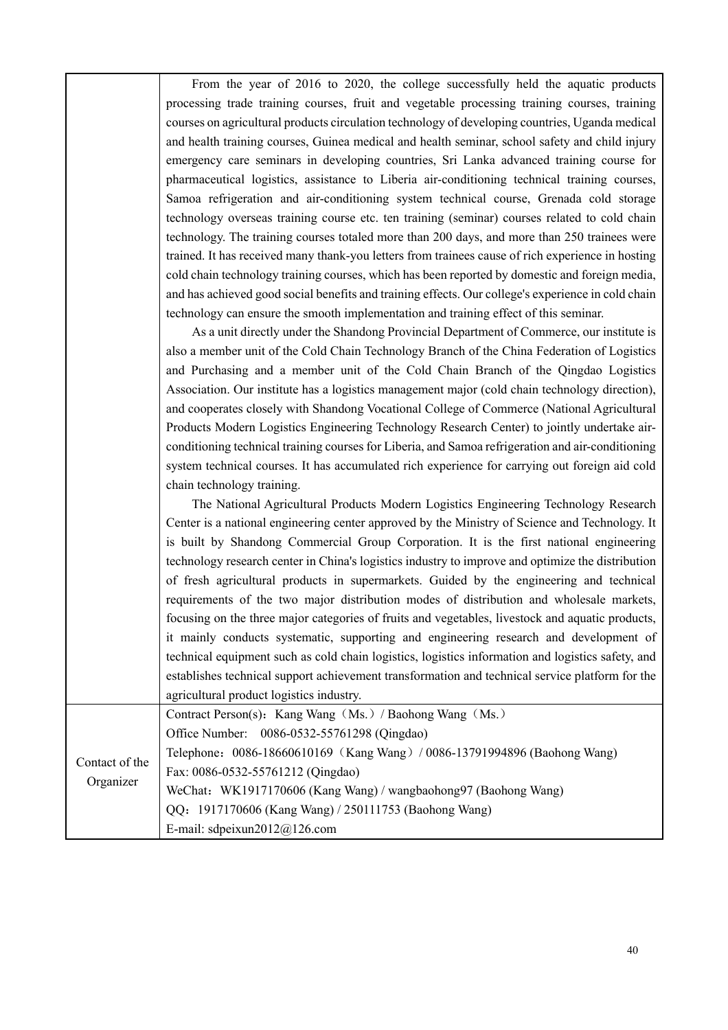| | |
|---|---|
| | From the year of 2016 to 2020, the college successfully held the aquatic products processing trade training courses, fruit and vegetable processing training courses, training courses on agricultural products circulation technology of developing countries, Uganda medical and health training courses, Guinea medical and health seminar, school safety and child injury emergency care seminars in developing countries, Sri Lanka advanced training course for pharmaceutical logistics, assistance to Liberia air-conditioning technical training courses, Samoa refrigeration and air-conditioning system technical course, Grenada cold storage technology overseas training course etc. ten training (seminar) courses related to cold chain technology. The training courses totaled more than 200 days, and more than 250 trainees were trained. It has received many thank-you letters from trainees cause of rich experience in hosting cold chain technology training courses, which has been reported by domestic and foreign media, and has achieved good social benefits and training effects. Our college's experience in cold chain technology can ensure the smooth implementation and training effect of this seminar.<br>As a unit directly under the Shandong Provincial Department of Commerce, our institute is also a member unit of the Cold Chain Technology Branch of the China Federation of Logistics and Purchasing and a member unit of the Cold Chain Branch of the Qingdao Logistics Association. Our institute has a logistics management major (cold chain technology direction), and cooperates closely with Shandong Vocational College of Commerce (National Agricultural Products Modern Logistics Engineering Technology Research Center) to jointly undertake air-conditioning technical training courses for Liberia, and Samoa refrigeration and air-conditioning system technical courses. It has accumulated rich experience for carrying out foreign aid cold chain technology training.<br>The National Agricultural Products Modern Logistics Engineering Technology Research Center is a national engineering center approved by the Ministry of Science and Technology. It is built by Shandong Commercial Group Corporation. It is the first national engineering technology research center in China's logistics industry to improve and optimize the distribution of fresh agricultural products in supermarkets. Guided by the engineering and technical requirements of the two major distribution modes of distribution and wholesale markets, focusing on the three major categories of fruits and vegetables, livestock and aquatic products, it mainly conducts systematic, supporting and engineering research and development of technical equipment such as cold chain logistics, logistics information and logistics safety, and establishes technical support achievement transformation and technical service platform for the agricultural product logistics industry. |
| Contact of the Organizer | Contract Person(s)：Kang Wang（Ms.）/ Baohong Wang（Ms.）<br>Office Number: 0086-0532-55761298 (Qingdao)<br>Telephone：0086-18660610169（Kang Wang）/ 0086-13791994896 (Baohong Wang)<br>Fax: 0086-0532-55761212 (Qingdao)<br>WeChat：WK1917170606 (Kang Wang) / wangbaohong97 (Baohong Wang)<br>QQ：1917170606 (Kang Wang) / 250111753 (Baohong Wang)<br>E-mail: sdpeixun2012@126.com |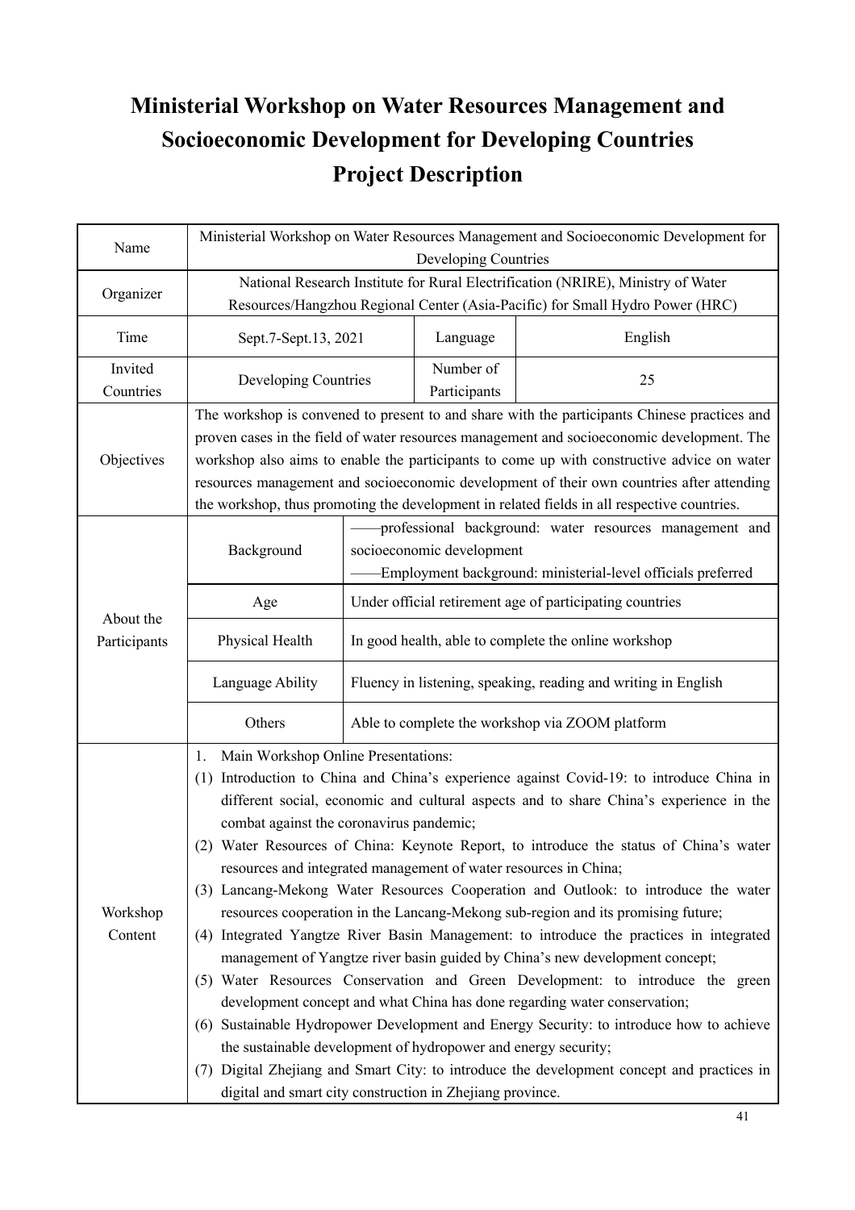# Ministerial Workshop on Water Resources Management and Socioeconomic Development for Developing Countries
# Project Description

| Name | Ministerial Workshop on Water Resources Management and Socioeconomic Development for Developing Countries | | |
|---|---|---|---|
| Organizer | National Research Institute for Rural Electrification (NRIRE), Ministry of Water Resources/Hangzhou Regional Center (Asia-Pacific) for Small Hydro Power (HRC) | | |
| Time | Sept.7-Sept.13, 2021 | Language | English |
| Invited Countries | Developing Countries | Number of Participants | 25 |
| Objectives | The workshop is convened to present to and share with the participants Chinese practices and proven cases in the field of water resources management and socioeconomic development. The workshop also aims to enable the participants to come up with constructive advice on water resources management and socioeconomic development of their own countries after attending the workshop, thus promoting the development in related fields in all respective countries. | | |
| About the Participants | Background | ——professional background: water resources management and socioeconomic development<br>——Employment background: ministerial-level officials preferred | |
| | Age | Under official retirement age of participating countries | |
| | Physical Health | In good health, able to complete the online workshop | |
| | Language Ability | Fluency in listening, speaking, reading and writing in English | |
| | Others | Able to complete the workshop via ZOOM platform | |
| Workshop Content | 1. Main Workshop Online Presentations:<br>(1) Introduction to China and China's experience against Covid-19: to introduce China in different social, economic and cultural aspects and to share China's experience in the combat against the coronavirus pandemic;<br>(2) Water Resources of China: Keynote Report, to introduce the status of China's water resources and integrated management of water resources in China;<br>(3) Lancang-Mekong Water Resources Cooperation and Outlook: to introduce the water resources cooperation in the Lancang-Mekong sub-region and its promising future;<br>(4) Integrated Yangtze River Basin Management: to introduce the practices in integrated management of Yangtze river basin guided by China's new development concept;<br>(5) Water Resources Conservation and Green Development: to introduce the green development concept and what China has done regarding water conservation;<br>(6) Sustainable Hydropower Development and Energy Security: to introduce how to achieve the sustainable development of hydropower and energy security;<br>(7) Digital Zhejiang and Smart City: to introduce the development concept and practices in digital and smart city construction in Zhejiang province. | | |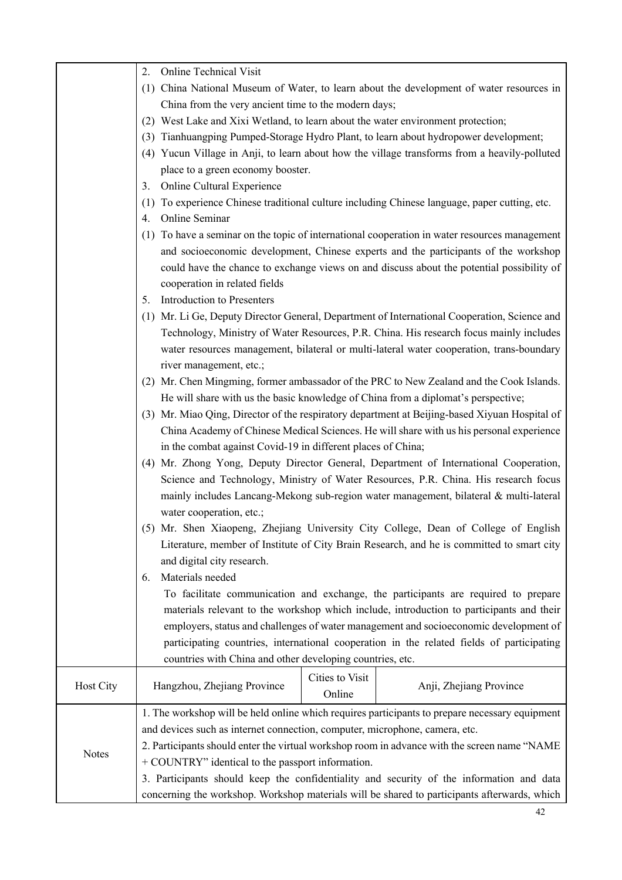| | |
|---|---|
| | 2. Online Technical Visit<br>(1) China National Museum of Water, to learn about the development of water resources in China from the very ancient time to the modern days;<br>(2) West Lake and Xixi Wetland, to learn about the water environment protection;<br>(3) Tianhuangping Pumped-Storage Hydro Plant, to learn about hydropower development;<br>(4) Yucun Village in Anji, to learn about how the village transforms from a heavily-polluted place to a green economy booster.<br>3. Online Cultural Experience<br>(1) To experience Chinese traditional culture including Chinese language, paper cutting, etc.<br>4. Online Seminar<br>(1) To have a seminar on the topic of international cooperation in water resources management and socioeconomic development, Chinese experts and the participants of the workshop could have the chance to exchange views on and discuss about the potential possibility of cooperation in related fields<br>5. Introduction to Presenters<br>(1) Mr. Li Ge, Deputy Director General, Department of International Cooperation, Science and Technology, Ministry of Water Resources, P.R. China. His research focus mainly includes water resources management, bilateral or multi-lateral water cooperation, trans-boundary river management, etc.;<br>(2) Mr. Chen Mingming, former ambassador of the PRC to New Zealand and the Cook Islands. He will share with us the basic knowledge of China from a diplomat's perspective;<br>(3) Mr. Miao Qing, Director of the respiratory department at Beijing-based Xiyuan Hospital of China Academy of Chinese Medical Sciences. He will share with us his personal experience in the combat against Covid-19 in different places of China;<br>(4) Mr. Zhong Yong, Deputy Director General, Department of International Cooperation, Science and Technology, Ministry of Water Resources, P.R. China. His research focus mainly includes Lancang-Mekong sub-region water management, bilateral & multi-lateral water cooperation, etc.;<br>(5) Mr. Shen Xiaopeng, Zhejiang University City College, Dean of College of English Literature, member of Institute of City Brain Research, and he is committed to smart city and digital city research.<br>6. Materials needed<br>To facilitate communication and exchange, the participants are required to prepare materials relevant to the workshop which include, introduction to participants and their employers, status and challenges of water management and socioeconomic development of participating countries, international cooperation in the related fields of participating countries with China and other developing countries, etc. |

| Host City | Hangzhou, Zhejiang Province | Cities to Visit Online | Anji, Zhejiang Province |
|---|---|---|---|
| Notes | 1. The workshop will be held online which requires participants to prepare necessary equipment and devices such as internet connection, computer, microphone, camera, etc.<br>2. Participants should enter the virtual workshop room in advance with the screen name "NAME + COUNTRY" identical to the passport information.<br>3. Participants should keep the confidentiality and security of the information and data concerning the workshop. Workshop materials will be shared to participants afterwards, which | | |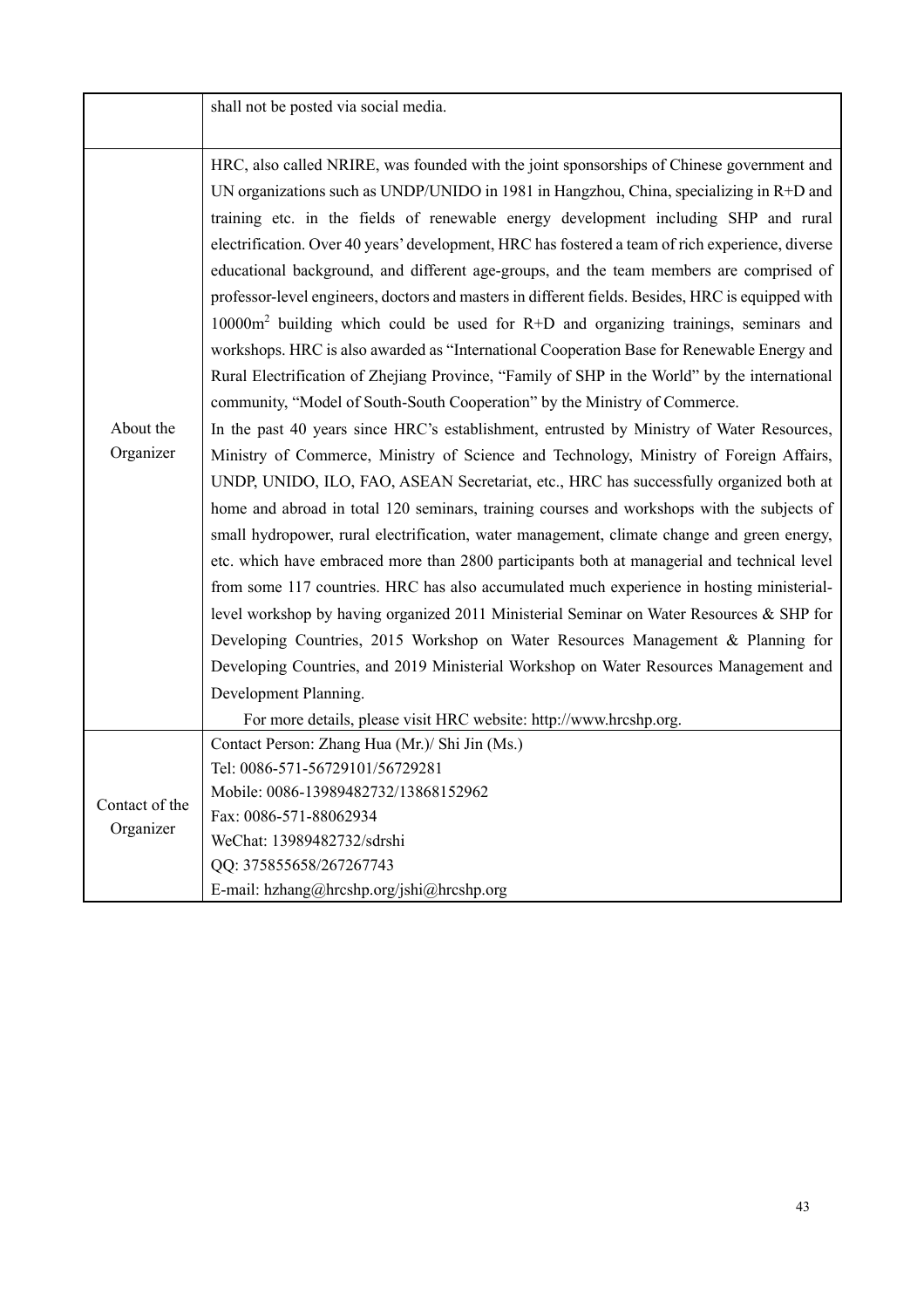| | |
|---|---|
| | shall not be posted via social media. |
| About the Organizer | HRC, also called NRIRE, was founded with the joint sponsorships of Chinese government and UN organizations such as UNDP/UNIDO in 1981 in Hangzhou, China, specializing in R+D and training etc. in the fields of renewable energy development including SHP and rural electrification. Over 40 years' development, HRC has fostered a team of rich experience, diverse educational background, and different age-groups, and the team members are comprised of professor-level engineers, doctors and masters in different fields. Besides, HRC is equipped with 10000m$^2$ building which could be used for R+D and organizing trainings, seminars and workshops. HRC is also awarded as "International Cooperation Base for Renewable Energy and Rural Electrification of Zhejiang Province, "Family of SHP in the World" by the international community, "Model of South-South Cooperation" by the Ministry of Commerce.<br>In the past 40 years since HRC's establishment, entrusted by Ministry of Water Resources, Ministry of Commerce, Ministry of Science and Technology, Ministry of Foreign Affairs, UNDP, UNIDO, ILO, FAO, ASEAN Secretariat, etc., HRC has successfully organized both at home and abroad in total 120 seminars, training courses and workshops with the subjects of small hydropower, rural electrification, water management, climate change and green energy, etc. which have embraced more than 2800 participants both at managerial and technical level from some 117 countries. HRC has also accumulated much experience in hosting ministerial-level workshop by having organized 2011 Ministerial Seminar on Water Resources & SHP for Developing Countries, 2015 Workshop on Water Resources Management & Planning for Developing Countries, and 2019 Ministerial Workshop on Water Resources Management and Development Planning.<br>For more details, please visit HRC website: http://www.hrcshp.org. |
| Contact of the Organizer | Contact Person: Zhang Hua (Mr.)/ Shi Jin (Ms.)<br>Tel: 0086-571-56729101/56729281<br>Mobile: 0086-13989482732/13868152962<br>Fax: 0086-571-88062934<br>WeChat: 13989482732/sdrshi<br>QQ: 375855658/267267743<br>E-mail: hzhang@hrcshp.org/jshi@hrcshp.org |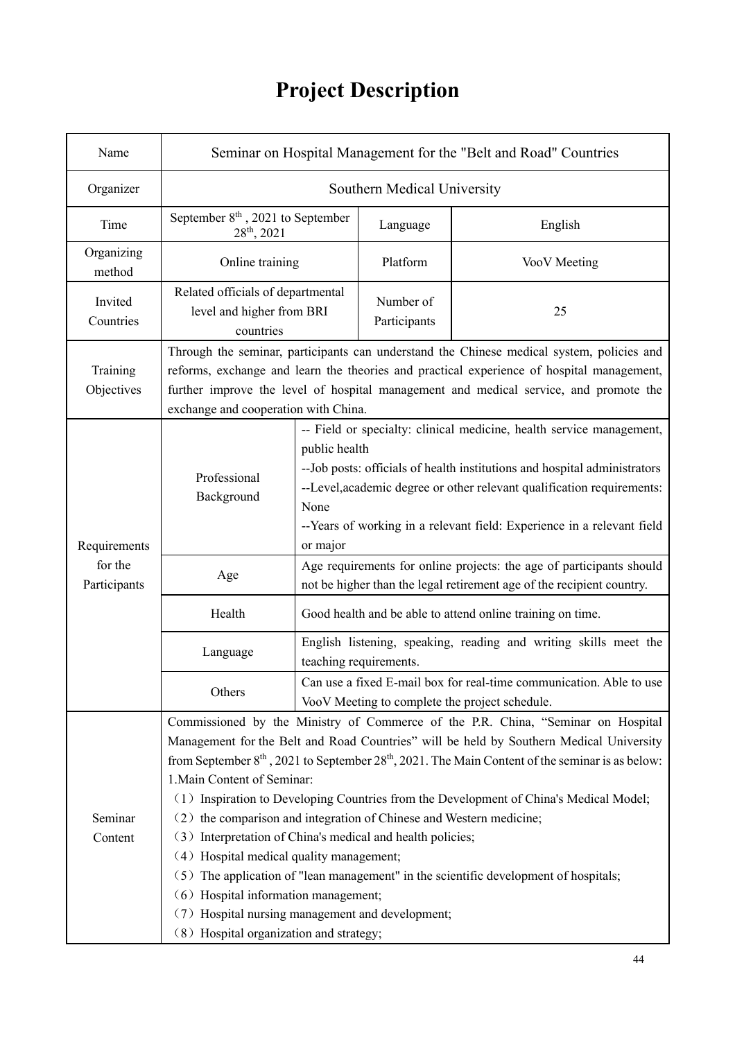# Project Description

| Name | Seminar on Hospital Management for the "Belt and Road" Countries | | |
|---|---|---|---|
| Organizer | Southern Medical University | | |
| Time | September 8th , 2021 to September 28th, 2021 | Language | English |
| Organizing method | Online training | Platform | VooV Meeting |
| Invited Countries | Related officials of departmental level and higher from BRI countries | Number of Participants | 25 |
| Training Objectives | Through the seminar, participants can understand the Chinese medical system, policies and reforms, exchange and learn the theories and practical experience of hospital management, further improve the level of hospital management and medical service, and promote the exchange and cooperation with China. | | |
| Requirements for the Participants | Professional Background | -- Field or specialty: clinical medicine, health service management, public health<br>--Job posts: officials of health institutions and hospital administrators<br>--Level,academic degree or other relevant qualification requirements: None<br>--Years of working in a relevant field: Experience in a relevant field or major | |
| | Age | Age requirements for online projects: the age of participants should not be higher than the legal retirement age of the recipient country. | |
| | Health | Good health and be able to attend online training on time. | |
| | Language | English listening, speaking, reading and writing skills meet the teaching requirements. | |
| | Others | Can use a fixed E-mail box for real-time communication. Able to use VooV Meeting to complete the project schedule. | |
| Seminar Content | Commissioned by the Ministry of Commerce of the P.R. China, "Seminar on Hospital Management for the Belt and Road Countries" will be held by Southern Medical University from September 8th , 2021 to September 28th, 2021. The Main Content of the seminar is as below:<br>1.Main Content of Seminar:<br>（1）Inspiration to Developing Countries from the Development of China's Medical Model;<br>（2）the comparison and integration of Chinese and Western medicine;<br>（3）Interpretation of China's medical and health policies;<br>（4）Hospital medical quality management;<br>（5）The application of "lean management" in the scientific development of hospitals;<br>（6）Hospital information management;<br>（7）Hospital nursing management and development;<br>（8）Hospital organization and strategy; | | |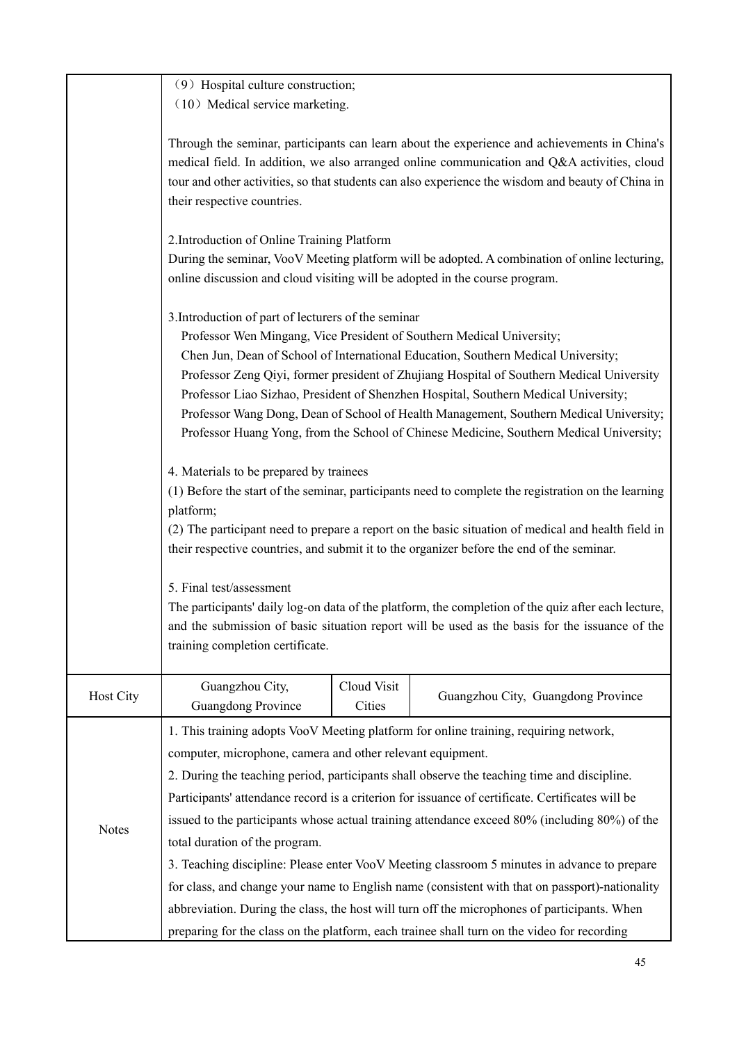| | | | |
|---|---|---|---|
| | （9）Hospital culture construction;<br>（10）Medical service marketing.<br><br>Through the seminar, participants can learn about the experience and achievements in China's medical field. In addition, we also arranged online communication and Q&A activities, cloud tour and other activities, so that students can also experience the wisdom and beauty of China in their respective countries.<br><br>2.Introduction of Online Training Platform<br>During the seminar, VooV Meeting platform will be adopted. A combination of online lecturing, online discussion and cloud visiting will be adopted in the course program.<br><br>3.Introduction of part of lecturers of the seminar<br>Professor Wen Mingang, Vice President of Southern Medical University;<br>Chen Jun, Dean of School of International Education, Southern Medical University;<br>Professor Zeng Qiyi, former president of Zhujiang Hospital of Southern Medical University<br>Professor Liao Sizhao, President of Shenzhen Hospital, Southern Medical University;<br>Professor Wang Dong, Dean of School of Health Management, Southern Medical University;<br>Professor Huang Yong, from the School of Chinese Medicine, Southern Medical University;<br><br>4. Materials to be prepared by trainees<br>(1) Before the start of the seminar, participants need to complete the registration on the learning platform;<br>(2) The participant need to prepare a report on the basic situation of medical and health field in their respective countries, and submit it to the organizer before the end of the seminar.<br><br>5. Final test/assessment<br>The participants' daily log-on data of the platform, the completion of the quiz after each lecture, and the submission of basic situation report will be used as the basis for the issuance of the training completion certificate. | | |
| Host City | Guangzhou City, Guangdong Province | Cloud Visit Cities | Guangzhou City, Guangdong Province |
| Notes | 1. This training adopts VooV Meeting platform for online training, requiring network, computer, microphone, camera and other relevant equipment.<br>2. During the teaching period, participants shall observe the teaching time and discipline. Participants' attendance record is a criterion for issuance of certificate. Certificates will be issued to the participants whose actual training attendance exceed 80% (including 80%) of the total duration of the program.<br>3. Teaching discipline: Please enter VooV Meeting classroom 5 minutes in advance to prepare for class, and change your name to English name (consistent with that on passport)-nationality abbreviation. During the class, the host will turn off the microphones of participants. When preparing for the class on the platform, each trainee shall turn on the video for recording | | |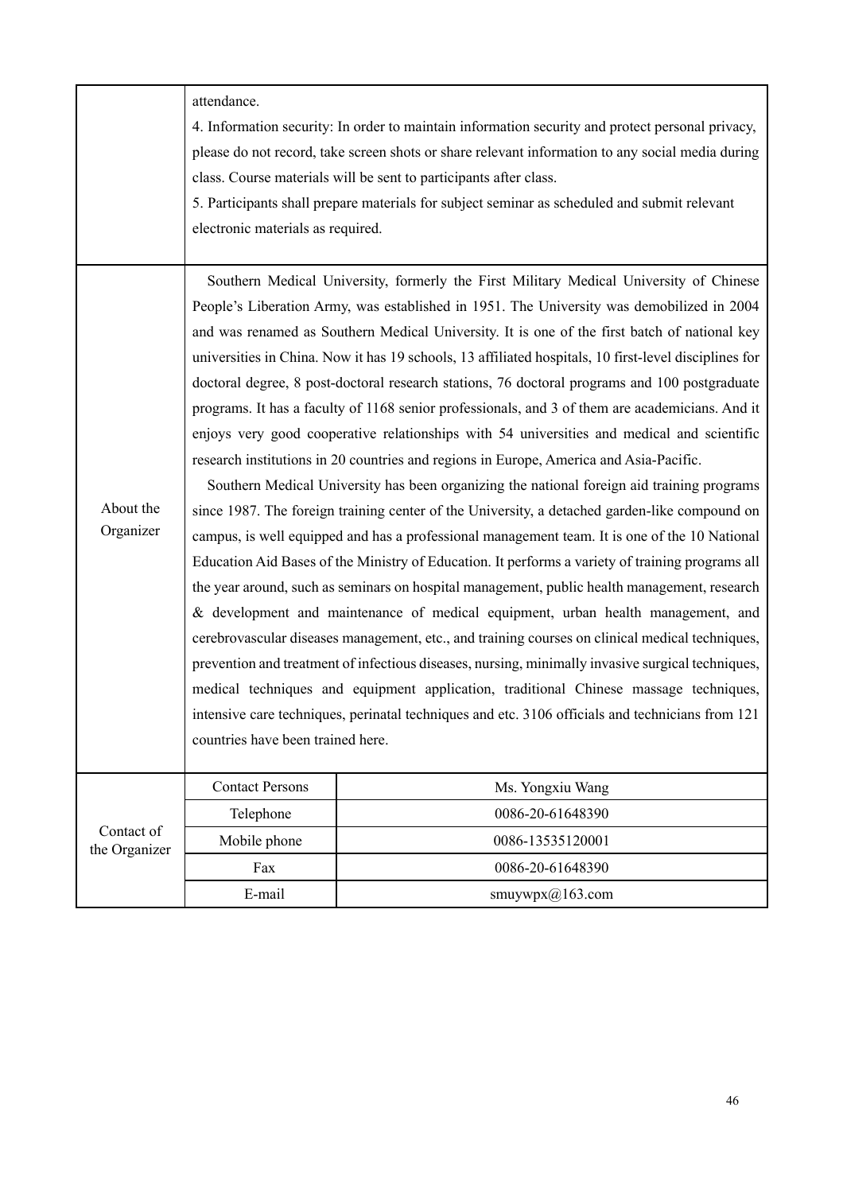| | |
|---|---|
| | attendance.<br>4. Information security: In order to maintain information security and protect personal privacy, please do not record, take screen shots or share relevant information to any social media during class. Course materials will be sent to participants after class.<br>5. Participants shall prepare materials for subject seminar as scheduled and submit relevant electronic materials as required. |
| About the Organizer | Southern Medical University, formerly the First Military Medical University of Chinese People's Liberation Army, was established in 1951. The University was demobilized in 2004 and was renamed as Southern Medical University. It is one of the first batch of national key universities in China. Now it has 19 schools, 13 affiliated hospitals, 10 first-level disciplines for doctoral degree, 8 post-doctoral research stations, 76 doctoral programs and 100 postgraduate programs. It has a faculty of 1168 senior professionals, and 3 of them are academicians. And it enjoys very good cooperative relationships with 54 universities and medical and scientific research institutions in 20 countries and regions in Europe, America and Asia-Pacific.<br>Southern Medical University has been organizing the national foreign aid training programs since 1987. The foreign training center of the University, a detached garden-like compound on campus, is well equipped and has a professional management team. It is one of the 10 National Education Aid Bases of the Ministry of Education. It performs a variety of training programs all the year around, such as seminars on hospital management, public health management, research & development and maintenance of medical equipment, urban health management, and cerebrovascular diseases management, etc., and training courses on clinical medical techniques, prevention and treatment of infectious diseases, nursing, minimally invasive surgical techniques, medical techniques and equipment application, traditional Chinese massage techniques, intensive care techniques, perinatal techniques and etc. 3106 officials and technicians from 121 countries have been trained here. |

| Contact of the Organizer | | |
|---|---|---|
| | Contact Persons | Ms. Yongxiu Wang |
| | Telephone | 0086-20-61648390 |
| | Mobile phone | 0086-13535120001 |
| | Fax | 0086-20-61648390 |
| | E-mail | smuywpx@163.com |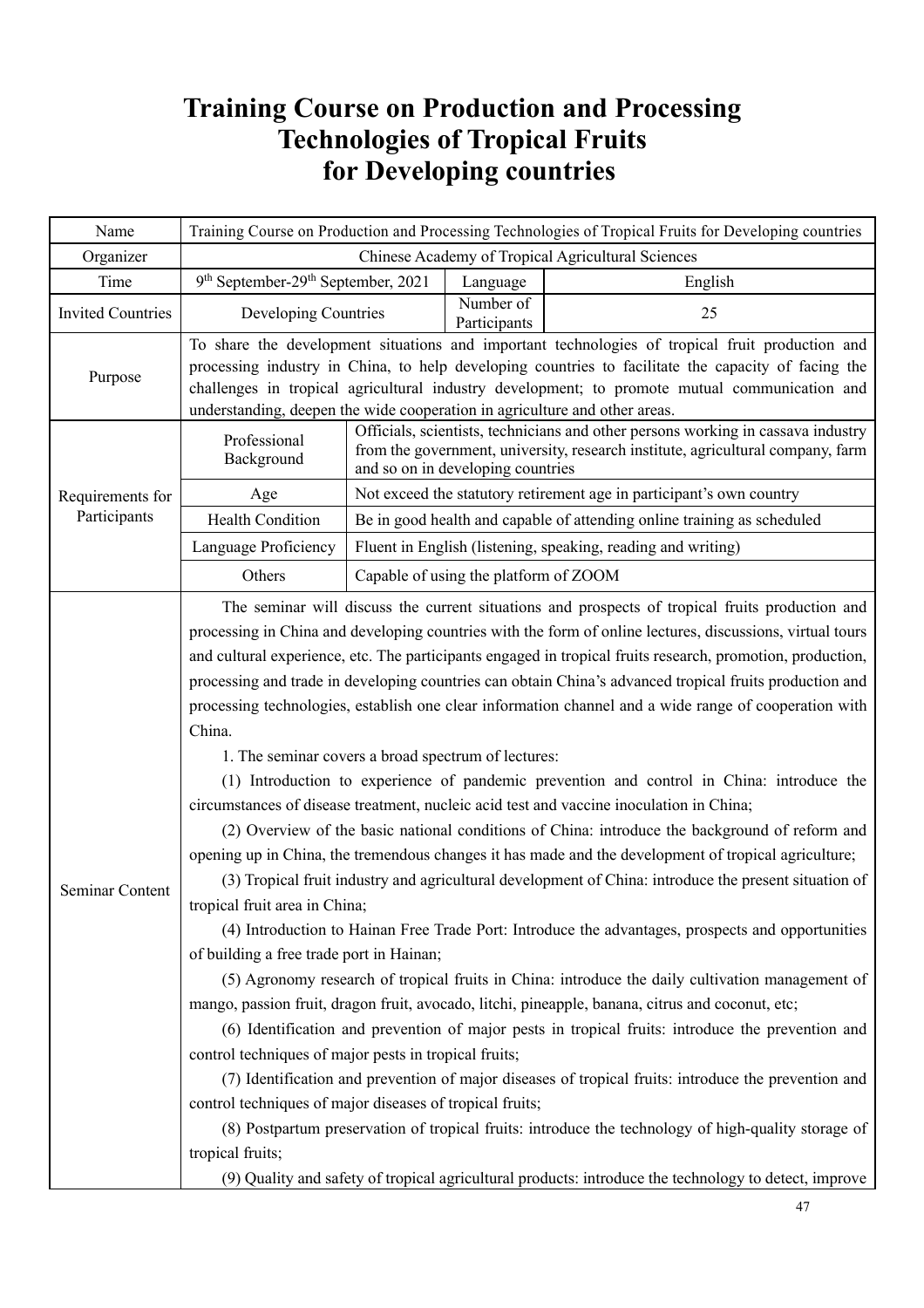# Training Course on Production and Processing Technologies of Tropical Fruits for Developing countries

| Name | Training Course on Production and Processing Technologies of Tropical Fruits for Developing countries | | |
|---|---|---|---|
| Organizer | Chinese Academy of Tropical Agricultural Sciences | | |
| Time | 9th September-29th September, 2021 | Language | English |
| Invited Countries | Developing Countries | Number of Participants | 25 |
| Purpose | To share the development situations and important technologies of tropical fruit production and processing industry in China, to help developing countries to facilitate the capacity of facing the challenges in tropical agricultural industry development; to promote mutual communication and understanding, deepen the wide cooperation in agriculture and other areas. | | |
| Requirements for Participants | Professional Background | Officials, scientists, technicians and other persons working in cassava industry from the government, university, research institute, agricultural company, farm and so on in developing countries | |
| | Age | Not exceed the statutory retirement age in participant's own country | |
| | Health Condition | Be in good health and capable of attending online training as scheduled | |
| | Language Proficiency | Fluent in English (listening, speaking, reading and writing) | |
| | Others | Capable of using the platform of ZOOM | |
| Seminar Content | The seminar will discuss the current situations and prospects of tropical fruits production and processing in China and developing countries with the form of online lectures, discussions, virtual tours and cultural experience, etc. The participants engaged in tropical fruits research, promotion, production, processing and trade in developing countries can obtain China's advanced tropical fruits production and processing technologies, establish one clear information channel and a wide range of cooperation with China.<br>1. The seminar covers a broad spectrum of lectures:<br>(1) Introduction to experience of pandemic prevention and control in China: introduce the circumstances of disease treatment, nucleic acid test and vaccine inoculation in China;<br>(2) Overview of the basic national conditions of China: introduce the background of reform and opening up in China, the tremendous changes it has made and the development of tropical agriculture;<br>(3) Tropical fruit industry and agricultural development of China: introduce the present situation of tropical fruit area in China;<br>(4) Introduction to Hainan Free Trade Port: Introduce the advantages, prospects and opportunities of building a free trade port in Hainan;<br>(5) Agronomy research of tropical fruits in China: introduce the daily cultivation management of mango, passion fruit, dragon fruit, avocado, litchi, pineapple, banana, citrus and coconut, etc;<br>(6) Identification and prevention of major pests in tropical fruits: introduce the prevention and control techniques of major pests in tropical fruits;<br>(7) Identification and prevention of major diseases of tropical fruits: introduce the prevention and control techniques of major diseases of tropical fruits;<br>(8) Postpartum preservation of tropical fruits: introduce the technology of high-quality storage of tropical fruits;<br>(9) Quality and safety of tropical agricultural products: introduce the technology to detect, improve | | |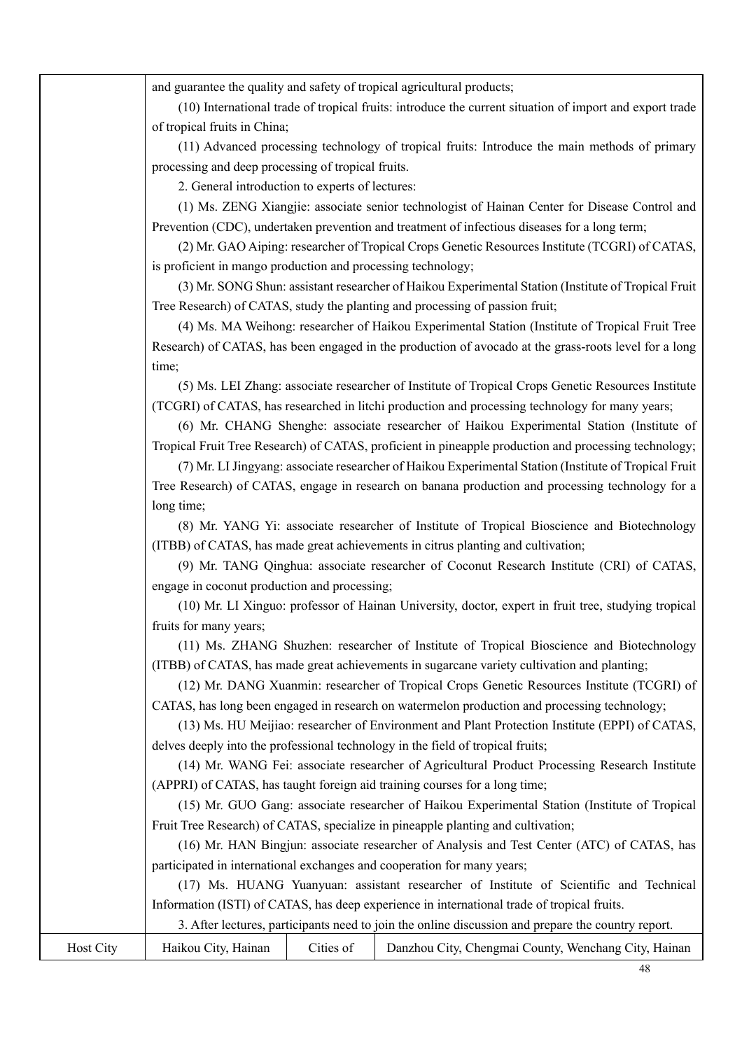| | |
|---|---|
| | and guarantee the quality and safety of tropical agricultural products;<br>(10) International trade of tropical fruits: introduce the current situation of import and export trade of tropical fruits in China;<br>(11) Advanced processing technology of tropical fruits: Introduce the main methods of primary processing and deep processing of tropical fruits.<br>2. General introduction to experts of lectures:<br>(1) Ms. ZENG Xiangjie: associate senior technologist of Hainan Center for Disease Control and Prevention (CDC), undertaken prevention and treatment of infectious diseases for a long term;<br>(2) Mr. GAO Aiping: researcher of Tropical Crops Genetic Resources Institute (TCGRI) of CATAS, is proficient in mango production and processing technology;<br>(3) Mr. SONG Shun: assistant researcher of Haikou Experimental Station (Institute of Tropical Fruit Tree Research) of CATAS, study the planting and processing of passion fruit;<br>(4) Ms. MA Weihong: researcher of Haikou Experimental Station (Institute of Tropical Fruit Tree Research) of CATAS, has been engaged in the production of avocado at the grass-roots level for a long time;<br>(5) Ms. LEI Zhang: associate researcher of Institute of Tropical Crops Genetic Resources Institute (TCGRI) of CATAS, has researched in litchi production and processing technology for many years;<br>(6) Mr. CHANG Shenghe: associate researcher of Haikou Experimental Station (Institute of Tropical Fruit Tree Research) of CATAS, proficient in pineapple production and processing technology;<br>(7) Mr. LI Jingyang: associate researcher of Haikou Experimental Station (Institute of Tropical Fruit Tree Research) of CATAS, engage in research on banana production and processing technology for a long time;<br>(8) Mr. YANG Yi: associate researcher of Institute of Tropical Bioscience and Biotechnology (ITBB) of CATAS, has made great achievements in citrus planting and cultivation;<br>(9) Mr. TANG Qinghua: associate researcher of Coconut Research Institute (CRI) of CATAS, engage in coconut production and processing;<br>(10) Mr. LI Xinguo: professor of Hainan University, doctor, expert in fruit tree, studying tropical fruits for many years;<br>(11) Ms. ZHANG Shuzhen: researcher of Institute of Tropical Bioscience and Biotechnology (ITBB) of CATAS, has made great achievements in sugarcane variety cultivation and planting;<br>(12) Mr. DANG Xuanmin: researcher of Tropical Crops Genetic Resources Institute (TCGRI) of CATAS, has long been engaged in research on watermelon production and processing technology;<br>(13) Ms. HU Meijiao: researcher of Environment and Plant Protection Institute (EPPI) of CATAS, delves deeply into the professional technology in the field of tropical fruits;<br>(14) Mr. WANG Fei: associate researcher of Agricultural Product Processing Research Institute (APPRI) of CATAS, has taught foreign aid training courses for a long time;<br>(15) Mr. GUO Gang: associate researcher of Haikou Experimental Station (Institute of Tropical Fruit Tree Research) of CATAS, specialize in pineapple planting and cultivation;<br>(16) Mr. HAN Bingjun: associate researcher of Analysis and Test Center (ATC) of CATAS, has participated in international exchanges and cooperation for many years;<br>(17) Ms. HUANG Yuanyuan: assistant researcher of Institute of Scientific and Technical Information (ISTI) of CATAS, has deep experience in international trade of tropical fruits.<br>3. After lectures, participants need to join the online discussion and prepare the country report. |

| Host City | Haikou City, Hainan | Cities of | Danzhou City, Chengmai County, Wenchang City, Hainan |
|---|---|---|---|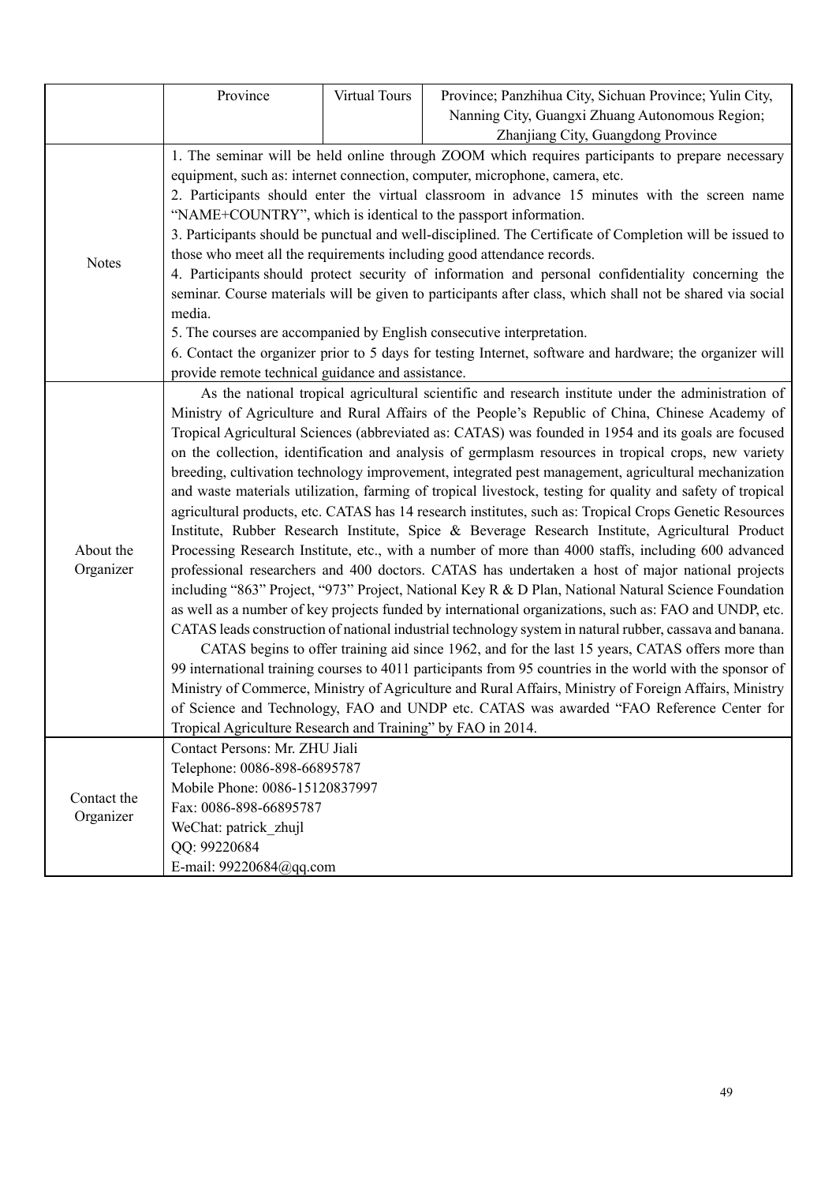|  |  |  |  |
|---|---|---|---|
|  | Province | Virtual Tours | Province; Panzhihua City, Sichuan Province; Yulin City, Nanning City, Guangxi Zhuang Autonomous Region; Zhanjiang City, Guangdong Province |
| Notes | 1. The seminar will be held online through ZOOM which requires participants to prepare necessary equipment, such as: internet connection, computer, microphone, camera, etc.<br>2. Participants should enter the virtual classroom in advance 15 minutes with the screen name "NAME+COUNTRY", which is identical to the passport information.<br>3. Participants should be punctual and well-disciplined. The Certificate of Completion will be issued to those who meet all the requirements including good attendance records.<br>4. Participants should protect security of information and personal confidentiality concerning the seminar. Course materials will be given to participants after class, which shall not be shared via social media.<br>5. The courses are accompanied by English consecutive interpretation.<br>6. Contact the organizer prior to 5 days for testing Internet, software and hardware; the organizer will provide remote technical guidance and assistance. | | |
| About the Organizer | As the national tropical agricultural scientific and research institute under the administration of Ministry of Agriculture and Rural Affairs of the People's Republic of China, Chinese Academy of Tropical Agricultural Sciences (abbreviated as: CATAS) was founded in 1954 and its goals are focused on the collection, identification and analysis of germplasm resources in tropical crops, new variety breeding, cultivation technology improvement, integrated pest management, agricultural mechanization and waste materials utilization, farming of tropical livestock, testing for quality and safety of tropical agricultural products, etc. CATAS has 14 research institutes, such as: Tropical Crops Genetic Resources Institute, Rubber Research Institute, Spice & Beverage Research Institute, Agricultural Product Processing Research Institute, etc., with a number of more than 4000 staffs, including 600 advanced professional researchers and 400 doctors. CATAS has undertaken a host of major national projects including "863" Project, "973" Project, National Key R & D Plan, National Natural Science Foundation as well as a number of key projects funded by international organizations, such as: FAO and UNDP, etc. CATAS leads construction of national industrial technology system in natural rubber, cassava and banana.<br>CATAS begins to offer training aid since 1962, and for the last 15 years, CATAS offers more than 99 international training courses to 4011 participants from 95 countries in the world with the sponsor of Ministry of Commerce, Ministry of Agriculture and Rural Affairs, Ministry of Foreign Affairs, Ministry of Science and Technology, FAO and UNDP etc. CATAS was awarded "FAO Reference Center for Tropical Agriculture Research and Training" by FAO in 2014. | | |
| Contact the Organizer | Contact Persons: Mr. ZHU Jiali<br>Telephone: 0086-898-66895787<br>Mobile Phone: 0086-15120837997<br>Fax: 0086-898-66895787<br>WeChat: patrick_zhujl<br>QQ: 99220684<br>E-mail: 99220684@qq.com | | |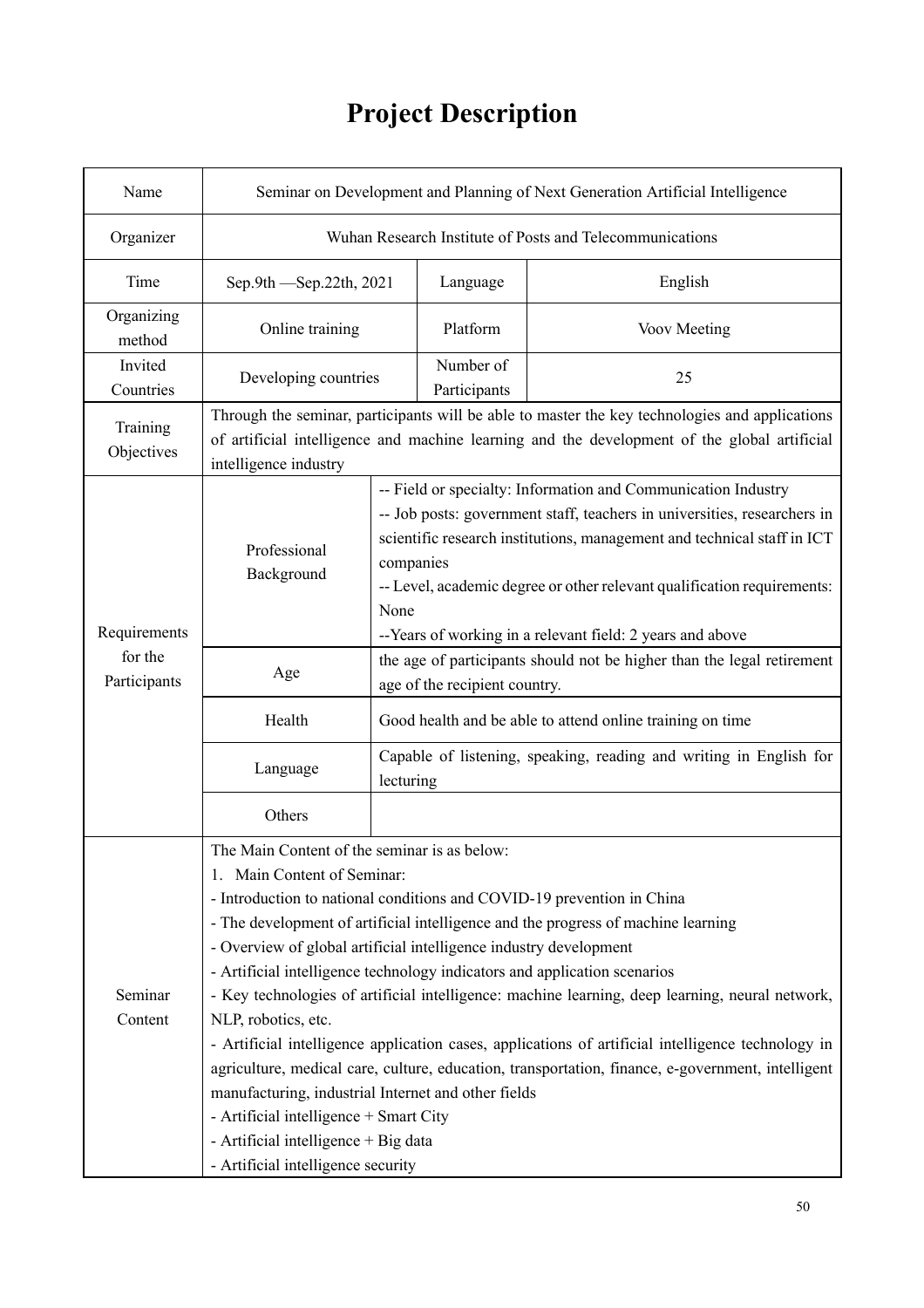# Project Description

| Name | Seminar on Development and Planning of Next Generation Artificial Intelligence | | |
|---|---|---|---|
| Organizer | Wuhan Research Institute of Posts and Telecommunications | | |
| Time | Sep.9th —Sep.22th, 2021 | Language | English |
| Organizing method | Online training | Platform | Voov Meeting |
| Invited Countries | Developing countries | Number of Participants | 25 |
| Training Objectives | Through the seminar, participants will be able to master the key technologies and applications of artificial intelligence and machine learning and the development of the global artificial intelligence industry | | |
| Requirements for the Participants | Professional Background | -- Field or specialty: Information and Communication Industry<br>-- Job posts: government staff, teachers in universities, researchers in scientific research institutions, management and technical staff in ICT companies<br>-- Level, academic degree or other relevant qualification requirements: None<br>--Years of working in a relevant field: 2 years and above | |
| | Age | the age of participants should not be higher than the legal retirement age of the recipient country. | |
| | Health | Good health and be able to attend online training on time | |
| | Language | Capable of listening, speaking, reading and writing in English for lecturing | |
| | Others | | |
| Seminar Content | The Main Content of the seminar is as below:<br>1. Main Content of Seminar:<br>- Introduction to national conditions and COVID-19 prevention in China<br>- The development of artificial intelligence and the progress of machine learning<br>- Overview of global artificial intelligence industry development<br>- Artificial intelligence technology indicators and application scenarios<br>- Key technologies of artificial intelligence: machine learning, deep learning, neural network, NLP, robotics, etc.<br>- Artificial intelligence application cases, applications of artificial intelligence technology in agriculture, medical care, culture, education, transportation, finance, e-government, intelligent manufacturing, industrial Internet and other fields<br>- Artificial intelligence + Smart City<br>- Artificial intelligence + Big data<br>- Artificial intelligence security | | |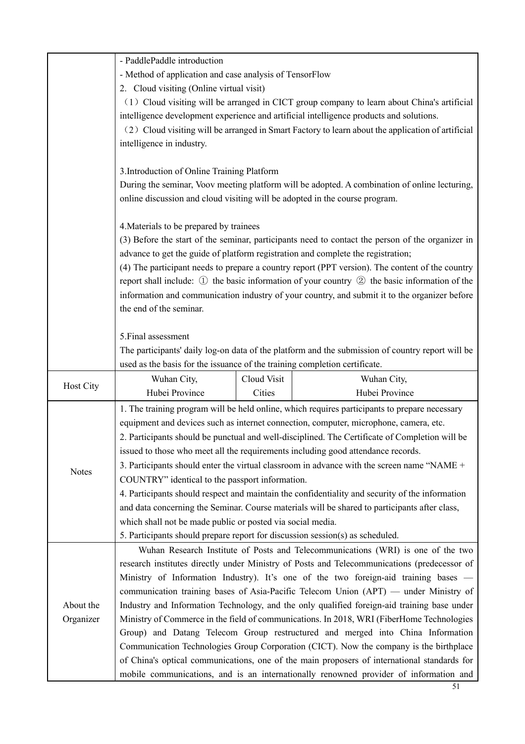| | | | |
|---|---|---|---|
| | - PaddlePaddle introduction<br>- Method of application and case analysis of TensorFlow<br>2. Cloud visiting (Online virtual visit)<br>（1）Cloud visiting will be arranged in CICT group company to learn about China's artificial intelligence development experience and artificial intelligence products and solutions.<br>（2）Cloud visiting will be arranged in Smart Factory to learn about the application of artificial intelligence in industry.<br><br>3.Introduction of Online Training Platform<br>During the seminar, Voov meeting platform will be adopted. A combination of online lecturing, online discussion and cloud visiting will be adopted in the course program.<br><br>4.Materials to be prepared by trainees<br>(3) Before the start of the seminar, participants need to contact the person of the organizer in advance to get the guide of platform registration and complete the registration;<br>(4) The participant needs to prepare a country report (PPT version). The content of the country report shall include: ① the basic information of your country ② the basic information of the information and communication industry of your country, and submit it to the organizer before the end of the seminar.<br><br>5.Final assessment<br>The participants' daily log-on data of the platform and the submission of country report will be used as the basis for the issuance of the training completion certificate. | | |
| Host City | Wuhan City, Hubei Province | Cloud Visit Cities | Wuhan City, Hubei Province |
| Notes | 1. The training program will be held online, which requires participants to prepare necessary equipment and devices such as internet connection, computer, microphone, camera, etc.<br>2. Participants should be punctual and well-disciplined. The Certificate of Completion will be issued to those who meet all the requirements including good attendance records.<br>3. Participants should enter the virtual classroom in advance with the screen name "NAME + COUNTRY" identical to the passport information.<br>4. Participants should respect and maintain the confidentiality and security of the information and data concerning the Seminar. Course materials will be shared to participants after class, which shall not be made public or posted via social media.<br>5. Participants should prepare report for discussion session(s) as scheduled. | | |
| About the Organizer | Wuhan Research Institute of Posts and Telecommunications (WRI) is one of the two research institutes directly under Ministry of Posts and Telecommunications (predecessor of Ministry of Information Industry). It's one of the two foreign-aid training bases — communication training bases of Asia-Pacific Telecom Union (APT) — under Ministry of Industry and Information Technology, and the only qualified foreign-aid training base under Ministry of Commerce in the field of communications. In 2018, WRI (FiberHome Technologies Group) and Datang Telecom Group restructured and merged into China Information Communication Technologies Group Corporation (CICT). Now the company is the birthplace of China's optical communications, one of the main proposers of international standards for mobile communications, and is an internationally renowned provider of information and | | |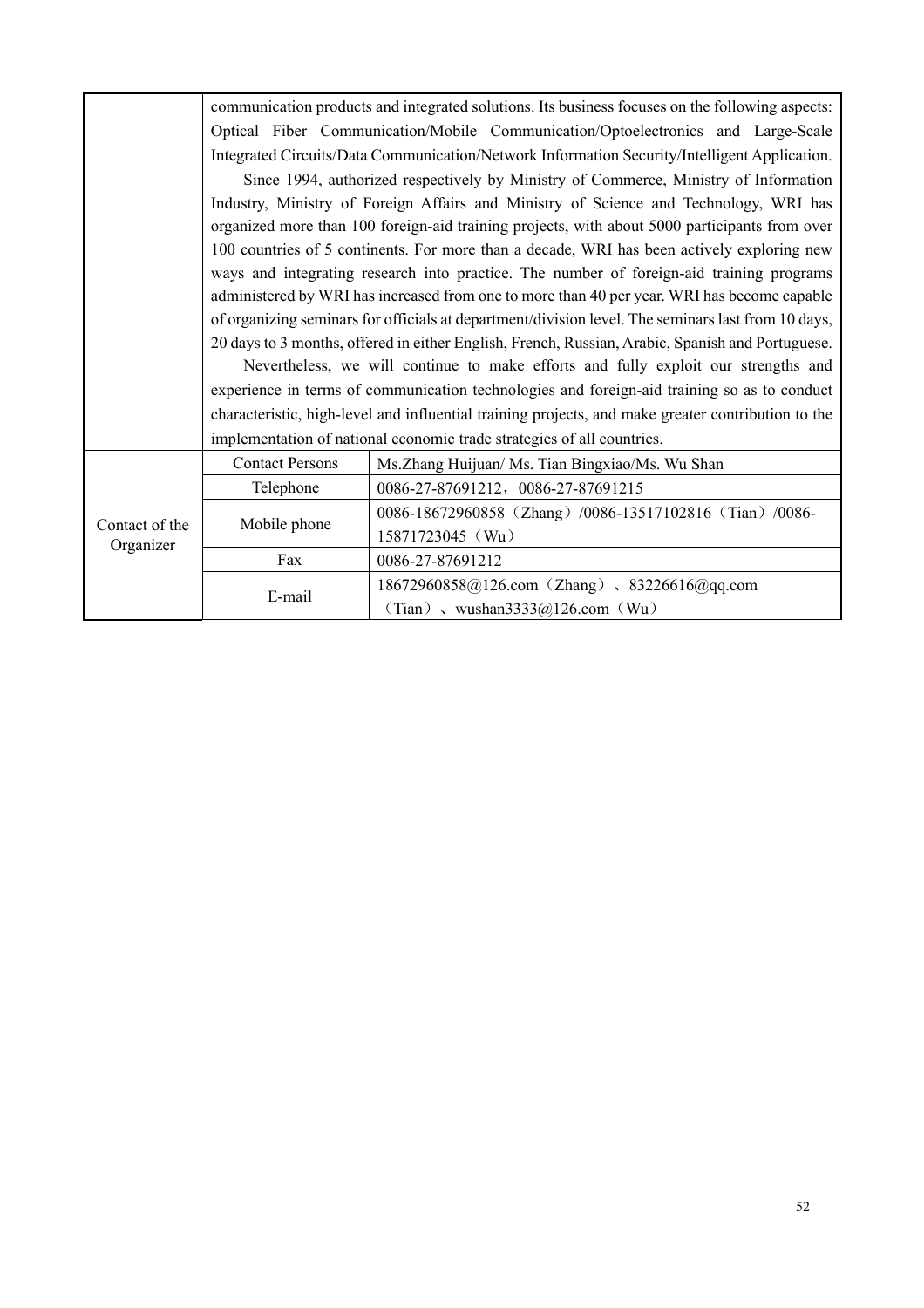| | | |
|---|---|---|
| | communication products and integrated solutions. Its business focuses on the following aspects: Optical Fiber Communication/Mobile Communication/Optoelectronics and Large-Scale Integrated Circuits/Data Communication/Network Information Security/Intelligent Application.<br>Since 1994, authorized respectively by Ministry of Commerce, Ministry of Information Industry, Ministry of Foreign Affairs and Ministry of Science and Technology, WRI has organized more than 100 foreign-aid training projects, with about 5000 participants from over 100 countries of 5 continents. For more than a decade, WRI has been actively exploring new ways and integrating research into practice. The number of foreign-aid training programs administered by WRI has increased from one to more than 40 per year. WRI has become capable of organizing seminars for officials at department/division level. The seminars last from 10 days, 20 days to 3 months, offered in either English, French, Russian, Arabic, Spanish and Portuguese.<br>Nevertheless, we will continue to make efforts and fully exploit our strengths and experience in terms of communication technologies and foreign-aid training so as to conduct characteristic, high-level and influential training projects, and make greater contribution to the implementation of national economic trade strategies of all countries. | |
| Contact of the Organizer | Contact Persons | Ms.Zhang Huijuan/ Ms. Tian Bingxiao/Ms. Wu Shan |
| | Telephone | 0086-27-87691212，0086-27-87691215 |
| | Mobile phone | 0086-18672960858（Zhang）/0086-13517102816（Tian）/0086-15871723045（Wu） |
| | Fax | 0086-27-87691212 |
| | E-mail | 18672960858@126.com（Zhang）、83226616@qq.com（Tian）、wushan3333@126.com（Wu） |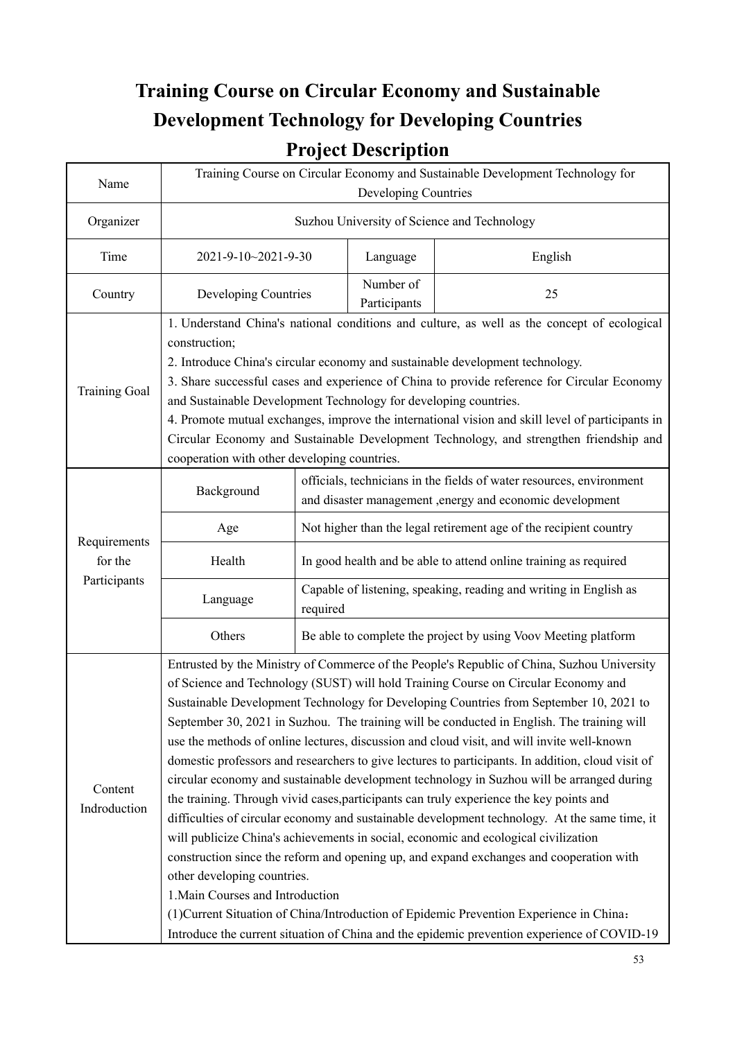# Training Course on Circular Economy and Sustainable Development Technology for Developing Countries

## Project Description

| Name | Training Course on Circular Economy and Sustainable Development Technology for Developing Countries | | |
|---|---|---|---|
| Organizer | Suzhou University of Science and Technology | | |
| Time | 2021-9-10~2021-9-30 | Language | English |
| Country | Developing Countries | Number of Participants | 25 |
| Training Goal | 1. Understand China's national conditions and culture, as well as the concept of ecological construction;<br>2. Introduce China's circular economy and sustainable development technology.<br>3. Share successful cases and experience of China to provide reference for Circular Economy and Sustainable Development Technology for developing countries.<br>4. Promote mutual exchanges, improve the international vision and skill level of participants in Circular Economy and Sustainable Development Technology, and strengthen friendship and cooperation with other developing countries. | | |
| Requirements for the Participants | Background | officials, technicians in the fields of water resources, environment and disaster management ,energy and economic development | |
| | Age | Not higher than the legal retirement age of the recipient country | |
| | Health | In good health and be able to attend online training as required | |
| | Language | Capable of listening, speaking, reading and writing in English as required | |
| | Others | Be able to complete the project by using Voov Meeting platform | |
| Content Indroduction | Entrusted by the Ministry of Commerce of the People's Republic of China, Suzhou University of Science and Technology (SUST) will hold Training Course on Circular Economy and Sustainable Development Technology for Developing Countries from September 10, 2021 to September 30, 2021 in Suzhou. The training will be conducted in English. The training will use the methods of online lectures, discussion and cloud visit, and will invite well-known domestic professors and researchers to give lectures to participants. In addition, cloud visit of circular economy and sustainable development technology in Suzhou will be arranged during the training. Through vivid cases,participants can truly experience the key points and difficulties of circular economy and sustainable development technology. At the same time, it will publicize China's achievements in social, economic and ecological civilization construction since the reform and opening up, and expand exchanges and cooperation with other developing countries.<br>1.Main Courses and Introduction<br>(1)Current Situation of China/Introduction of Epidemic Prevention Experience in China：Introduce the current situation of China and the epidemic prevention experience of COVID-19 | | |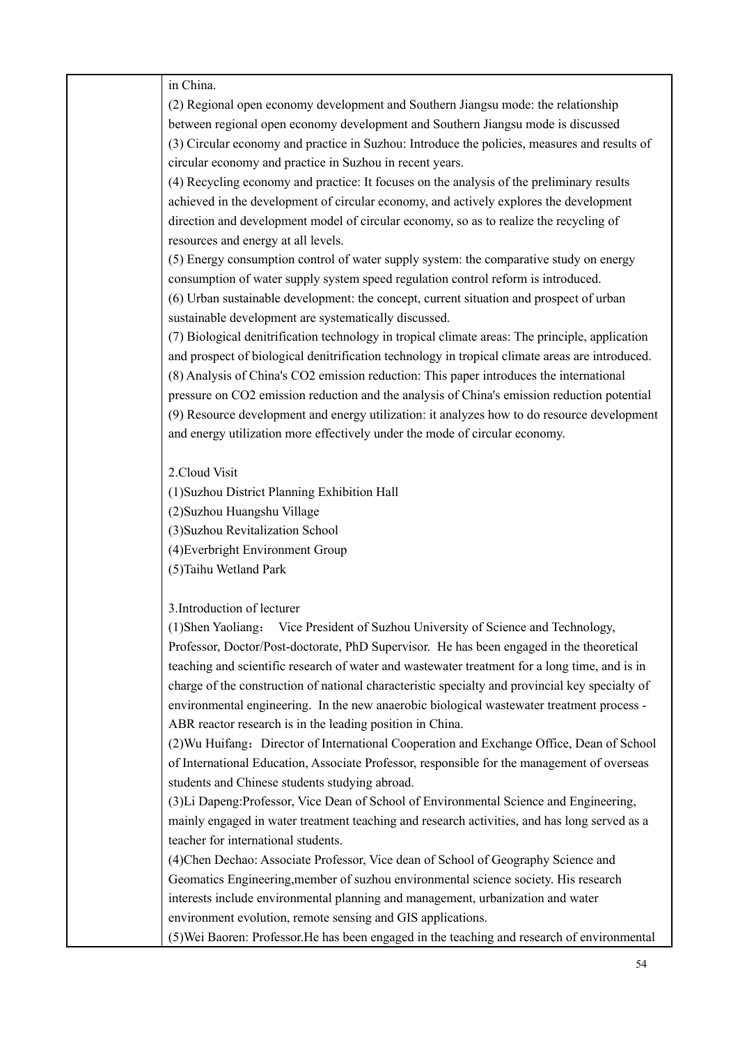| | in China.<br>(2) Regional open economy development and Southern Jiangsu mode: the relationship between regional open economy development and Southern Jiangsu mode is discussed<br>(3) Circular economy and practice in Suzhou: Introduce the policies, measures and results of circular economy and practice in Suzhou in recent years.<br>(4) Recycling economy and practice: It focuses on the analysis of the preliminary results achieved in the development of circular economy, and actively explores the development direction and development model of circular economy, so as to realize the recycling of resources and energy at all levels.<br>(5) Energy consumption control of water supply system: the comparative study on energy consumption of water supply system speed regulation control reform is introduced.<br>(6) Urban sustainable development: the concept, current situation and prospect of urban sustainable development are systematically discussed.<br>(7) Biological denitrification technology in tropical climate areas: The principle, application and prospect of biological denitrification technology in tropical climate areas are introduced.<br>(8) Analysis of China's CO2 emission reduction: This paper introduces the international pressure on CO2 emission reduction and the analysis of China's emission reduction potential<br>(9) Resource development and energy utilization: it analyzes how to do resource development and energy utilization more effectively under the mode of circular economy.<br><br>2.Cloud Visit<br>(1)Suzhou District Planning Exhibition Hall<br>(2)Suzhou Huangshu Village<br>(3)Suzhou Revitalization School<br>(4)Everbright Environment Group<br>(5)Taihu Wetland Park<br><br>3.Introduction of lecturer<br>(1)Shen Yaoliang： Vice President of Suzhou University of Science and Technology, Professor, Doctor/Post-doctorate, PhD Supervisor. He has been engaged in the theoretical teaching and scientific research of water and wastewater treatment for a long time, and is in charge of the construction of national characteristic specialty and provincial key specialty of environmental engineering. In the new anaerobic biological wastewater treatment process - ABR reactor research is in the leading position in China.<br>(2)Wu Huifang：Director of International Cooperation and Exchange Office, Dean of School of International Education, Associate Professor, responsible for the management of overseas students and Chinese students studying abroad.<br>(3)Li Dapeng:Professor, Vice Dean of School of Environmental Science and Engineering, mainly engaged in water treatment teaching and research activities, and has long served as a teacher for international students.<br>(4)Chen Dechao: Associate Professor, Vice dean of School of Geography Science and Geomatics Engineering,member of suzhou environmental science society. His research interests include environmental planning and management, urbanization and water environment evolution, remote sensing and GIS applications.<br>(5)Wei Baoren: Professor.He has been engaged in the teaching and research of environmental |
|---|---|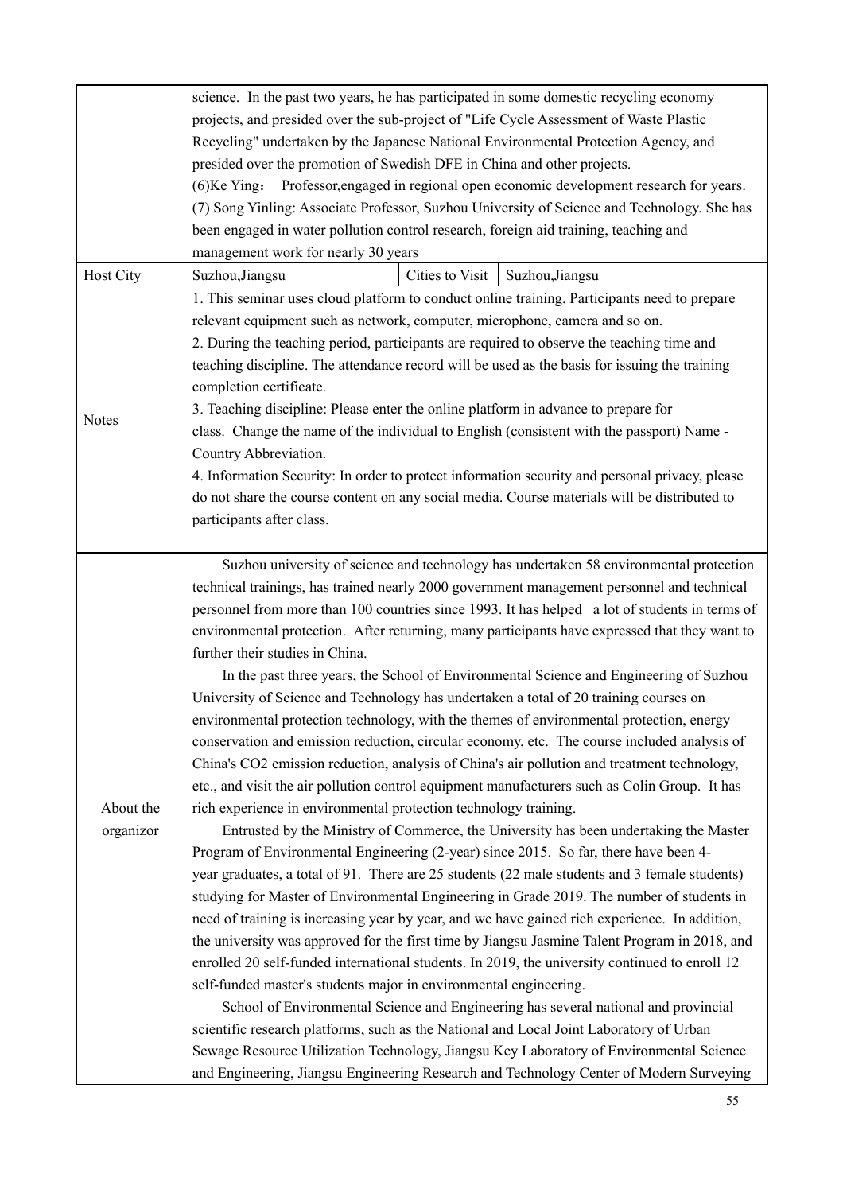| | | | |
|---|---|---|---|
| | science. In the past two years, he has participated in some domestic recycling economy projects, and presided over the sub-project of "Life Cycle Assessment of Waste Plastic Recycling" undertaken by the Japanese National Environmental Protection Agency, and presided over the promotion of Swedish DFE in China and other projects.<br>(6)Ke Ying： Professor,engaged in regional open economic development research for years.<br>(7) Song Yinling: Associate Professor, Suzhou University of Science and Technology. She has been engaged in water pollution control research, foreign aid training, teaching and management work for nearly 30 years | | |
| Host City | Suzhou,Jiangsu | Cities to Visit | Suzhou,Jiangsu |
| Notes | 1. This seminar uses cloud platform to conduct online training. Participants need to prepare relevant equipment such as network, computer, microphone, camera and so on.<br>2. During the teaching period, participants are required to observe the teaching time and teaching discipline. The attendance record will be used as the basis for issuing the training completion certificate.<br>3. Teaching discipline: Please enter the online platform in advance to prepare for class. Change the name of the individual to English (consistent with the passport) Name - Country Abbreviation.<br>4. Information Security: In order to protect information security and personal privacy, please do not share the course content on any social media. Course materials will be distributed to participants after class. | | |
| About the organizor | Suzhou university of science and technology has undertaken 58 environmental protection technical trainings, has trained nearly 2000 government management personnel and technical personnel from more than 100 countries since 1993. It has helped a lot of students in terms of environmental protection. After returning, many participants have expressed that they want to further their studies in China.<br>In the past three years, the School of Environmental Science and Engineering of Suzhou University of Science and Technology has undertaken a total of 20 training courses on environmental protection technology, with the themes of environmental protection, energy conservation and emission reduction, circular economy, etc. The course included analysis of China's CO2 emission reduction, analysis of China's air pollution and treatment technology, etc., and visit the air pollution control equipment manufacturers such as Colin Group. It has rich experience in environmental protection technology training.<br>Entrusted by the Ministry of Commerce, the University has been undertaking the Master Program of Environmental Engineering (2-year) since 2015. So far, there have been 4-year graduates, a total of 91. There are 25 students (22 male students and 3 female students) studying for Master of Environmental Engineering in Grade 2019. The number of students in need of training is increasing year by year, and we have gained rich experience. In addition, the university was approved for the first time by Jiangsu Jasmine Talent Program in 2018, and enrolled 20 self-funded international students. In 2019, the university continued to enroll 12 self-funded master's students major in environmental engineering.<br>School of Environmental Science and Engineering has several national and provincial scientific research platforms, such as the National and Local Joint Laboratory of Urban Sewage Resource Utilization Technology, Jiangsu Key Laboratory of Environmental Science and Engineering, Jiangsu Engineering Research and Technology Center of Modern Surveying | | |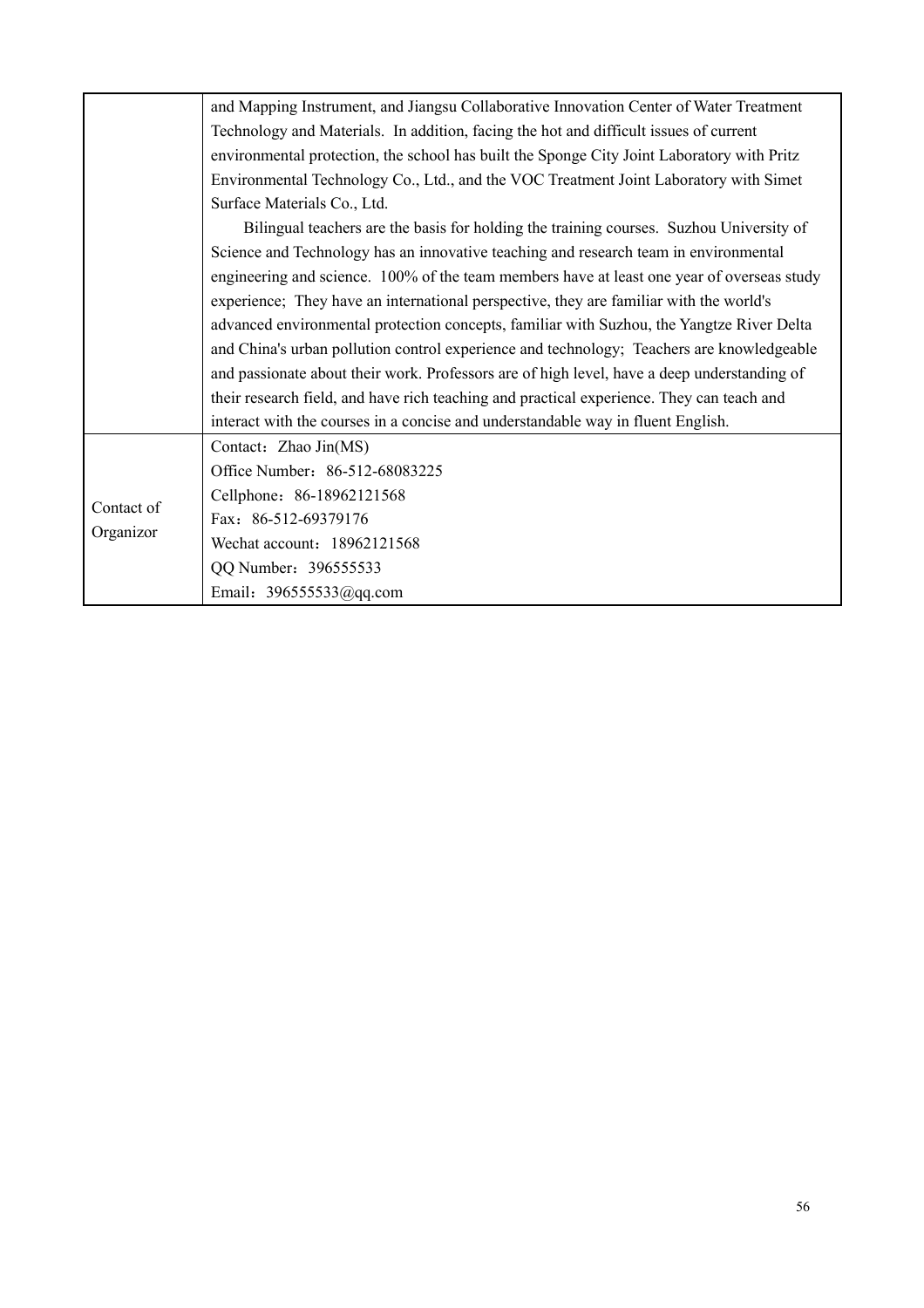|  |  |
| --- | --- |
|  | and Mapping Instrument, and Jiangsu Collaborative Innovation Center of Water Treatment Technology and Materials. In addition, facing the hot and difficult issues of current environmental protection, the school has built the Sponge City Joint Laboratory with Pritz Environmental Technology Co., Ltd., and the VOC Treatment Joint Laboratory with Simet Surface Materials Co., Ltd.<br>Bilingual teachers are the basis for holding the training courses. Suzhou University of Science and Technology has an innovative teaching and research team in environmental engineering and science. 100% of the team members have at least one year of overseas study experience; They have an international perspective, they are familiar with the world's advanced environmental protection concepts, familiar with Suzhou, the Yangtze River Delta and China's urban pollution control experience and technology; Teachers are knowledgeable and passionate about their work. Professors are of high level, have a deep understanding of their research field, and have rich teaching and practical experience. They can teach and interact with the courses in a concise and understandable way in fluent English. |
| Contact of Organizor | Contact：Zhao Jin(MS)<br>Office Number：86-512-68083225<br>Cellphone：86-18962121568<br>Fax：86-512-69379176<br>Wechat account：18962121568<br>QQ Number：396555533<br>Email：396555533@qq.com |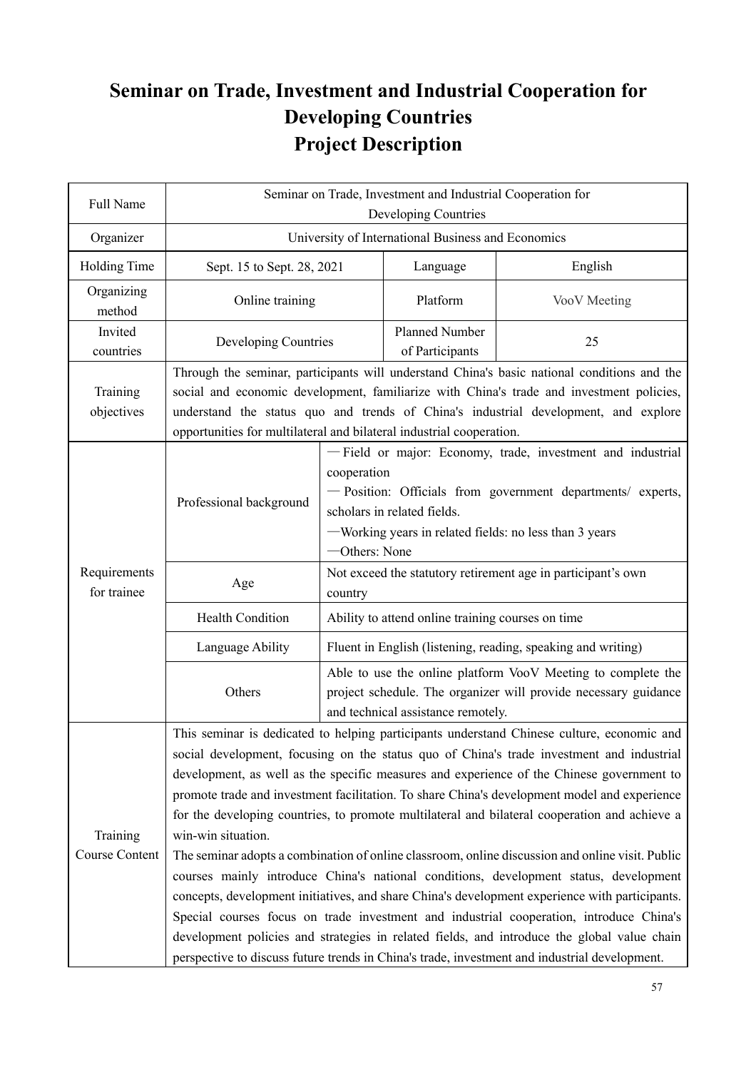# Seminar on Trade, Investment and Industrial Cooperation for Developing Countries Project Description

| Full Name | Seminar on Trade, Investment and Industrial Cooperation for Developing Countries | | |
|---|---|---|---|
| Organizer | University of International Business and Economics | | |
| Holding Time | Sept. 15 to Sept. 28, 2021 | Language | English |
| Organizing method | Online training | Platform | VooV Meeting |
| Invited countries | Developing Countries | Planned Number of Participants | 25 |
| Training objectives | Through the seminar, participants will understand China's basic national conditions and the social and economic development, familiarize with China's trade and investment policies, understand the status quo and trends of China's industrial development, and explore opportunities for multilateral and bilateral industrial cooperation. | | |
| Requirements for trainee | Professional background | —Field or major: Economy, trade, investment and industrial cooperation<br>—Position: Officials from government departments/ experts, scholars in related fields.<br>—Working years in related fields: no less than 3 years<br>—Others: None | |
| | Age | Not exceed the statutory retirement age in participant's own country | |
| | Health Condition | Ability to attend online training courses on time | |
| | Language Ability | Fluent in English (listening, reading, speaking and writing) | |
| | Others | Able to use the online platform VooV Meeting to complete the project schedule. The organizer will provide necessary guidance and technical assistance remotely. | |
| Training Course Content | This seminar is dedicated to helping participants understand Chinese culture, economic and social development, focusing on the status quo of China's trade investment and industrial development, as well as the specific measures and experience of the Chinese government to promote trade and investment facilitation. To share China's development model and experience for the developing countries, to promote multilateral and bilateral cooperation and achieve a win-win situation.<br>The seminar adopts a combination of online classroom, online discussion and online visit. Public courses mainly introduce China's national conditions, development status, development concepts, development initiatives, and share China's development experience with participants. Special courses focus on trade investment and industrial cooperation, introduce China's development policies and strategies in related fields, and introduce the global value chain perspective to discuss future trends in China's trade, investment and industrial development. | | |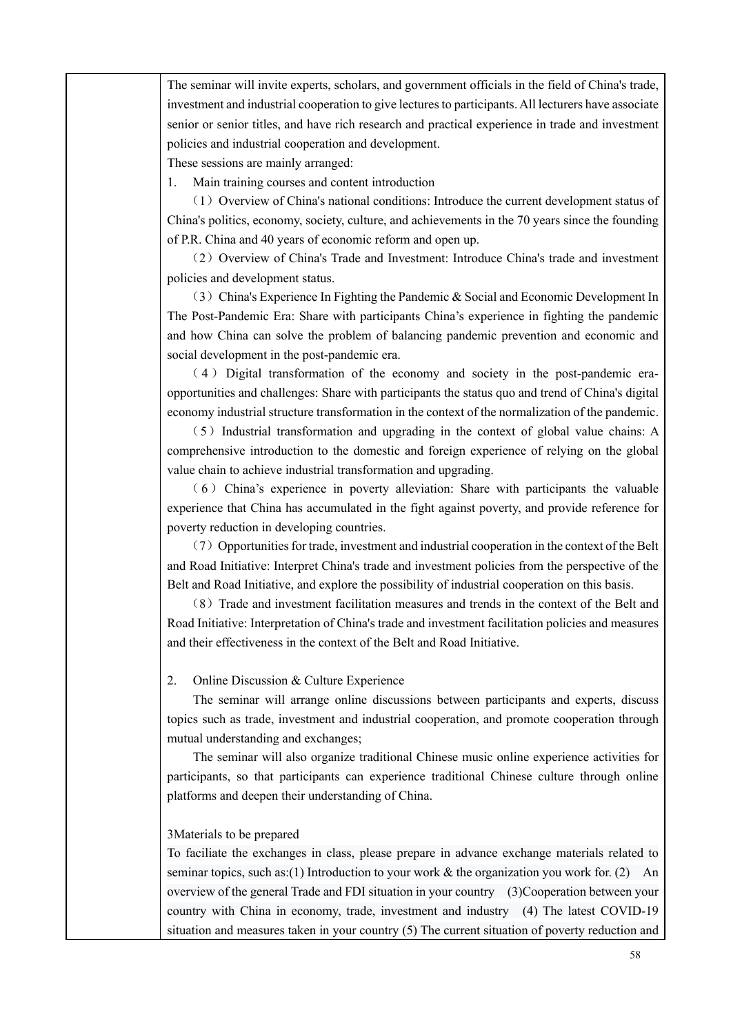The seminar will invite experts, scholars, and government officials in the field of China's trade, investment and industrial cooperation to give lectures to participants. All lecturers have associate senior or senior titles, and have rich research and practical experience in trade and investment policies and industrial cooperation and development.

These sessions are mainly arranged:

1. Main training courses and content introduction

（1）Overview of China's national conditions: Introduce the current development status of China's politics, economy, society, culture, and achievements in the 70 years since the founding of P.R. China and 40 years of economic reform and open up.

（2）Overview of China's Trade and Investment: Introduce China's trade and investment policies and development status.

（3）China's Experience In Fighting the Pandemic & Social and Economic Development In The Post-Pandemic Era: Share with participants China's experience in fighting the pandemic and how China can solve the problem of balancing pandemic prevention and economic and social development in the post-pandemic era.

（4）Digital transformation of the economy and society in the post-pandemic era-opportunities and challenges: Share with participants the status quo and trend of China's digital economy industrial structure transformation in the context of the normalization of the pandemic.

（5）Industrial transformation and upgrading in the context of global value chains: A comprehensive introduction to the domestic and foreign experience of relying on the global value chain to achieve industrial transformation and upgrading.

（6）China's experience in poverty alleviation: Share with participants the valuable experience that China has accumulated in the fight against poverty, and provide reference for poverty reduction in developing countries.

（7）Opportunities for trade, investment and industrial cooperation in the context of the Belt and Road Initiative: Interpret China's trade and investment policies from the perspective of the Belt and Road Initiative, and explore the possibility of industrial cooperation on this basis.

（8）Trade and investment facilitation measures and trends in the context of the Belt and Road Initiative: Interpretation of China's trade and investment facilitation policies and measures and their effectiveness in the context of the Belt and Road Initiative.

2. Online Discussion & Culture Experience

The seminar will arrange online discussions between participants and experts, discuss topics such as trade, investment and industrial cooperation, and promote cooperation through mutual understanding and exchanges;

The seminar will also organize traditional Chinese music online experience activities for participants, so that participants can experience traditional Chinese culture through online platforms and deepen their understanding of China.

3Materials to be prepared

To faciliate the exchanges in class, please prepare in advance exchange materials related to seminar topics, such as:(1) Introduction to your work & the organization you work for. (2) An overview of the general Trade and FDI situation in your country (3)Cooperation between your country with China in economy, trade, investment and industry (4) The latest COVID-19 situation and measures taken in your country (5) The current situation of poverty reduction and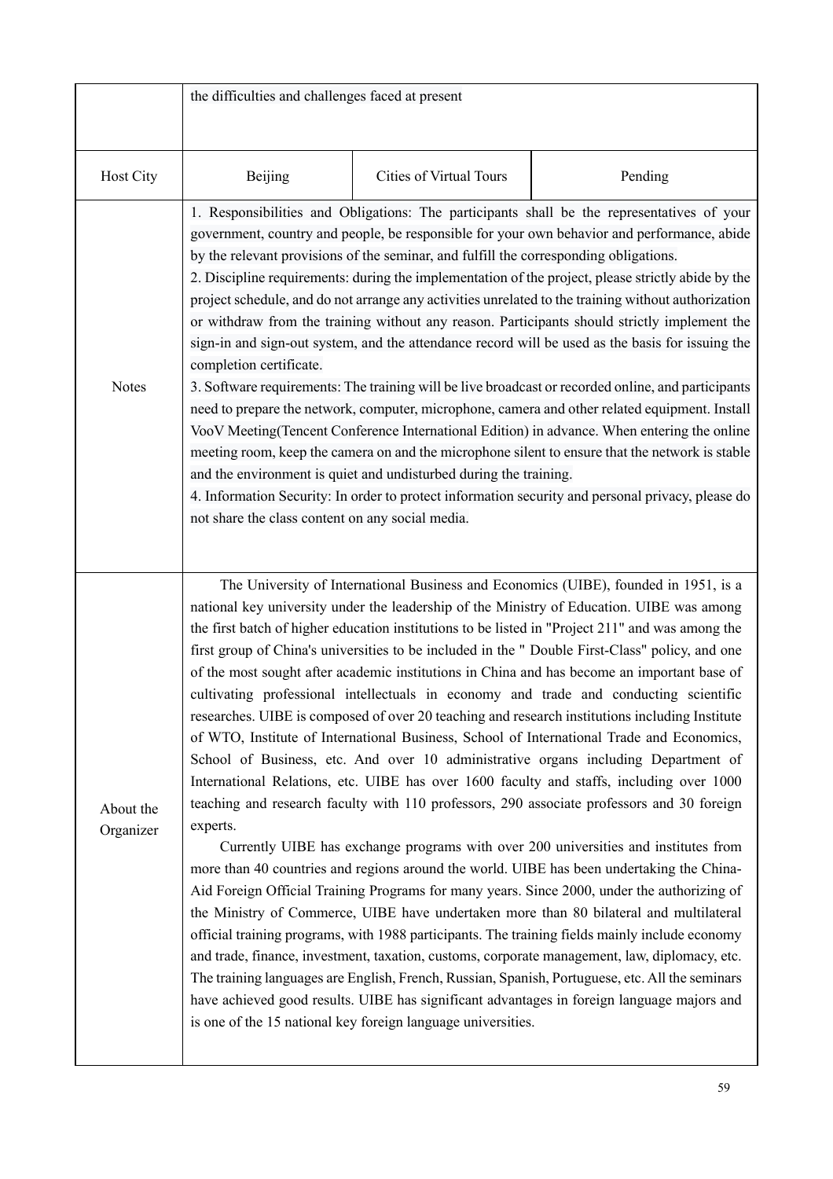| | | | |
|---|---|---|---|
| | the difficulties and challenges faced at present | | |
| Host City | Beijing | Cities of Virtual Tours | Pending |
| Notes | 1. Responsibilities and Obligations: The participants shall be the representatives of your government, country and people, be responsible for your own behavior and performance, abide by the relevant provisions of the seminar, and fulfill the corresponding obligations.<br>2. Discipline requirements: during the implementation of the project, please strictly abide by the project schedule, and do not arrange any activities unrelated to the training without authorization or withdraw from the training without any reason. Participants should strictly implement the sign-in and sign-out system, and the attendance record will be used as the basis for issuing the completion certificate.<br>3. Software requirements: The training will be live broadcast or recorded online, and participants need to prepare the network, computer, microphone, camera and other related equipment. Install VooV Meeting(Tencent Conference International Edition) in advance. When entering the online meeting room, keep the camera on and the microphone silent to ensure that the network is stable and the environment is quiet and undisturbed during the training.<br>4. Information Security: In order to protect information security and personal privacy, please do not share the class content on any social media. | | |
| About the Organizer | The University of International Business and Economics (UIBE), founded in 1951, is a national key university under the leadership of the Ministry of Education. UIBE was among the first batch of higher education institutions to be listed in "Project 211" and was among the first group of China's universities to be included in the " Double First-Class" policy, and one of the most sought after academic institutions in China and has become an important base of cultivating professional intellectuals in economy and trade and conducting scientific researches. UIBE is composed of over 20 teaching and research institutions including Institute of WTO, Institute of International Business, School of International Trade and Economics, School of Business, etc. And over 10 administrative organs including Department of International Relations, etc. UIBE has over 1600 faculty and staffs, including over 1000 teaching and research faculty with 110 professors, 290 associate professors and 30 foreign experts.<br>Currently UIBE has exchange programs with over 200 universities and institutes from more than 40 countries and regions around the world. UIBE has been undertaking the China-Aid Foreign Official Training Programs for many years. Since 2000, under the authorizing of the Ministry of Commerce, UIBE have undertaken more than 80 bilateral and multilateral official training programs, with 1988 participants. The training fields mainly include economy and trade, finance, investment, taxation, customs, corporate management, law, diplomacy, etc. The training languages are English, French, Russian, Spanish, Portuguese, etc. All the seminars have achieved good results. UIBE has significant advantages in foreign language majors and is one of the 15 national key foreign language universities. | | |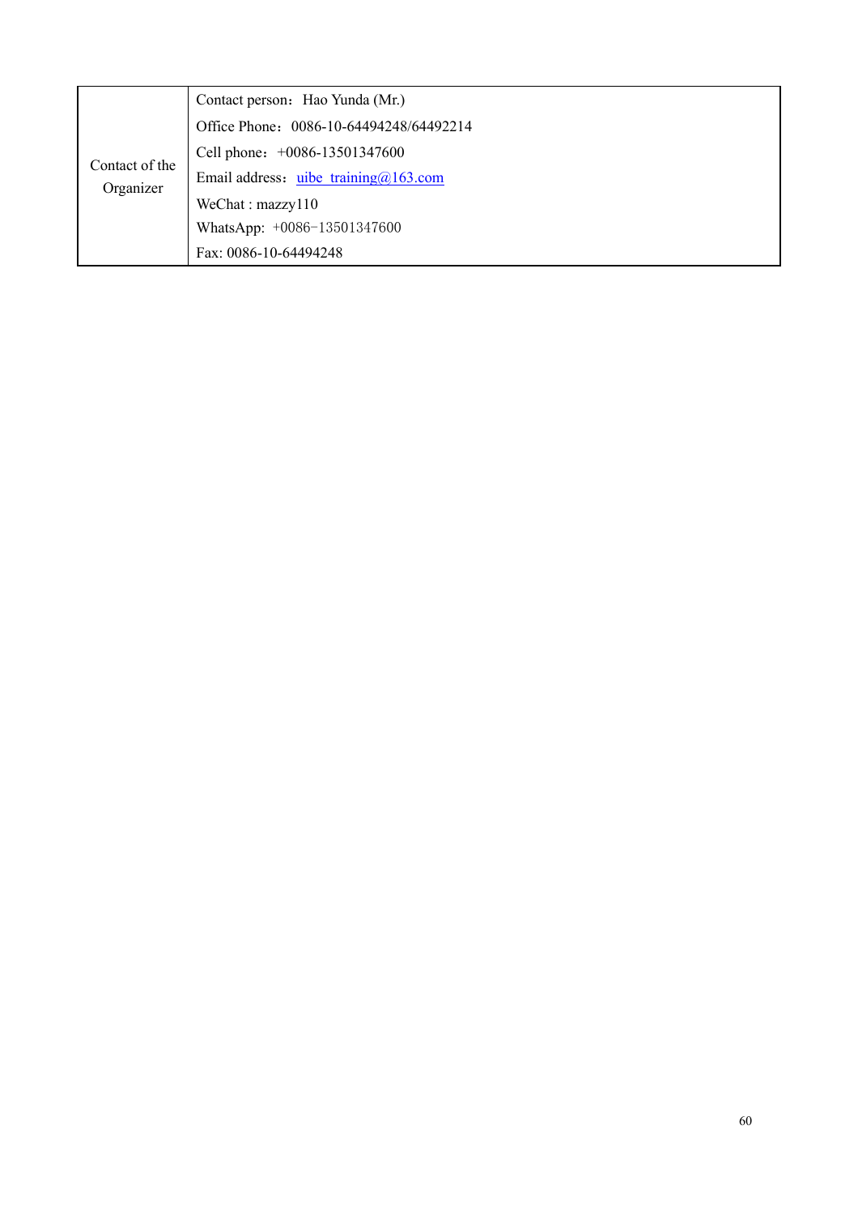| | |
|---|---|
| Contact of the Organizer | Contact person：Hao Yunda (Mr.)<br>Office Phone：0086-10-64494248/64492214<br>Cell phone：+0086-13501347600<br>Email address：uibe_training@163.com<br>WeChat : mazzy110<br>WhatsApp: +0086-13501347600<br>Fax: 0086-10-64494248 |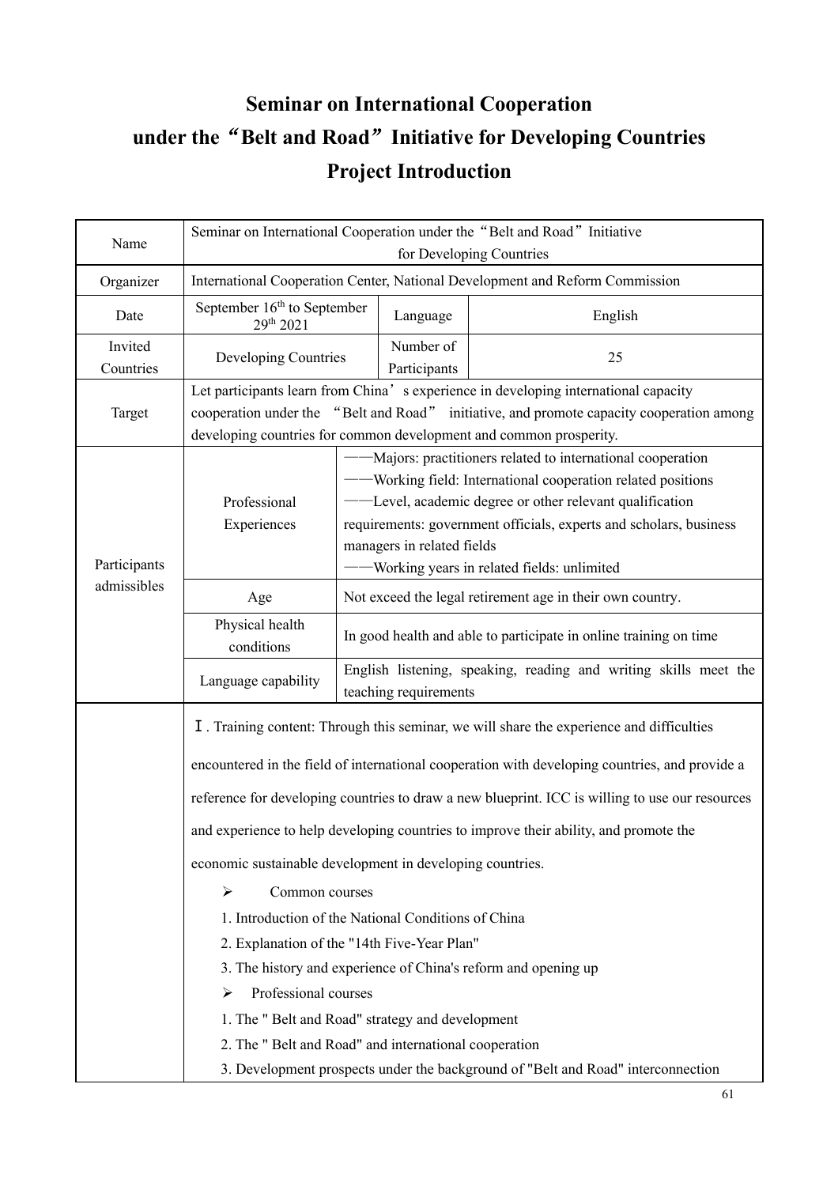# Seminar on International Cooperation under the "Belt and Road" Initiative for Developing Countries Project Introduction

| Name | Seminar on International Cooperation under the "Belt and Road" Initiative for Developing Countries | | |
|---|---|---|---|
| Organizer | International Cooperation Center, National Development and Reform Commission | | |
| Date | September 16th to September 29th 2021 | Language | English |
| Invited Countries | Developing Countries | Number of Participants | 25 |
| Target | Let participants learn from China's experience in developing international capacity cooperation under the "Belt and Road" initiative, and promote capacity cooperation among developing countries for common development and common prosperity. | | |
| Participants admissibles | Professional Experiences | ——Majors: practitioners related to international cooperation<br>——Working field: International cooperation related positions<br>——Level, academic degree or other relevant qualification requirements: government officials, experts and scholars, business managers in related fields<br>——Working years in related fields: unlimited | |
| | Age | Not exceed the legal retirement age in their own country. | |
| | Physical health conditions | In good health and able to participate in online training on time | |
| | Language capability | English listening, speaking, reading and writing skills meet the teaching requirements | |
| | Ⅰ. Training content: Through this seminar, we will share the experience and difficulties encountered in the field of international cooperation with developing countries, and provide a reference for developing countries to draw a new blueprint. ICC is willing to use our resources and experience to help developing countries to improve their ability, and promote the economic sustainable development in developing countries.<br>➢ Common courses<br>1. Introduction of the National Conditions of China<br>2. Explanation of the "14th Five-Year Plan"<br>3. The history and experience of China's reform and opening up<br>➢ Professional courses<br>1. The " Belt and Road" strategy and development<br>2. The " Belt and Road" and international cooperation<br>3. Development prospects under the background of "Belt and Road" interconnection | | |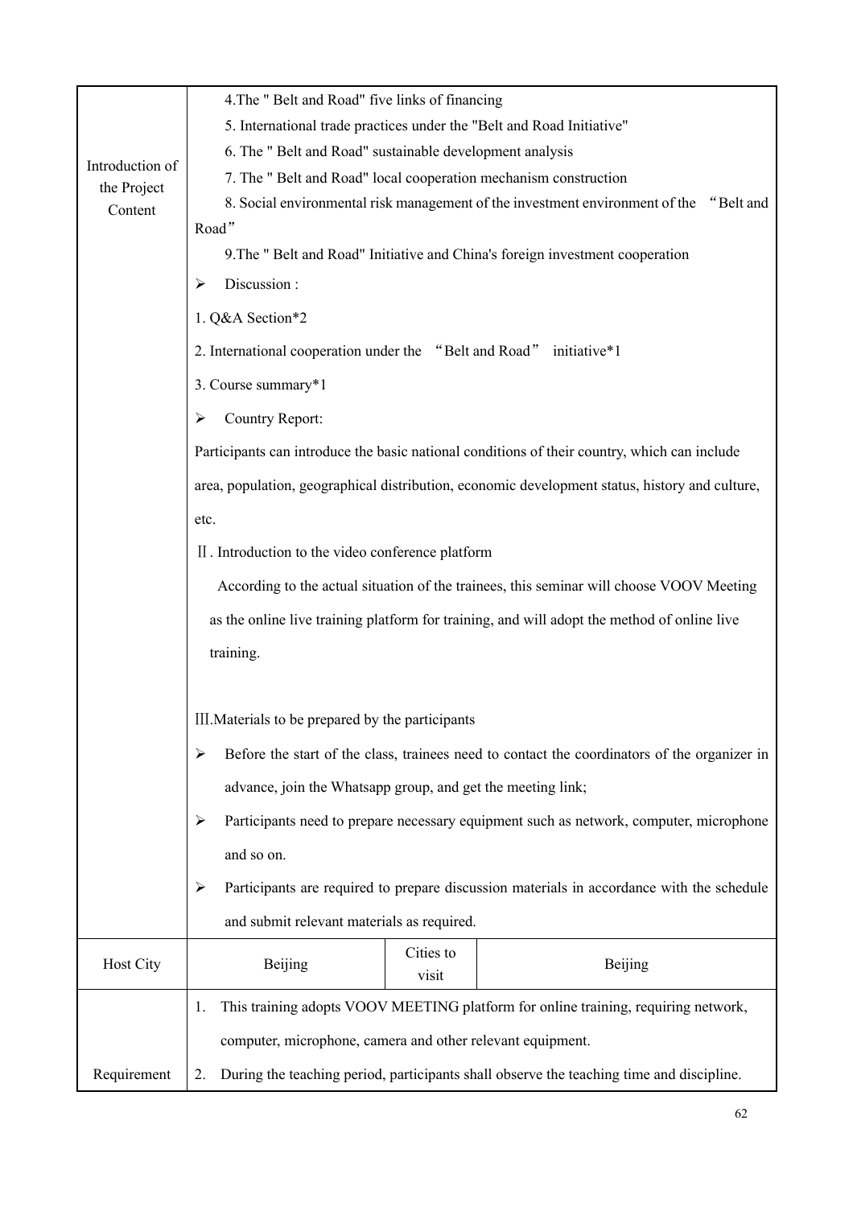| | | | |
|---|---|---|---|
| Introduction of the Project Content | 4.The " Belt and Road" five links of financing<br>5. International trade practices under the "Belt and Road Initiative"<br>6. The " Belt and Road" sustainable development analysis<br>7. The " Belt and Road" local cooperation mechanism construction<br>8. Social environmental risk management of the investment environment of the "Belt and Road"<br>9.The " Belt and Road" Initiative and China's foreign investment cooperation<br>➢ Discussion :<br>1. Q&A Section*2<br>2. International cooperation under the "Belt and Road" initiative*1<br>3. Course summary*1<br>➢ Country Report:<br>Participants can introduce the basic national conditions of their country, which can include area, population, geographical distribution, economic development status, history and culture, etc.<br>Ⅱ. Introduction to the video conference platform<br>According to the actual situation of the trainees, this seminar will choose VOOV Meeting as the online live training platform for training, and will adopt the method of online live training.<br><br>Ⅲ.Materials to be prepared by the participants<br>➢ Before the start of the class, trainees need to contact the coordinators of the organizer in advance, join the Whatsapp group, and get the meeting link;<br>➢ Participants need to prepare necessary equipment such as network, computer, microphone and so on.<br>➢ Participants are required to prepare discussion materials in accordance with the schedule and submit relevant materials as required. | | |
| Host City | Beijing | Cities to visit | Beijing |
| Requirement | 1. This training adopts VOOV MEETING platform for online training, requiring network, computer, microphone, camera and other relevant equipment.<br>2. During the teaching period, participants shall observe the teaching time and discipline. | | |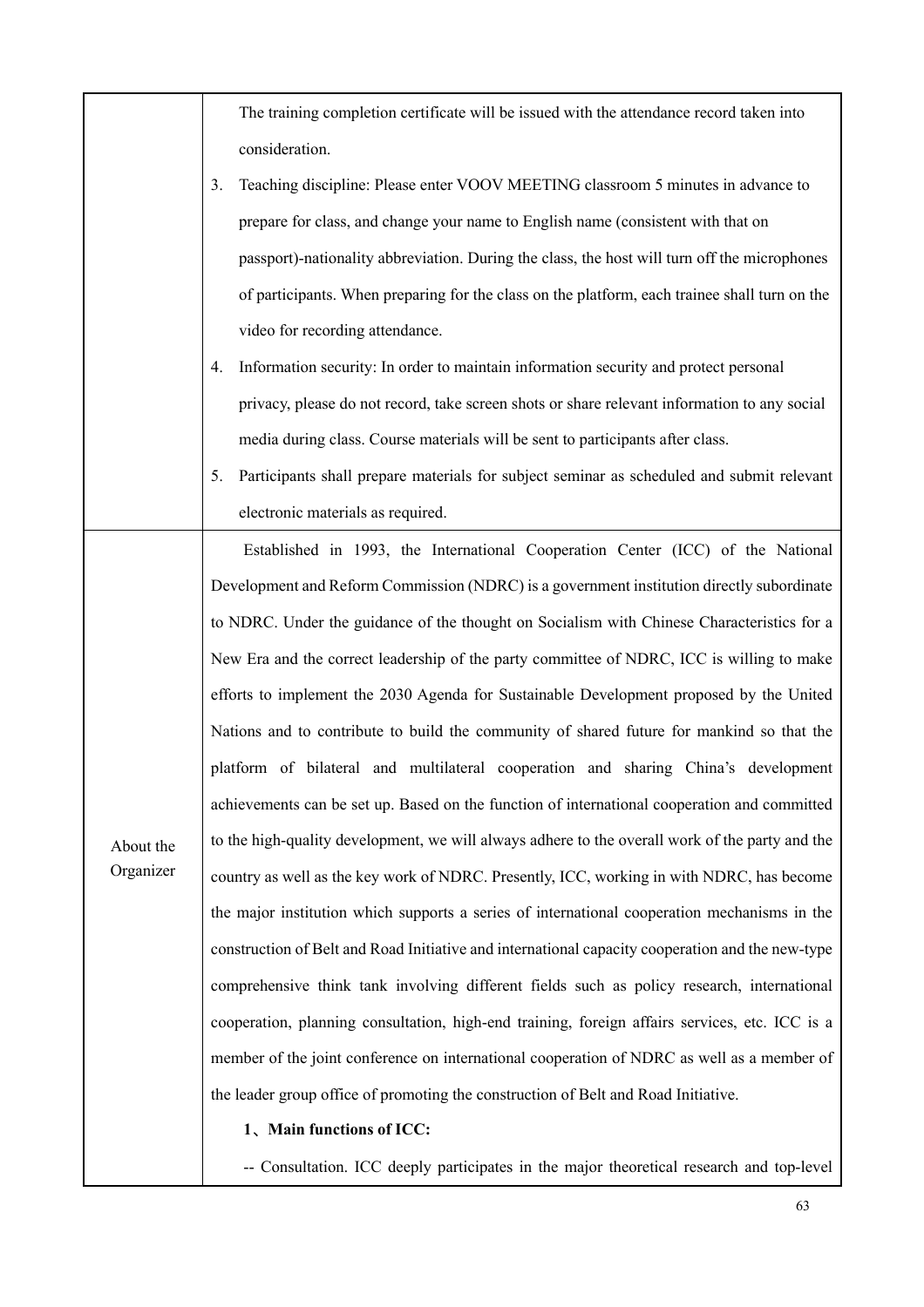| | |
|---|---|
| | The training completion certificate will be issued with the attendance record taken into consideration.<br>3. Teaching discipline: Please enter VOOV MEETING classroom 5 minutes in advance to prepare for class, and change your name to English name (consistent with that on passport)-nationality abbreviation. During the class, the host will turn off the microphones of participants. When preparing for the class on the platform, each trainee shall turn on the video for recording attendance.<br>4. Information security: In order to maintain information security and protect personal privacy, please do not record, take screen shots or share relevant information to any social media during class. Course materials will be sent to participants after class.<br>5. Participants shall prepare materials for subject seminar as scheduled and submit relevant electronic materials as required. |
| About the Organizer | Established in 1993, the International Cooperation Center (ICC) of the National Development and Reform Commission (NDRC) is a government institution directly subordinate to NDRC. Under the guidance of the thought on Socialism with Chinese Characteristics for a New Era and the correct leadership of the party committee of NDRC, ICC is willing to make efforts to implement the 2030 Agenda for Sustainable Development proposed by the United Nations and to contribute to build the community of shared future for mankind so that the platform of bilateral and multilateral cooperation and sharing China's development achievements can be set up. Based on the function of international cooperation and committed to the high-quality development, we will always adhere to the overall work of the party and the country as well as the key work of NDRC. Presently, ICC, working in with NDRC, has become the major institution which supports a series of international cooperation mechanisms in the construction of Belt and Road Initiative and international capacity cooperation and the new-type comprehensive think tank involving different fields such as policy research, international cooperation, planning consultation, high-end training, foreign affairs services, etc. ICC is a member of the joint conference on international cooperation of NDRC as well as a member of the leader group office of promoting the construction of Belt and Road Initiative.<br>**1、Main functions of ICC:**<br>-- Consultation. ICC deeply participates in the major theoretical research and top-level |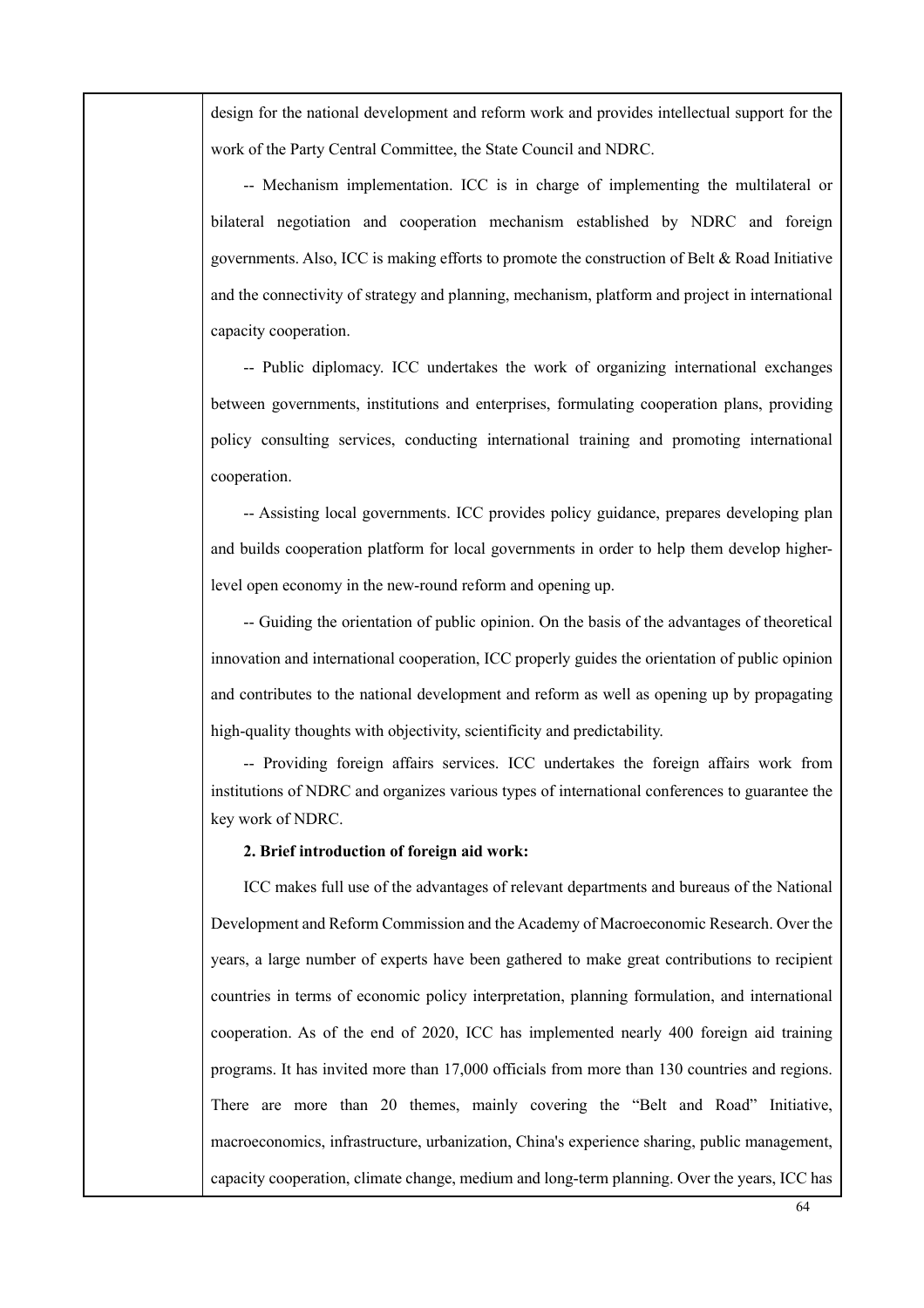design for the national development and reform work and provides intellectual support for the work of the Party Central Committee, the State Council and NDRC.

-- Mechanism implementation. ICC is in charge of implementing the multilateral or bilateral negotiation and cooperation mechanism established by NDRC and foreign governments. Also, ICC is making efforts to promote the construction of Belt & Road Initiative and the connectivity of strategy and planning, mechanism, platform and project in international capacity cooperation.

-- Public diplomacy. ICC undertakes the work of organizing international exchanges between governments, institutions and enterprises, formulating cooperation plans, providing policy consulting services, conducting international training and promoting international cooperation.

-- Assisting local governments. ICC provides policy guidance, prepares developing plan and builds cooperation platform for local governments in order to help them develop higher-level open economy in the new-round reform and opening up.

-- Guiding the orientation of public opinion. On the basis of the advantages of theoretical innovation and international cooperation, ICC properly guides the orientation of public opinion and contributes to the national development and reform as well as opening up by propagating high-quality thoughts with objectivity, scientificity and predictability.

-- Providing foreign affairs services. ICC undertakes the foreign affairs work from institutions of NDRC and organizes various types of international conferences to guarantee the key work of NDRC.

**2. Brief introduction of foreign aid work:**

ICC makes full use of the advantages of relevant departments and bureaus of the National Development and Reform Commission and the Academy of Macroeconomic Research. Over the years, a large number of experts have been gathered to make great contributions to recipient countries in terms of economic policy interpretation, planning formulation, and international cooperation. As of the end of 2020, ICC has implemented nearly 400 foreign aid training programs. It has invited more than 17,000 officials from more than 130 countries and regions. There are more than 20 themes, mainly covering the "Belt and Road" Initiative, macroeconomics, infrastructure, urbanization, China's experience sharing, public management, capacity cooperation, climate change, medium and long-term planning. Over the years, ICC has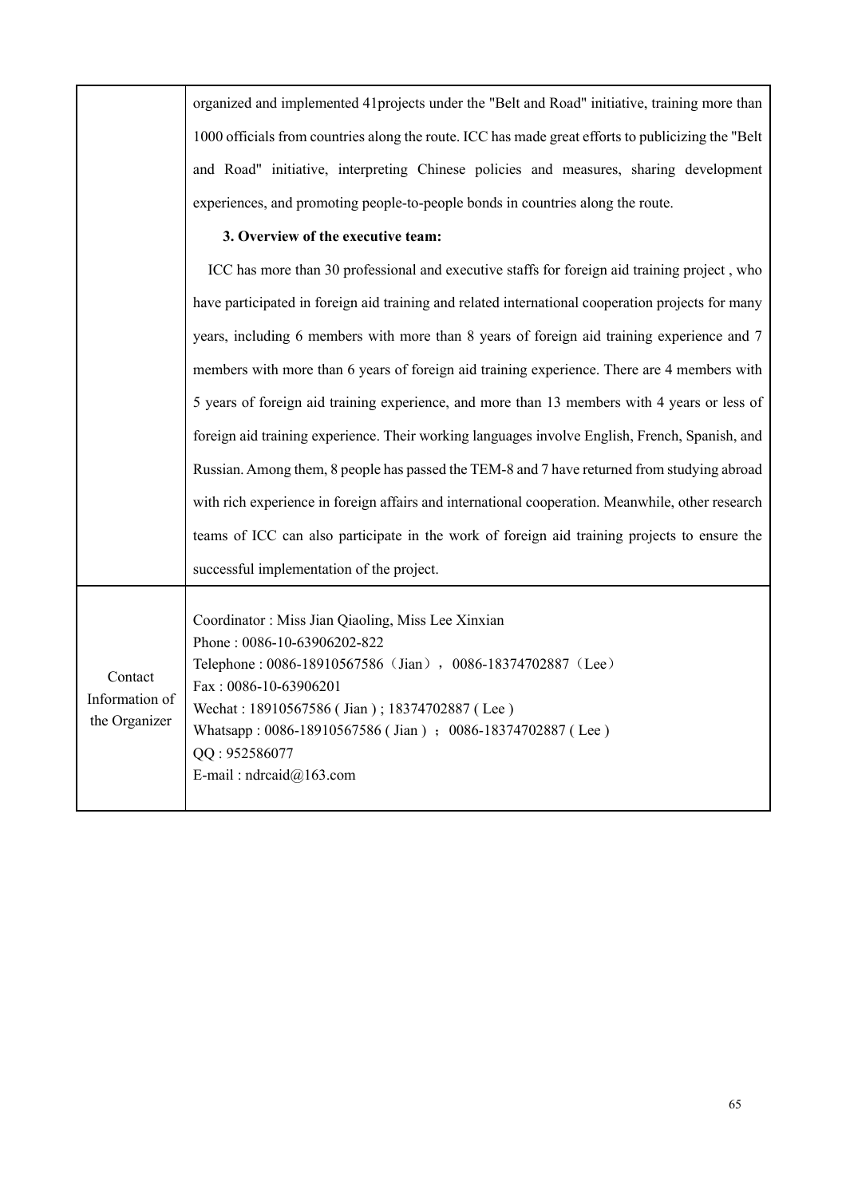| | |
|---|---|
| | organized and implemented 41projects under the "Belt and Road" initiative, training more than 1000 officials from countries along the route. ICC has made great efforts to publicizing the "Belt and Road" initiative, interpreting Chinese policies and measures, sharing development experiences, and promoting people-to-people bonds in countries along the route.<br><br>**3. Overview of the executive team:**<br><br>ICC has more than 30 professional and executive staffs for foreign aid training project , who have participated in foreign aid training and related international cooperation projects for many years, including 6 members with more than 8 years of foreign aid training experience and 7 members with more than 6 years of foreign aid training experience. There are 4 members with 5 years of foreign aid training experience, and more than 13 members with 4 years or less of foreign aid training experience. Their working languages involve English, French, Spanish, and Russian. Among them, 8 people has passed the TEM-8 and 7 have returned from studying abroad with rich experience in foreign affairs and international cooperation. Meanwhile, other research teams of ICC can also participate in the work of foreign aid training projects to ensure the successful implementation of the project. |
| Contact Information of the Organizer | Coordinator : Miss Jian Qiaoling, Miss Lee Xinxian<br>Phone : 0086-10-63906202-822<br>Telephone : 0086-18910567586（Jian），0086-18374702887（Lee）<br>Fax : 0086-10-63906201<br>Wechat : 18910567586 ( Jian ) ; 18374702887 ( Lee )<br>Whatsapp : 0086-18910567586 ( Jian ) ； 0086-18374702887 ( Lee )<br>QQ : 952586077<br>E-mail : ndrcaid@163.com |